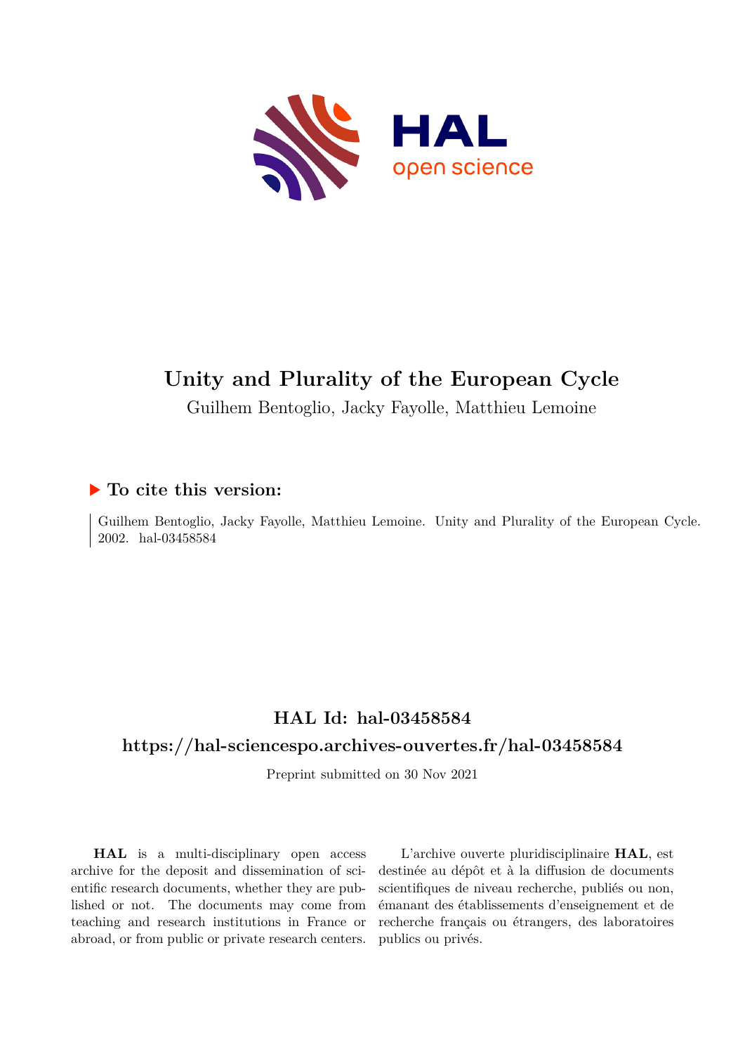# Unity and Plurality of the European Cycle

Guilhem Bentoglio, Jacky Fayolle, Matthieu Lemoine

## ▶ To cite this version:

Guilhem Bentoglio, Jacky Fayolle, Matthieu Lemoine. Unity and Plurality of the European Cycle. 2002. hal-03458584

## HAL Id: hal-03458584

## https://hal-sciencespo.archives-ouvertes.fr/hal-03458584

Preprint submitted on 30 Nov 2021

**HAL** is a multi-disciplinary open access archive for the deposit and dissemination of scientific research documents, whether they are published or not. The documents may come from teaching and research institutions in France or abroad, or from public or private research centers.

L'archive ouverte pluridisciplinaire **HAL**, est destinée au dépôt et à la diffusion de documents scientifiques de niveau recherche, publiés ou non, émanant des établissements d'enseignement et de recherche français ou étrangers, des laboratoires publics ou privés.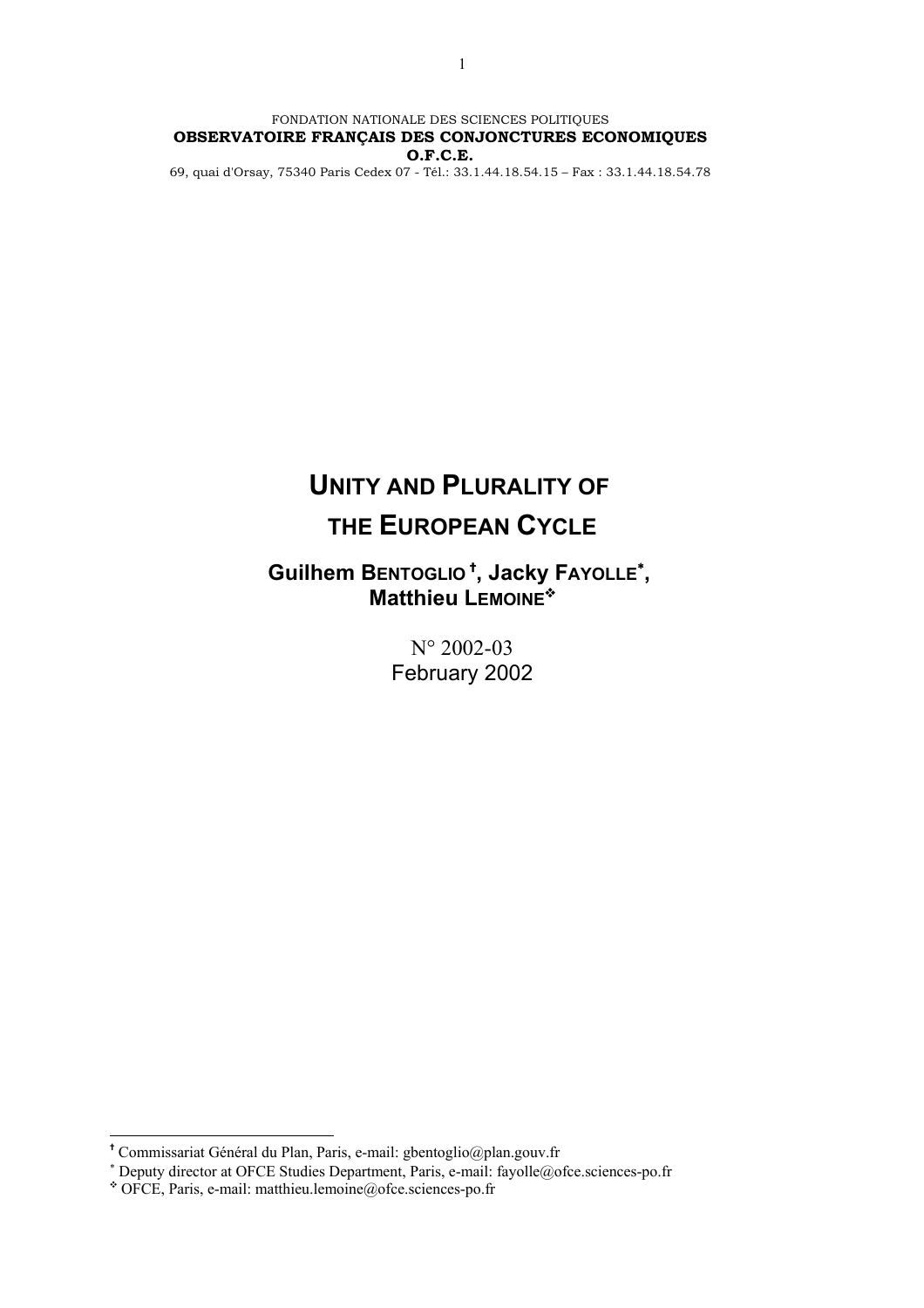FONDATION NATIONALE DES SCIENCES POLITIQUES

**OBSERVATOIRE FRANÇAIS DES CONJONCTURES ECONOMIQUES**

**O.F.C.E.**

69, quai d'Orsay, 75340 Paris Cedex 07 - Tél.: 33.1.44.18.54.15 – Fax : 33.1.44.18.54.78

# UNITY AND PLURALITY OF THE EUROPEAN CYCLE

**Guilhem BENTOGLIO [†], Jacky FAYOLLE [*], Matthieu LEMOINE [❖]**

N° 2002-03

February 2002

---

[†] Commissariat Général du Plan, Paris, e-mail: gbentoglio@plan.gouv.fr

[*] Deputy director at OFCE Studies Department, Paris, e-mail: fayolle@ofce.sciences-po.fr

[❖] OFCE, Paris, e-mail: matthieu.lemoine@ofce.sciences-po.fr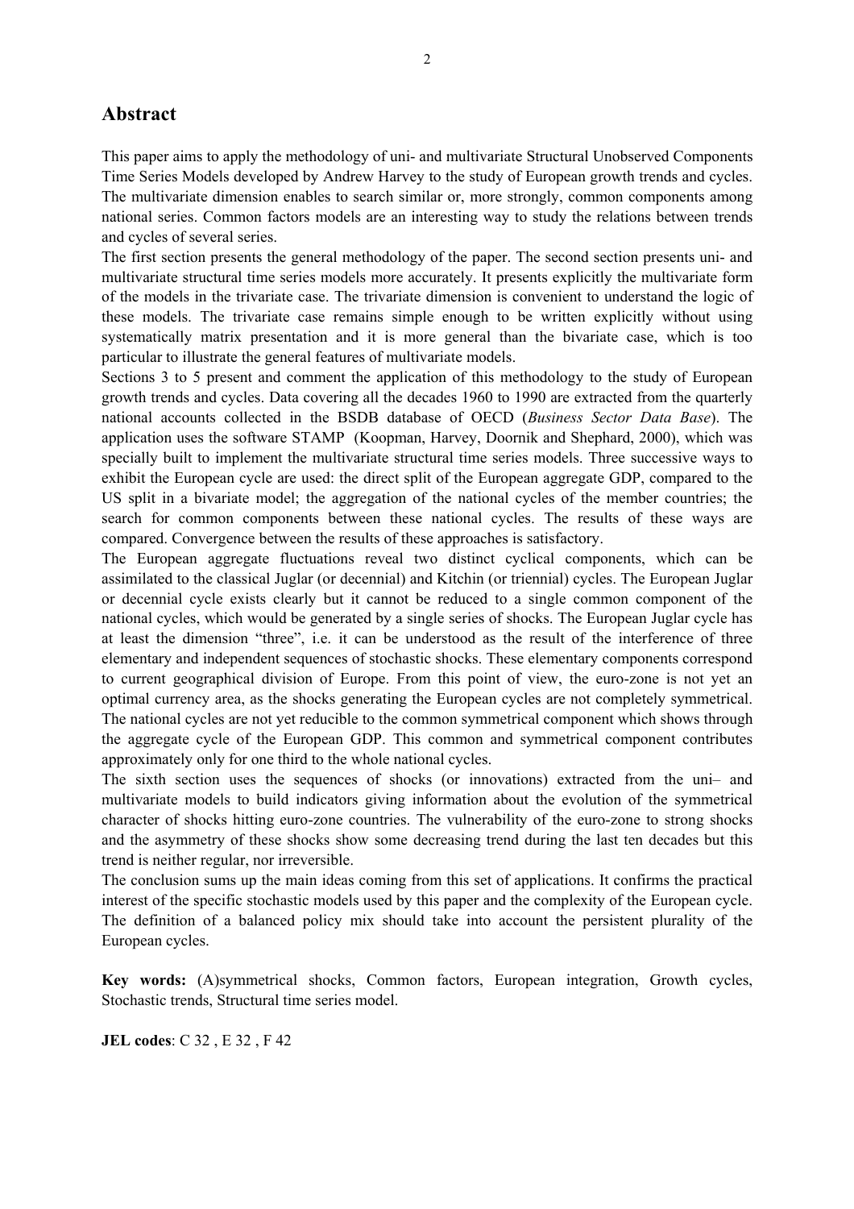## Abstract

This paper aims to apply the methodology of uni- and multivariate Structural Unobserved Components Time Series Models developed by Andrew Harvey to the study of European growth trends and cycles. The multivariate dimension enables to search similar or, more strongly, common components among national series. Common factors models are an interesting way to study the relations between trends and cycles of several series.

The first section presents the general methodology of the paper. The second section presents uni- and multivariate structural time series models more accurately. It presents explicitly the multivariate form of the models in the trivariate case. The trivariate dimension is convenient to understand the logic of these models. The trivariate case remains simple enough to be written explicitly without using systematically matrix presentation and it is more general than the bivariate case, which is too particular to illustrate the general features of multivariate models.

Sections 3 to 5 present and comment the application of this methodology to the study of European growth trends and cycles. Data covering all the decades 1960 to 1990 are extracted from the quarterly national accounts collected in the BSDB database of OECD (*Business Sector Data Base*). The application uses the software STAMP (Koopman, Harvey, Doornik and Shephard, 2000), which was specially built to implement the multivariate structural time series models. Three successive ways to exhibit the European cycle are used: the direct split of the European aggregate GDP, compared to the US split in a bivariate model; the aggregation of the national cycles of the member countries; the search for common components between these national cycles. The results of these ways are compared. Convergence between the results of these approaches is satisfactory.

The European aggregate fluctuations reveal two distinct cyclical components, which can be assimilated to the classical Juglar (or decennial) and Kitchin (or triennial) cycles. The European Juglar or decennial cycle exists clearly but it cannot be reduced to a single common component of the national cycles, which would be generated by a single series of shocks. The European Juglar cycle has at least the dimension "three", i.e. it can be understood as the result of the interference of three elementary and independent sequences of stochastic shocks. These elementary components correspond to current geographical division of Europe. From this point of view, the euro-zone is not yet an optimal currency area, as the shocks generating the European cycles are not completely symmetrical. The national cycles are not yet reducible to the common symmetrical component which shows through the aggregate cycle of the European GDP. This common and symmetrical component contributes approximately only for one third to the whole national cycles.

The sixth section uses the sequences of shocks (or innovations) extracted from the uni– and multivariate models to build indicators giving information about the evolution of the symmetrical character of shocks hitting euro-zone countries. The vulnerability of the euro-zone to strong shocks and the asymmetry of these shocks show some decreasing trend during the last ten decades but this trend is neither regular, nor irreversible.

The conclusion sums up the main ideas coming from this set of applications. It confirms the practical interest of the specific stochastic models used by this paper and the complexity of the European cycle. The definition of a balanced policy mix should take into account the persistent plurality of the European cycles.

**Key words:** (A)symmetrical shocks, Common factors, European integration, Growth cycles, Stochastic trends, Structural time series model.

**JEL codes**: C 32 , E 32 , F 42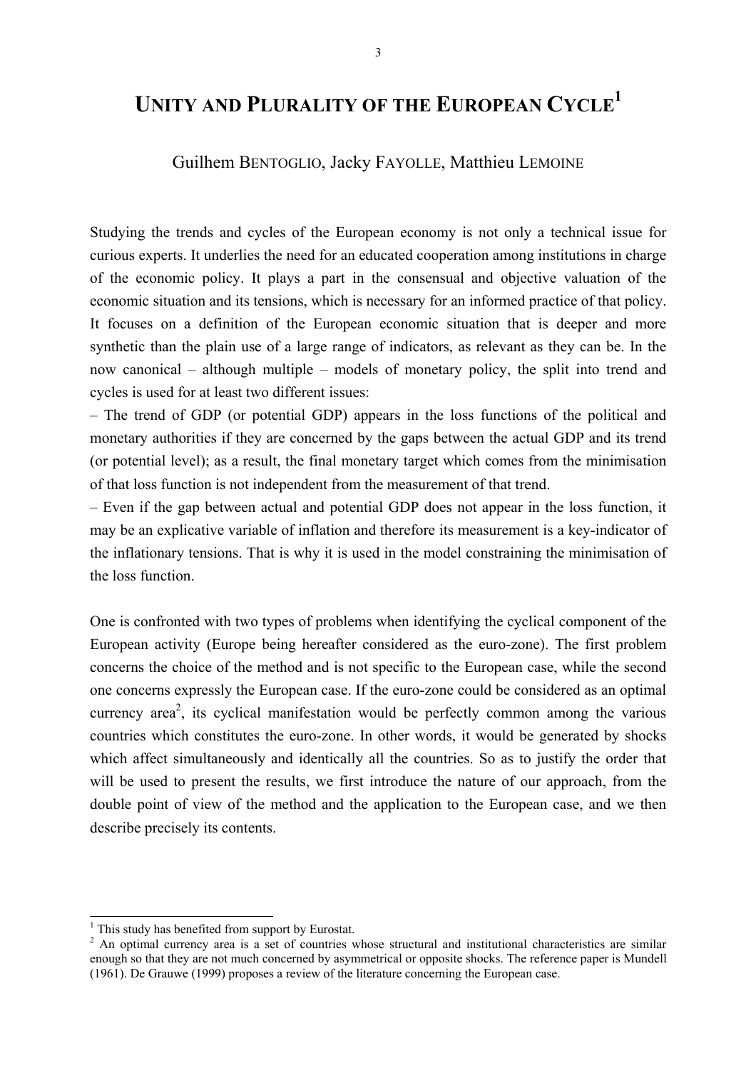# UNITY AND PLURALITY OF THE EUROPEAN CYCLE[1]

Guilhem BENTOGLIO, Jacky FAYOLLE, Matthieu LEMOINE

Studying the trends and cycles of the European economy is not only a technical issue for curious experts. It underlies the need for an educated cooperation among institutions in charge of the economic policy. It plays a part in the consensual and objective valuation of the economic situation and its tensions, which is necessary for an informed practice of that policy. It focuses on a definition of the European economic situation that is deeper and more synthetic than the plain use of a large range of indicators, as relevant as they can be. In the now canonical – although multiple – models of monetary policy, the split into trend and cycles is used for at least two different issues:

– The trend of GDP (or potential GDP) appears in the loss functions of the political and monetary authorities if they are concerned by the gaps between the actual GDP and its trend (or potential level); as a result, the final monetary target which comes from the minimisation of that loss function is not independent from the measurement of that trend.

– Even if the gap between actual and potential GDP does not appear in the loss function, it may be an explicative variable of inflation and therefore its measurement is a key-indicator of the inflationary tensions. That is why it is used in the model constraining the minimisation of the loss function.

One is confronted with two types of problems when identifying the cyclical component of the European activity (Europe being hereafter considered as the euro-zone). The first problem concerns the choice of the method and is not specific to the European case, while the second one concerns expressly the European case. If the euro-zone could be considered as an optimal currency area[2], its cyclical manifestation would be perfectly common among the various countries which constitutes the euro-zone. In other words, it would be generated by shocks which affect simultaneously and identically all the countries. So as to justify the order that will be used to present the results, we first introduce the nature of our approach, from the double point of view of the method and the application to the European case, and we then describe precisely its contents.

[1] This study has benefited from support by Eurostat.

[2] An optimal currency area is a set of countries whose structural and institutional characteristics are similar enough so that they are not much concerned by asymmetrical or opposite shocks. The reference paper is Mundell (1961). De Grauwe (1999) proposes a review of the literature concerning the European case.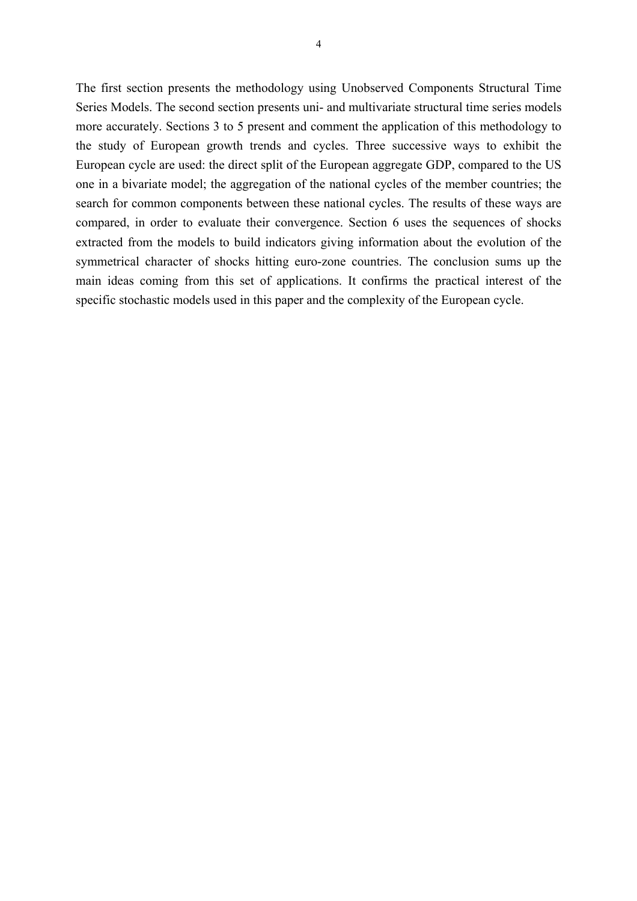The first section presents the methodology using Unobserved Components Structural Time Series Models. The second section presents uni- and multivariate structural time series models more accurately. Sections 3 to 5 present and comment the application of this methodology to the study of European growth trends and cycles. Three successive ways to exhibit the European cycle are used: the direct split of the European aggregate GDP, compared to the US one in a bivariate model; the aggregation of the national cycles of the member countries; the search for common components between these national cycles. The results of these ways are compared, in order to evaluate their convergence. Section 6 uses the sequences of shocks extracted from the models to build indicators giving information about the evolution of the symmetrical character of shocks hitting euro-zone countries. The conclusion sums up the main ideas coming from this set of applications. It confirms the practical interest of the specific stochastic models used in this paper and the complexity of the European cycle.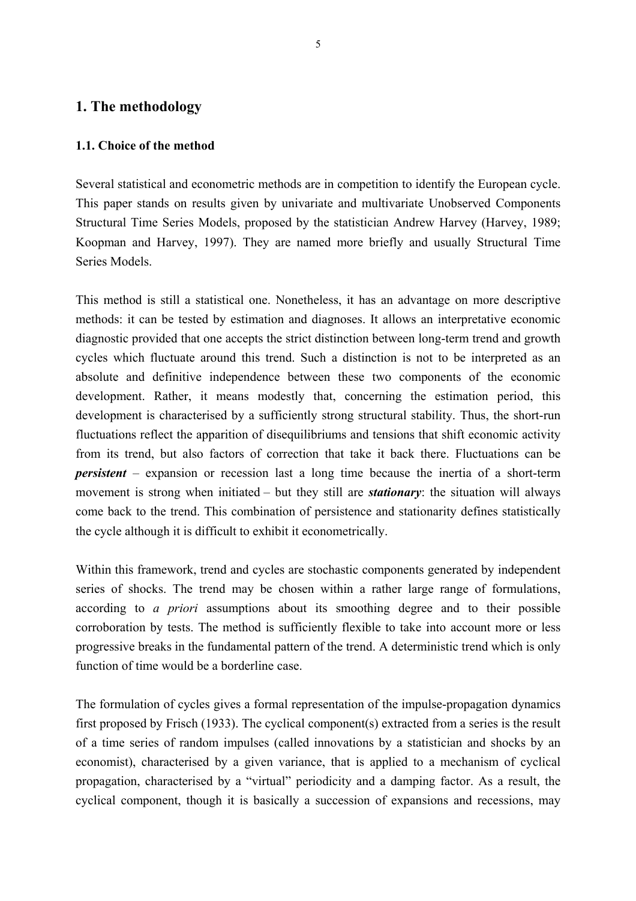## 1. The methodology

### 1.1. Choice of the method

Several statistical and econometric methods are in competition to identify the European cycle. This paper stands on results given by univariate and multivariate Unobserved Components Structural Time Series Models, proposed by the statistician Andrew Harvey (Harvey, 1989; Koopman and Harvey, 1997). They are named more briefly and usually Structural Time Series Models.

This method is still a statistical one. Nonetheless, it has an advantage on more descriptive methods: it can be tested by estimation and diagnoses. It allows an interpretative economic diagnostic provided that one accepts the strict distinction between long-term trend and growth cycles which fluctuate around this trend. Such a distinction is not to be interpreted as an absolute and definitive independence between these two components of the economic development. Rather, it means modestly that, concerning the estimation period, this development is characterised by a sufficiently strong structural stability. Thus, the short-run fluctuations reflect the apparition of disequilibriums and tensions that shift economic activity from its trend, but also factors of correction that take it back there. Fluctuations can be ***persistent*** – expansion or recession last a long time because the inertia of a short-term movement is strong when initiated – but they still are ***stationary***: the situation will always come back to the trend. This combination of persistence and stationarity defines statistically the cycle although it is difficult to exhibit it econometrically.

Within this framework, trend and cycles are stochastic components generated by independent series of shocks. The trend may be chosen within a rather large range of formulations, according to *a priori* assumptions about its smoothing degree and to their possible corroboration by tests. The method is sufficiently flexible to take into account more or less progressive breaks in the fundamental pattern of the trend. A deterministic trend which is only function of time would be a borderline case.

The formulation of cycles gives a formal representation of the impulse-propagation dynamics first proposed by Frisch (1933). The cyclical component(s) extracted from a series is the result of a time series of random impulses (called innovations by a statistician and shocks by an economist), characterised by a given variance, that is applied to a mechanism of cyclical propagation, characterised by a "virtual" periodicity and a damping factor. As a result, the cyclical component, though it is basically a succession of expansions and recessions, may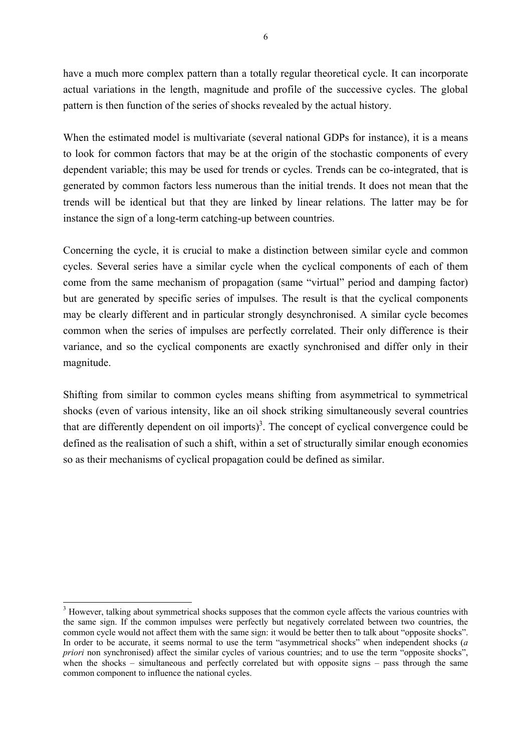have a much more complex pattern than a totally regular theoretical cycle. It can incorporate actual variations in the length, magnitude and profile of the successive cycles. The global pattern is then function of the series of shocks revealed by the actual history.

When the estimated model is multivariate (several national GDPs for instance), it is a means to look for common factors that may be at the origin of the stochastic components of every dependent variable; this may be used for trends or cycles. Trends can be co-integrated, that is generated by common factors less numerous than the initial trends. It does not mean that the trends will be identical but that they are linked by linear relations. The latter may be for instance the sign of a long-term catching-up between countries.

Concerning the cycle, it is crucial to make a distinction between similar cycle and common cycles. Several series have a similar cycle when the cyclical components of each of them come from the same mechanism of propagation (same "virtual" period and damping factor) but are generated by specific series of impulses. The result is that the cyclical components may be clearly different and in particular strongly desynchronised. A similar cycle becomes common when the series of impulses are perfectly correlated. Their only difference is their variance, and so the cyclical components are exactly synchronised and differ only in their magnitude.

Shifting from similar to common cycles means shifting from asymmetrical to symmetrical shocks (even of various intensity, like an oil shock striking simultaneously several countries that are differently dependent on oil imports)[3]. The concept of cyclical convergence could be defined as the realisation of such a shift, within a set of structurally similar enough economies so as their mechanisms of cyclical propagation could be defined as similar.

[3] However, talking about symmetrical shocks supposes that the common cycle affects the various countries with the same sign. If the common impulses were perfectly but negatively correlated between two countries, the common cycle would not affect them with the same sign: it would be better then to talk about "opposite shocks". In order to be accurate, it seems normal to use the term "asymmetrical shocks" when independent shocks (*a priori* non synchronised) affect the similar cycles of various countries; and to use the term "opposite shocks", when the shocks – simultaneous and perfectly correlated but with opposite signs – pass through the same common component to influence the national cycles.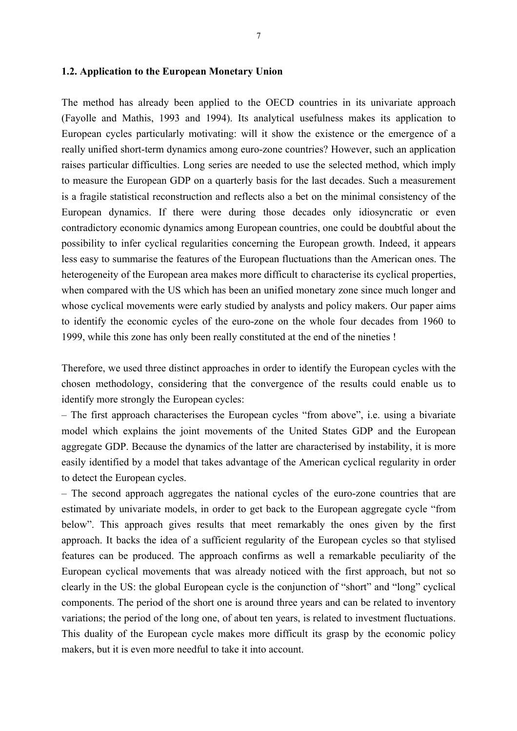### 1.2. Application to the European Monetary Union

The method has already been applied to the OECD countries in its univariate approach (Fayolle and Mathis, 1993 and 1994). Its analytical usefulness makes its application to European cycles particularly motivating: will it show the existence or the emergence of a really unified short-term dynamics among euro-zone countries? However, such an application raises particular difficulties. Long series are needed to use the selected method, which imply to measure the European GDP on a quarterly basis for the last decades. Such a measurement is a fragile statistical reconstruction and reflects also a bet on the minimal consistency of the European dynamics. If there were during those decades only idiosyncratic or even contradictory economic dynamics among European countries, one could be doubtful about the possibility to infer cyclical regularities concerning the European growth. Indeed, it appears less easy to summarise the features of the European fluctuations than the American ones. The heterogeneity of the European area makes more difficult to characterise its cyclical properties, when compared with the US which has been an unified monetary zone since much longer and whose cyclical movements were early studied by analysts and policy makers. Our paper aims to identify the economic cycles of the euro-zone on the whole four decades from 1960 to 1999, while this zone has only been really constituted at the end of the nineties !

Therefore, we used three distinct approaches in order to identify the European cycles with the chosen methodology, considering that the convergence of the results could enable us to identify more strongly the European cycles:

– The first approach characterises the European cycles "from above", i.e. using a bivariate model which explains the joint movements of the United States GDP and the European aggregate GDP. Because the dynamics of the latter are characterised by instability, it is more easily identified by a model that takes advantage of the American cyclical regularity in order to detect the European cycles.

– The second approach aggregates the national cycles of the euro-zone countries that are estimated by univariate models, in order to get back to the European aggregate cycle "from below". This approach gives results that meet remarkably the ones given by the first approach. It backs the idea of a sufficient regularity of the European cycles so that stylised features can be produced. The approach confirms as well a remarkable peculiarity of the European cyclical movements that was already noticed with the first approach, but not so clearly in the US: the global European cycle is the conjunction of "short" and "long" cyclical components. The period of the short one is around three years and can be related to inventory variations; the period of the long one, of about ten years, is related to investment fluctuations. This duality of the European cycle makes more difficult its grasp by the economic policy makers, but it is even more needful to take it into account.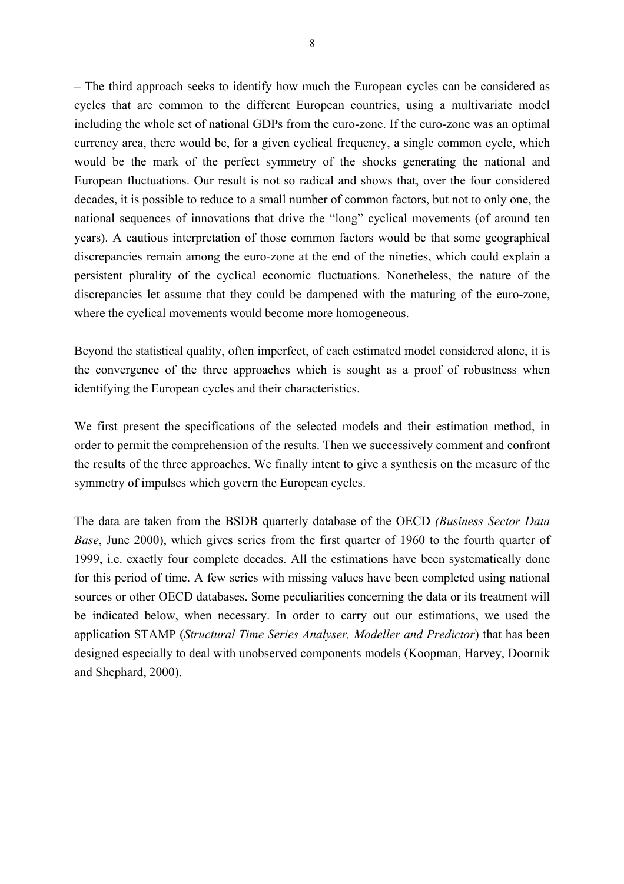– The third approach seeks to identify how much the European cycles can be considered as cycles that are common to the different European countries, using a multivariate model including the whole set of national GDPs from the euro-zone. If the euro-zone was an optimal currency area, there would be, for a given cyclical frequency, a single common cycle, which would be the mark of the perfect symmetry of the shocks generating the national and European fluctuations. Our result is not so radical and shows that, over the four considered decades, it is possible to reduce to a small number of common factors, but not to only one, the national sequences of innovations that drive the "long" cyclical movements (of around ten years). A cautious interpretation of those common factors would be that some geographical discrepancies remain among the euro-zone at the end of the nineties, which could explain a persistent plurality of the cyclical economic fluctuations. Nonetheless, the nature of the discrepancies let assume that they could be dampened with the maturing of the euro-zone, where the cyclical movements would become more homogeneous.

Beyond the statistical quality, often imperfect, of each estimated model considered alone, it is the convergence of the three approaches which is sought as a proof of robustness when identifying the European cycles and their characteristics.

We first present the specifications of the selected models and their estimation method, in order to permit the comprehension of the results. Then we successively comment and confront the results of the three approaches. We finally intent to give a synthesis on the measure of the symmetry of impulses which govern the European cycles.

The data are taken from the BSDB quarterly database of the OECD *(Business Sector Data Base*, June 2000), which gives series from the first quarter of 1960 to the fourth quarter of 1999, i.e. exactly four complete decades. All the estimations have been systematically done for this period of time. A few series with missing values have been completed using national sources or other OECD databases. Some peculiarities concerning the data or its treatment will be indicated below, when necessary. In order to carry out our estimations, we used the application STAMP (*Structural Time Series Analyser, Modeller and Predictor*) that has been designed especially to deal with unobserved components models (Koopman, Harvey, Doornik and Shephard, 2000).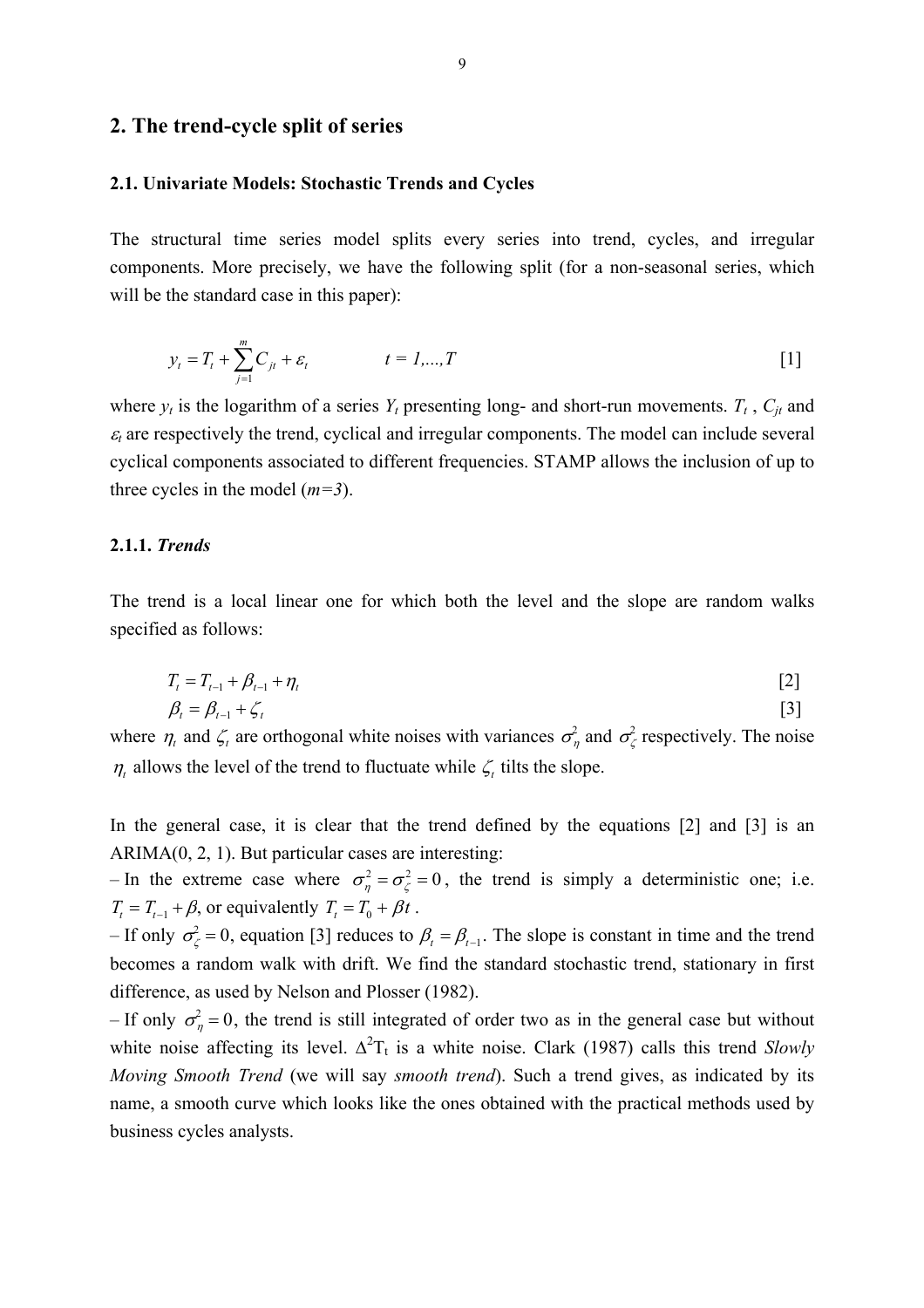## 2. The trend-cycle split of series

### 2.1. Univariate Models: Stochastic Trends and Cycles

The structural time series model splits every series into trend, cycles, and irregular components. More precisely, we have the following split (for a non-seasonal series, which will be the standard case in this paper):

$$y_t = T_t + \sum_{j=1}^{m} C_{jt} + \varepsilon_t \qquad t = 1,...,T \qquad [1]$$

where $y_t$ is the logarithm of a series $Y_t$ presenting long- and short-run movements. $T_t$ , $C_{jt}$ and $\varepsilon_t$ are respectively the trend, cyclical and irregular components. The model can include several cyclical components associated to different frequencies. STAMP allows the inclusion of up to three cycles in the model ($m=3$).

#### 2.1.1. *Trends*

The trend is a local linear one for which both the level and the slope are random walks specified as follows:

$$T_t = T_{t-1} + \beta_{t-1} + \eta_t \qquad [2]$$

$$\beta_t = \beta_{t-1} + \zeta_t \qquad [3]$$

where $\eta_t$ and $\zeta_t$ are orthogonal white noises with variances $\sigma_\eta^2$ and $\sigma_\zeta^2$ respectively. The noise $\eta_t$ allows the level of the trend to fluctuate while $\zeta_t$ tilts the slope.

In the general case, it is clear that the trend defined by the equations [2] and [3] is an ARIMA(0, 2, 1). But particular cases are interesting:

– In the extreme case where $\sigma_\eta^2 = \sigma_\zeta^2 = 0$, the trend is simply a deterministic one; i.e. $T_t = T_{t-1} + \beta$, or equivalently $T_t = T_0 + \beta t$ .

– If only $\sigma_\zeta^2 = 0$, equation [3] reduces to $\beta_t = \beta_{t-1}$. The slope is constant in time and the trend becomes a random walk with drift. We find the standard stochastic trend, stationary in first difference, as used by Nelson and Plosser (1982).

– If only $\sigma_\eta^2 = 0$, the trend is still integrated of order two as in the general case but without white noise affecting its level. $\Delta^2 T_t$ is a white noise. Clark (1987) calls this trend *Slowly Moving Smooth Trend* (we will say *smooth trend*). Such a trend gives, as indicated by its name, a smooth curve which looks like the ones obtained with the practical methods used by business cycles analysts.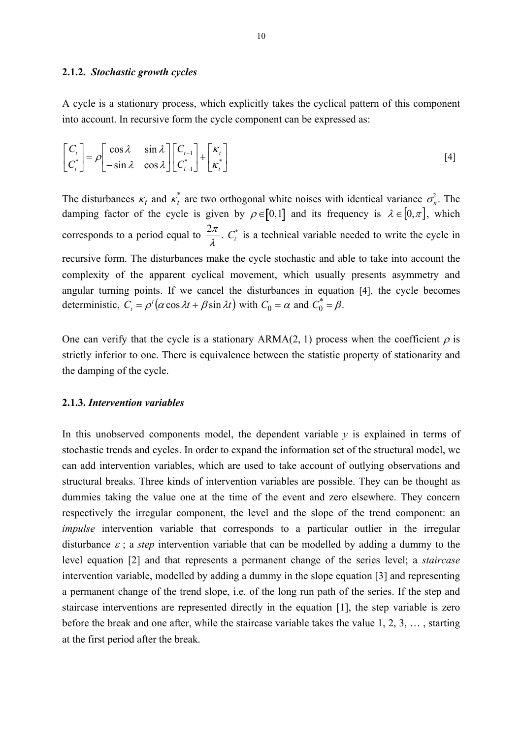### 2.1.2. *Stochastic growth cycles*

A cycle is a stationary process, which explicitly takes the cyclical pattern of this component into account. In recursive form the cycle component can be expressed as:

$$\begin{bmatrix} C_t \\ C_t^* \end{bmatrix} = \rho \begin{bmatrix} \cos\lambda & \sin\lambda \\ -\sin\lambda & \cos\lambda \end{bmatrix} \begin{bmatrix} C_{t-1} \\ C_{t-1}^* \end{bmatrix} + \begin{bmatrix} \kappa_t \\ \kappa_t^* \end{bmatrix} \qquad [4]$$

The disturbances $\kappa_t$ and $\kappa_t^*$ are two orthogonal white noises with identical variance $\sigma_\kappa^2$. The damping factor of the cycle is given by $\rho \in [0,1]$ and its frequency is $\lambda \in [0,\pi]$, which corresponds to a period equal to $\frac{2\pi}{\lambda}$. $C_t^*$ is a technical variable needed to write the cycle in recursive form. The disturbances make the cycle stochastic and able to take into account the complexity of the apparent cyclical movement, which usually presents asymmetry and angular turning points. If we cancel the disturbances in equation [4], the cycle becomes deterministic, $C_t = \rho^t(\alpha\cos\lambda t + \beta\sin\lambda t)$ with $C_0 = \alpha$ and $C_0^* = \beta$.

One can verify that the cycle is a stationary ARMA(2, 1) process when the coefficient $\rho$ is strictly inferior to one. There is equivalence between the statistic property of stationarity and the damping of the cycle.

### 2.1.3. *Intervention variables*

In this unobserved components model, the dependent variable *y* is explained in terms of stochastic trends and cycles. In order to expand the information set of the structural model, we can add intervention variables, which are used to take account of outlying observations and structural breaks. Three kinds of intervention variables are possible. They can be thought as dummies taking the value one at the time of the event and zero elsewhere. They concern respectively the irregular component, the level and the slope of the trend component: an *impulse* intervention variable that corresponds to a particular outlier in the irregular disturbance $\varepsilon$ ; a *step* intervention variable that can be modelled by adding a dummy to the level equation [2] and that represents a permanent change of the series level; a *staircase* intervention variable, modelled by adding a dummy in the slope equation [3] and representing a permanent change of the trend slope, i.e. of the long run path of the series. If the step and staircase interventions are represented directly in the equation [1], the step variable is zero before the break and one after, while the staircase variable takes the value 1, 2, 3, … , starting at the first period after the break.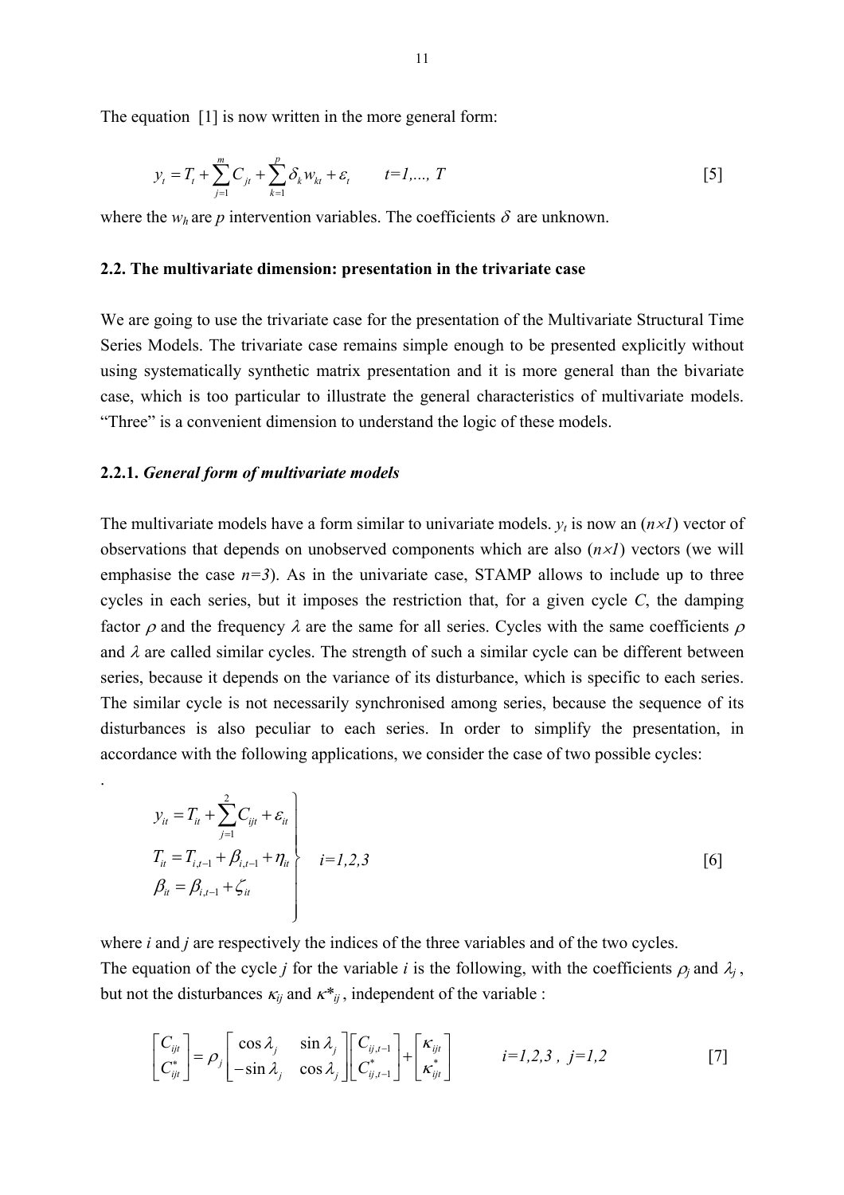The equation [1] is now written in the more general form:

$$y_t = T_t + \sum_{j=1}^{m} C_{jt} + \sum_{k=1}^{p} \delta_k w_{kt} + \varepsilon_t \qquad t=1,..., T \qquad [5]$$

where the $w_h$ are $p$ intervention variables. The coefficients $\delta$ are unknown.

### 2.2. The multivariate dimension: presentation in the trivariate case

We are going to use the trivariate case for the presentation of the Multivariate Structural Time Series Models. The trivariate case remains simple enough to be presented explicitly without using systematically synthetic matrix presentation and it is more general than the bivariate case, which is too particular to illustrate the general characteristics of multivariate models. "Three" is a convenient dimension to understand the logic of these models.

#### 2.2.1. *General form of multivariate models*

The multivariate models have a form similar to univariate models. $y_t$ is now an ($n \times 1$) vector of observations that depends on unobserved components which are also ($n \times 1$) vectors (we will emphasise the case $n=3$). As in the univariate case, STAMP allows to include up to three cycles in each series, but it imposes the restriction that, for a given cycle $C$, the damping factor $\rho$ and the frequency $\lambda$ are the same for all series. Cycles with the same coefficients $\rho$ and $\lambda$ are called similar cycles. The strength of such a similar cycle can be different between series, because it depends on the variance of its disturbance, which is specific to each series. The similar cycle is not necessarily synchronised among series, because the sequence of its disturbances is also peculiar to each series. In order to simplify the presentation, in accordance with the following applications, we consider the case of two possible cycles:

.

$$\left.\begin{aligned} y_{it} &= T_{it} + \sum_{j=1}^{2} C_{ijt} + \varepsilon_{it} \\ T_{it} &= T_{i,t-1} + \beta_{i,t-1} + \eta_{it} \\ \beta_{it} &= \beta_{i,t-1} + \zeta_{it} \end{aligned}\right\} \quad i=1,2,3 \qquad [6]$$

where $i$ and $j$ are respectively the indices of the three variables and of the two cycles.
The equation of the cycle $j$ for the variable $i$ is the following, with the coefficients $\rho_j$ and $\lambda_j$, but not the disturbances $\kappa_{ij}$ and $\kappa^*_{ij}$, independent of the variable :

$$\begin{bmatrix} C_{ijt} \\ C^*_{ijt} \end{bmatrix} = \rho_j \begin{bmatrix} \cos\lambda_j & \sin\lambda_j \\ -\sin\lambda_j & \cos\lambda_j \end{bmatrix} \begin{bmatrix} C_{ij,t-1} \\ C^*_{ij,t-1} \end{bmatrix} + \begin{bmatrix} \kappa_{ijt} \\ \kappa^*_{ijt} \end{bmatrix} \qquad i=1,2,3\ ,\ j=1,2 \qquad [7]$$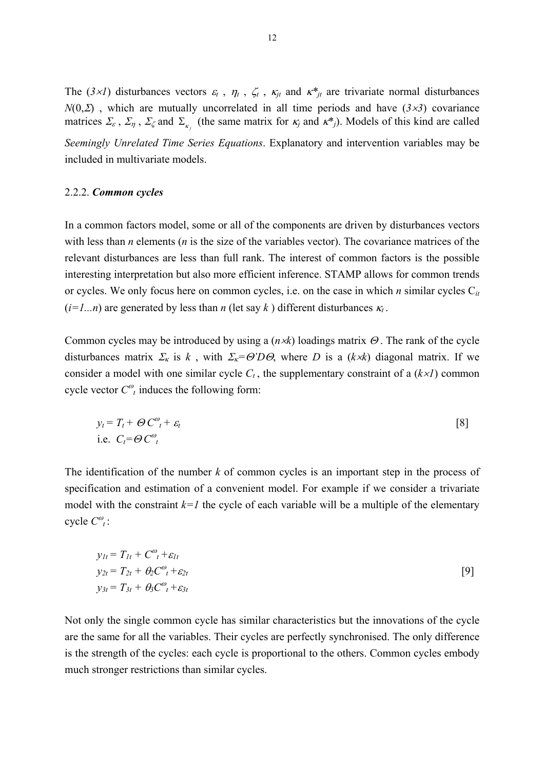The $(3 \times 1)$ disturbances vectors $\varepsilon_t$ , $\eta_t$ , $\zeta_t$ , $\kappa_{jt}$ and $\kappa^*_{jt}$ are trivariate normal disturbances $N(0,\Sigma)$ , which are mutually uncorrelated in all time periods and have $(3 \times 3)$ covariance matrices $\Sigma_\varepsilon$ , $\Sigma_\eta$ , $\Sigma_\zeta$ and $\Sigma_{\kappa_j}$ (the same matrix for $\kappa_j$ and $\kappa^*_j$). Models of this kind are called *Seemingly Unrelated Time Series Equations*. Explanatory and intervention variables may be included in multivariate models.

### 2.2.2. *Common cycles*

In a common factors model, some or all of the components are driven by disturbances vectors with less than *n* elements (*n* is the size of the variables vector). The covariance matrices of the relevant disturbances are less than full rank. The interest of common factors is the possible interesting interpretation but also more efficient inference. STAMP allows for common trends or cycles. We only focus here on common cycles, i.e. on the case in which *n* similar cycles $C_{it}$ $(i=1...n)$ are generated by less than *n* (let say *k* ) different disturbances $\kappa_t$ .

Common cycles may be introduced by using a $(n \times k)$ loadings matrix $\Theta$ . The rank of the cycle disturbances matrix $\Sigma_\kappa$ is $k$ , with $\Sigma_\kappa = \Theta' D \Theta$, where $D$ is a $(k \times k)$ diagonal matrix. If we consider a model with one similar cycle $C_t$ , the supplementary constraint of a $(k \times 1)$ common cycle vector $C^\omega_t$ induces the following form:

$$y_t = T_t + \Theta C^\omega_t + \varepsilon_t \qquad [8]$$

$$\text{i.e. } C_t = \Theta C^\omega_t$$

The identification of the number *k* of common cycles is an important step in the process of specification and estimation of a convenient model. For example if we consider a trivariate model with the constraint $k=1$ the cycle of each variable will be a multiple of the elementary cycle $C^\omega_t$:

$$\begin{aligned} y_{1t} &= T_{1t} + C^\omega_t + \varepsilon_{1t} \\ y_{2t} &= T_{2t} + \theta_2 C^\omega_t + \varepsilon_{2t} \\ y_{3t} &= T_{3t} + \theta_3 C^\omega_t + \varepsilon_{3t} \end{aligned} \qquad [9]$$

Not only the single common cycle has similar characteristics but the innovations of the cycle are the same for all the variables. Their cycles are perfectly synchronised. The only difference is the strength of the cycles: each cycle is proportional to the others. Common cycles embody much stronger restrictions than similar cycles.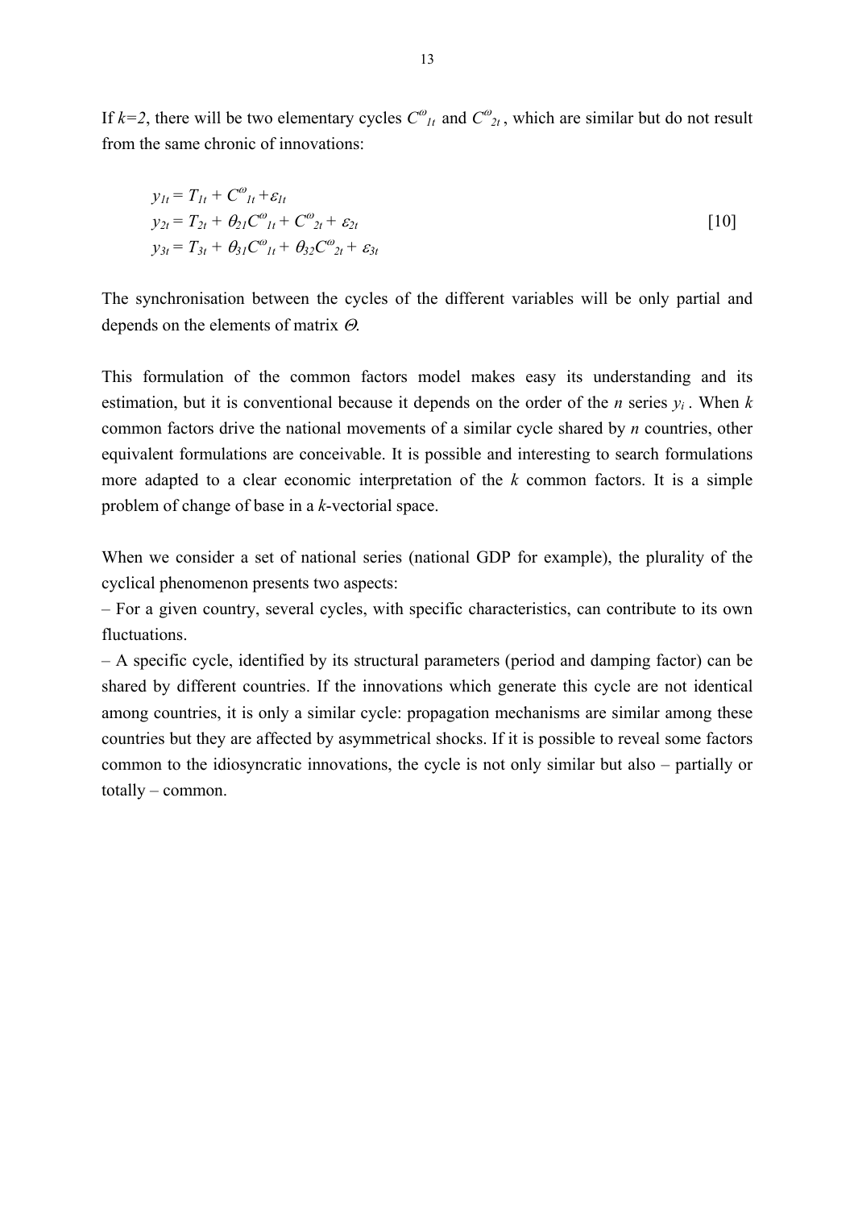If $k=2$, there will be two elementary cycles $C^{\omega}_{1t}$ and $C^{\omega}_{2t}$, which are similar but do not result from the same chronic of innovations:

$$
\begin{aligned}
y_{1t} &= T_{1t} + C^{\omega}_{1t} + \varepsilon_{1t} \\
y_{2t} &= T_{2t} + \theta_{21} C^{\omega}_{1t} + C^{\omega}_{2t} + \varepsilon_{2t} \\
y_{3t} &= T_{3t} + \theta_{31} C^{\omega}_{1t} + \theta_{32} C^{\omega}_{2t} + \varepsilon_{3t}
\end{aligned}
\qquad [10]
$$

The synchronisation between the cycles of the different variables will be only partial and depends on the elements of matrix $\Theta$.

This formulation of the common factors model makes easy its understanding and its estimation, but it is conventional because it depends on the order of the $n$ series $y_i$. When $k$ common factors drive the national movements of a similar cycle shared by $n$ countries, other equivalent formulations are conceivable. It is possible and interesting to search formulations more adapted to a clear economic interpretation of the $k$ common factors. It is a simple problem of change of base in a $k$-vectorial space.

When we consider a set of national series (national GDP for example), the plurality of the cyclical phenomenon presents two aspects:

– For a given country, several cycles, with specific characteristics, can contribute to its own fluctuations.

– A specific cycle, identified by its structural parameters (period and damping factor) can be shared by different countries. If the innovations which generate this cycle are not identical among countries, it is only a similar cycle: propagation mechanisms are similar among these countries but they are affected by asymmetrical shocks. If it is possible to reveal some factors common to the idiosyncratic innovations, the cycle is not only similar but also – partially or totally – common.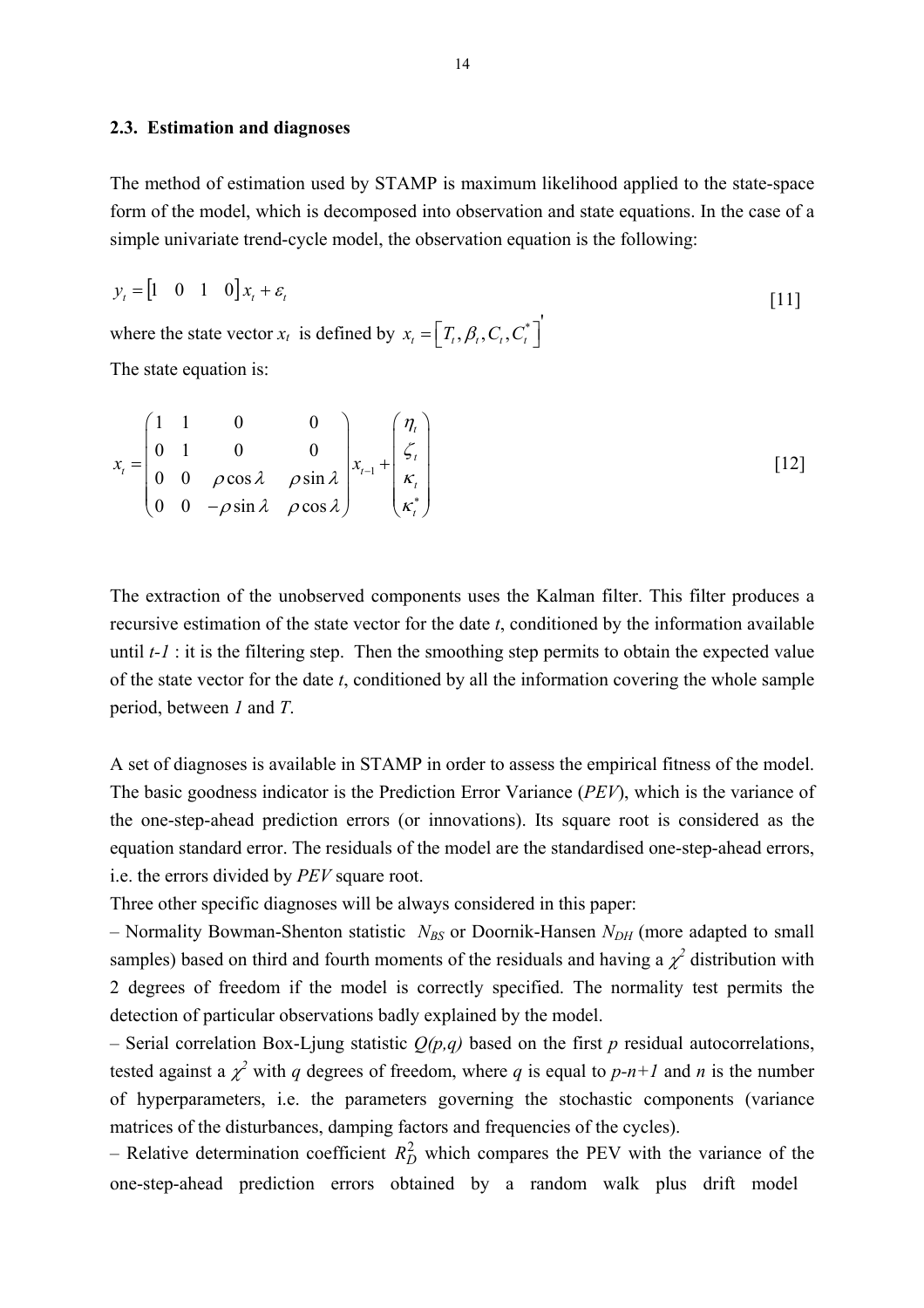### 2.3. Estimation and diagnoses

The method of estimation used by STAMP is maximum likelihood applied to the state-space form of the model, which is decomposed into observation and state equations. In the case of a simple univariate trend-cycle model, the observation equation is the following:

$$y_t = \begin{bmatrix} 1 & 0 & 1 & 0 \end{bmatrix} x_t + \varepsilon_t \qquad [11]$$

where the state vector $x_t$ is defined by $x_t = \left[ T_t, \beta_t, C_t, C_t^* \right]'$

The state equation is:

$$x_t = \begin{pmatrix} 1 & 1 & 0 & 0 \\ 0 & 1 & 0 & 0 \\ 0 & 0 & \rho \cos\lambda & \rho \sin\lambda \\ 0 & 0 & -\rho \sin\lambda & \rho \cos\lambda \end{pmatrix} x_{t-1} + \begin{pmatrix} \eta_t \\ \zeta_t \\ \kappa_t \\ \kappa_t^* \end{pmatrix} \qquad [12]$$

The extraction of the unobserved components uses the Kalman filter. This filter produces a recursive estimation of the state vector for the date *t*, conditioned by the information available until *t-1* : it is the filtering step. Then the smoothing step permits to obtain the expected value of the state vector for the date *t*, conditioned by all the information covering the whole sample period, between *1* and *T*.

A set of diagnoses is available in STAMP in order to assess the empirical fitness of the model. The basic goodness indicator is the Prediction Error Variance (*PEV*), which is the variance of the one-step-ahead prediction errors (or innovations). Its square root is considered as the equation standard error. The residuals of the model are the standardised one-step-ahead errors, i.e. the errors divided by *PEV* square root.

Three other specific diagnoses will be always considered in this paper:

– Normality Bowman-Shenton statistic $N_{BS}$ or Doornik-Hansen $N_{DH}$ (more adapted to small samples) based on third and fourth moments of the residuals and having a $\chi^2$ distribution with 2 degrees of freedom if the model is correctly specified. The normality test permits the detection of particular observations badly explained by the model.

– Serial correlation Box-Ljung statistic $Q(p,q)$ based on the first *p* residual autocorrelations, tested against a $\chi^2$ with *q* degrees of freedom, where *q* is equal to *p-n+1* and *n* is the number of hyperparameters, i.e. the parameters governing the stochastic components (variance matrices of the disturbances, damping factors and frequencies of the cycles).

– Relative determination coefficient $R_D^2$ which compares the PEV with the variance of the one-step-ahead prediction errors obtained by a random walk plus drift model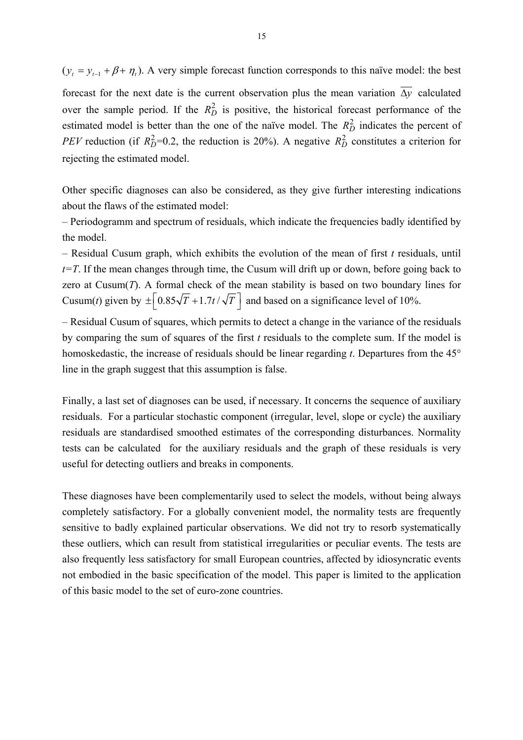($y_t = y_{t-1} + \beta + \eta_t$). A very simple forecast function corresponds to this naïve model: the best forecast for the next date is the current observation plus the mean variation $\overline{\Delta y}$ calculated over the sample period. If the $R_D^2$ is positive, the historical forecast performance of the estimated model is better than the one of the naïve model. The $R_D^2$ indicates the percent of *PEV* reduction (if $R_D^2$=0.2, the reduction is 20%). A negative $R_D^2$ constitutes a criterion for rejecting the estimated model.

Other specific diagnoses can also be considered, as they give further interesting indications about the flaws of the estimated model:

– Periodogramm and spectrum of residuals, which indicate the frequencies badly identified by the model.

– Residual Cusum graph, which exhibits the evolution of the mean of first *t* residuals, until *t=T*. If the mean changes through time, the Cusum will drift up or down, before going back to zero at Cusum(*T*). A formal check of the mean stability is based on two boundary lines for Cusum(*t*) given by $\pm\left[0.85\sqrt{T} + 1.7t/\sqrt{T}\right]$ and based on a significance level of 10%.

– Residual Cusum of squares, which permits to detect a change in the variance of the residuals by comparing the sum of squares of the first *t* residuals to the complete sum. If the model is homoskedastic, the increase of residuals should be linear regarding *t*. Departures from the 45° line in the graph suggest that this assumption is false.

Finally, a last set of diagnoses can be used, if necessary. It concerns the sequence of auxiliary residuals. For a particular stochastic component (irregular, level, slope or cycle) the auxiliary residuals are standardised smoothed estimates of the corresponding disturbances. Normality tests can be calculated for the auxiliary residuals and the graph of these residuals is very useful for detecting outliers and breaks in components.

These diagnoses have been complementarily used to select the models, without being always completely satisfactory. For a globally convenient model, the normality tests are frequently sensitive to badly explained particular observations. We did not try to resorb systematically these outliers, which can result from statistical irregularities or peculiar events. The tests are also frequently less satisfactory for small European countries, affected by idiosyncratic events not embodied in the basic specification of the model. This paper is limited to the application of this basic model to the set of euro-zone countries.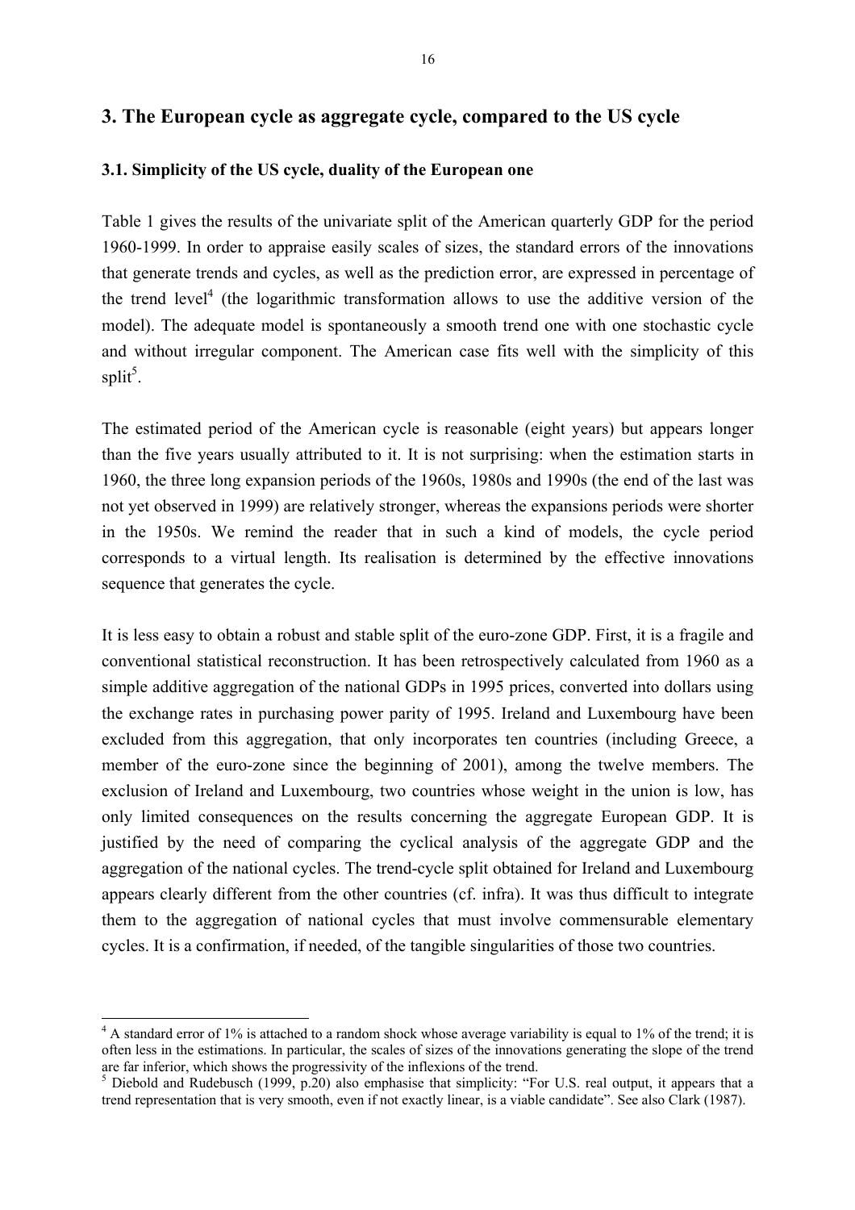## 3. The European cycle as aggregate cycle, compared to the US cycle

### 3.1. Simplicity of the US cycle, duality of the European one

Table 1 gives the results of the univariate split of the American quarterly GDP for the period 1960-1999. In order to appraise easily scales of sizes, the standard errors of the innovations that generate trends and cycles, as well as the prediction error, are expressed in percentage of the trend level[4] (the logarithmic transformation allows to use the additive version of the model). The adequate model is spontaneously a smooth trend one with one stochastic cycle and without irregular component. The American case fits well with the simplicity of this split[5].

The estimated period of the American cycle is reasonable (eight years) but appears longer than the five years usually attributed to it. It is not surprising: when the estimation starts in 1960, the three long expansion periods of the 1960s, 1980s and 1990s (the end of the last was not yet observed in 1999) are relatively stronger, whereas the expansions periods were shorter in the 1950s. We remind the reader that in such a kind of models, the cycle period corresponds to a virtual length. Its realisation is determined by the effective innovations sequence that generates the cycle.

It is less easy to obtain a robust and stable split of the euro-zone GDP. First, it is a fragile and conventional statistical reconstruction. It has been retrospectively calculated from 1960 as a simple additive aggregation of the national GDPs in 1995 prices, converted into dollars using the exchange rates in purchasing power parity of 1995. Ireland and Luxembourg have been excluded from this aggregation, that only incorporates ten countries (including Greece, a member of the euro-zone since the beginning of 2001), among the twelve members. The exclusion of Ireland and Luxembourg, two countries whose weight in the union is low, has only limited consequences on the results concerning the aggregate European GDP. It is justified by the need of comparing the cyclical analysis of the aggregate GDP and the aggregation of the national cycles. The trend-cycle split obtained for Ireland and Luxembourg appears clearly different from the other countries (cf. infra). It was thus difficult to integrate them to the aggregation of national cycles that must involve commensurable elementary cycles. It is a confirmation, if needed, of the tangible singularities of those two countries.

---

[4] A standard error of 1% is attached to a random shock whose average variability is equal to 1% of the trend; it is often less in the estimations. In particular, the scales of sizes of the innovations generating the slope of the trend are far inferior, which shows the progressivity of the inflexions of the trend.

[5] Diebold and Rudebusch (1999, p.20) also emphasise that simplicity: "For U.S. real output, it appears that a trend representation that is very smooth, even if not exactly linear, is a viable candidate". See also Clark (1987).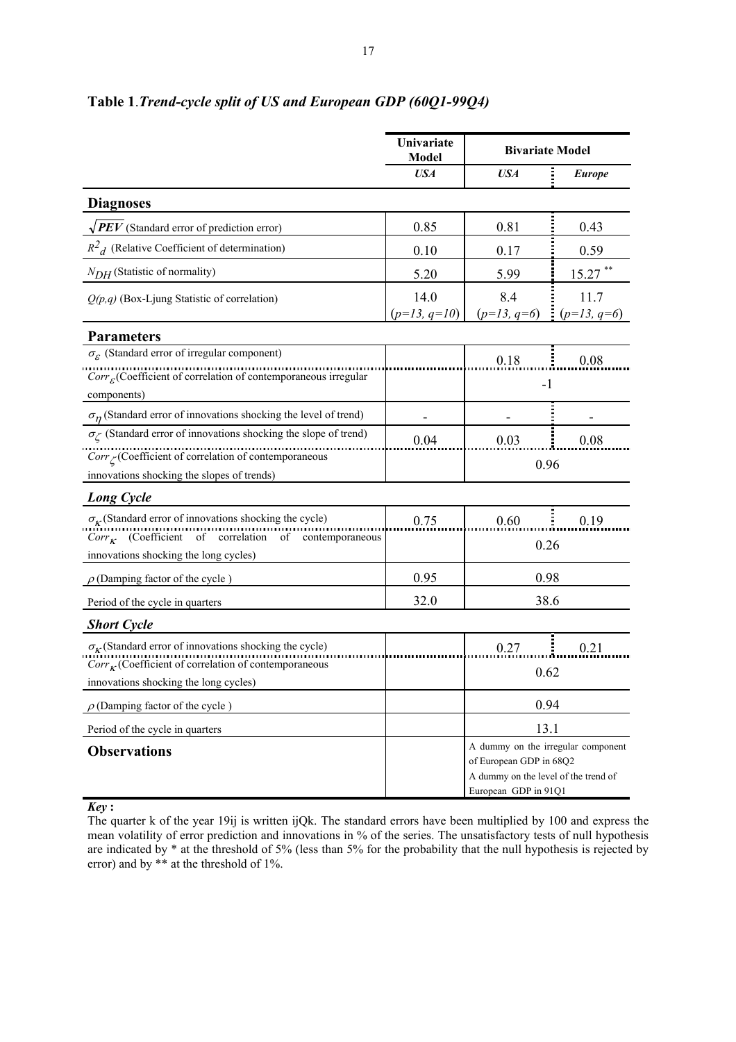**Table 1**.*Trend-cycle split of US and European GDP (60Q1-99Q4)*

| | Univariate Model | Bivariate Model | |
|---|---|---|---|
| | *USA* | *USA* | *Europe* |
| **Diagnoses** | | | |
| $\sqrt{PEV}$ (Standard error of prediction error) | 0.85 | 0.81 | 0.43 |
| $R^2_d$ (Relative Coefficient of determination) | 0.10 | 0.17 | 0.59 |
| $N_{DH}$ (Statistic of normality) | 5.20 | 5.99 | 15.27 ** |
| $Q(p,q)$ (Box-Ljung Statistic of correlation) | 14.0 ($p=13$, $q=10$) | 8.4 ($p=13$, $q=6$) | 11.7 ($p=13$, $q=6$) |
| **Parameters** | | | |
| $\sigma_{\varepsilon}$ (Standard error of irregular component) | | 0.18 | 0.08 |
| $Corr_{\varepsilon}$ (Coefficient of correlation of contemporaneous irregular components) | | -1 | |
| $\sigma_{\eta}$ (Standard error of innovations shocking the level of trend) | - | - | - |
| $\sigma_{\zeta}$ (Standard error of innovations shocking the slope of trend) | 0.04 | 0.03 | 0.08 |
| $Corr_{\zeta}$ (Coefficient of correlation of contemporaneous innovations shocking the slopes of trends) | | 0.96 | |
| ***Long Cycle*** | | | |
| $\sigma_{\kappa}$ (Standard error of innovations shocking the cycle) | 0.75 | 0.60 | 0.19 |
| $Corr_{\kappa}$ (Coefficient of correlation of contemporaneous innovations shocking the long cycles) | | 0.26 | |
| $\rho$ (Damping factor of the cycle ) | 0.95 | 0.98 | |
| Period of the cycle in quarters | 32.0 | 38.6 | |
| ***Short Cycle*** | | | |
| $\sigma_{\kappa}$ (Standard error of innovations shocking the cycle) | | 0.27 | 0.21 |
| $Corr_{\kappa}$ (Coefficient of correlation of contemporaneous innovations shocking the long cycles) | | 0.62 | |
| $\rho$ (Damping factor of the cycle ) | | 0.94 | |
| Period of the cycle in quarters | | 13.1 | |
| **Observations** | | A dummy on the irregular component of European GDP in 68Q2. A dummy on the level of the trend of European GDP in 91Q1 | |

***Key*** **:**

The quarter k of the year 19ij is written ijQk. The standard errors have been multiplied by 100 and express the mean volatility of error prediction and innovations in % of the series. The unsatisfactory tests of null hypothesis are indicated by * at the threshold of 5% (less than 5% for the probability that the null hypothesis is rejected by error) and by ** at the threshold of 1%.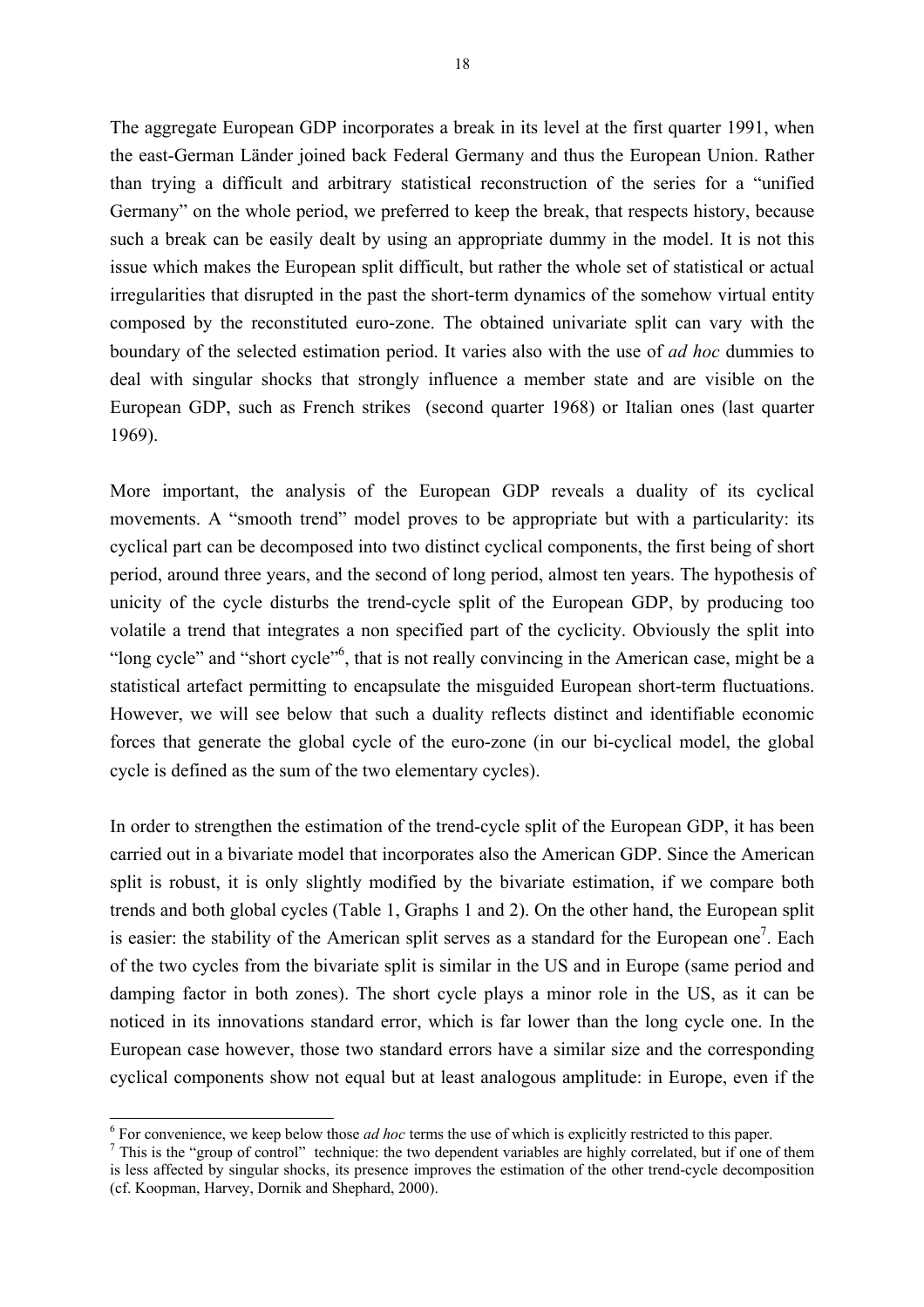The aggregate European GDP incorporates a break in its level at the first quarter 1991, when the east-German Länder joined back Federal Germany and thus the European Union. Rather than trying a difficult and arbitrary statistical reconstruction of the series for a "unified Germany" on the whole period, we preferred to keep the break, that respects history, because such a break can be easily dealt by using an appropriate dummy in the model. It is not this issue which makes the European split difficult, but rather the whole set of statistical or actual irregularities that disrupted in the past the short-term dynamics of the somehow virtual entity composed by the reconstituted euro-zone. The obtained univariate split can vary with the boundary of the selected estimation period. It varies also with the use of *ad hoc* dummies to deal with singular shocks that strongly influence a member state and are visible on the European GDP, such as French strikes (second quarter 1968) or Italian ones (last quarter 1969).

More important, the analysis of the European GDP reveals a duality of its cyclical movements. A "smooth trend" model proves to be appropriate but with a particularity: its cyclical part can be decomposed into two distinct cyclical components, the first being of short period, around three years, and the second of long period, almost ten years. The hypothesis of unicity of the cycle disturbs the trend-cycle split of the European GDP, by producing too volatile a trend that integrates a non specified part of the cyclicity. Obviously the split into "long cycle" and "short cycle"[6], that is not really convincing in the American case, might be a statistical artefact permitting to encapsulate the misguided European short-term fluctuations. However, we will see below that such a duality reflects distinct and identifiable economic forces that generate the global cycle of the euro-zone (in our bi-cyclical model, the global cycle is defined as the sum of the two elementary cycles).

In order to strengthen the estimation of the trend-cycle split of the European GDP, it has been carried out in a bivariate model that incorporates also the American GDP. Since the American split is robust, it is only slightly modified by the bivariate estimation, if we compare both trends and both global cycles (Table 1, Graphs 1 and 2). On the other hand, the European split is easier: the stability of the American split serves as a standard for the European one[7]. Each of the two cycles from the bivariate split is similar in the US and in Europe (same period and damping factor in both zones). The short cycle plays a minor role in the US, as it can be noticed in its innovations standard error, which is far lower than the long cycle one. In the European case however, those two standard errors have a similar size and the corresponding cyclical components show not equal but at least analogous amplitude: in Europe, even if the

---

[6] For convenience, we keep below those *ad hoc* terms the use of which is explicitly restricted to this paper.

[7] This is the "group of control" technique: the two dependent variables are highly correlated, but if one of them is less affected by singular shocks, its presence improves the estimation of the other trend-cycle decomposition (cf. Koopman, Harvey, Dornik and Shephard, 2000).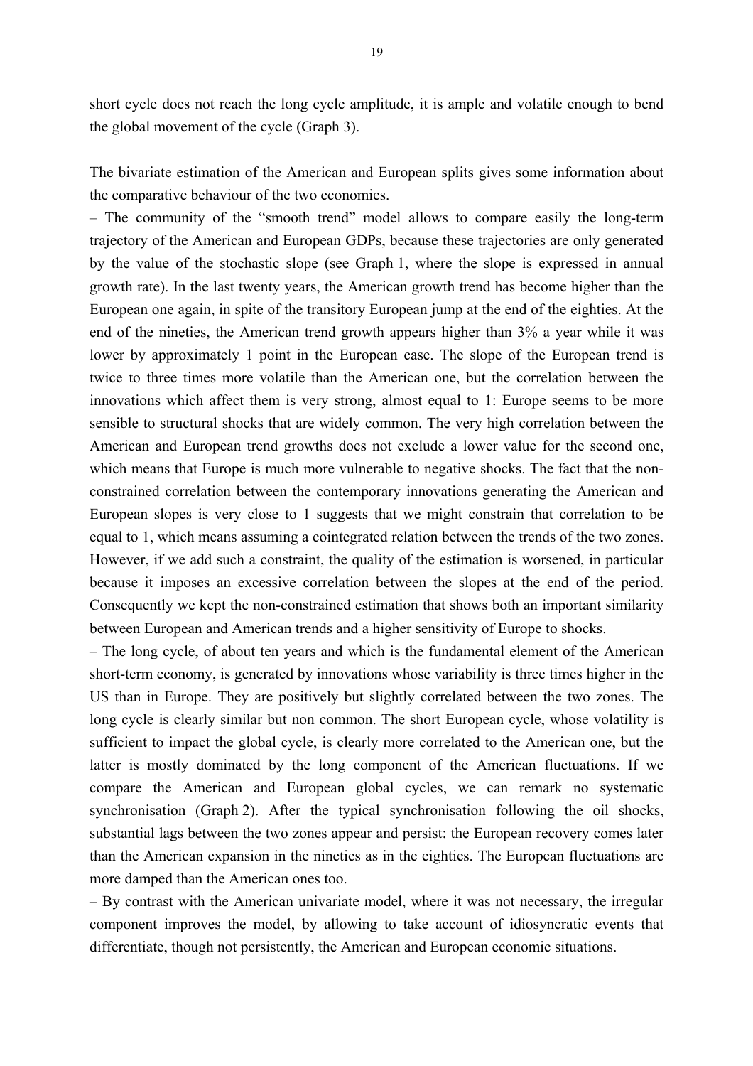short cycle does not reach the long cycle amplitude, it is ample and volatile enough to bend the global movement of the cycle (Graph 3).

The bivariate estimation of the American and European splits gives some information about the comparative behaviour of the two economies.

– The community of the "smooth trend" model allows to compare easily the long-term trajectory of the American and European GDPs, because these trajectories are only generated by the value of the stochastic slope (see Graph 1, where the slope is expressed in annual growth rate). In the last twenty years, the American growth trend has become higher than the European one again, in spite of the transitory European jump at the end of the eighties. At the end of the nineties, the American trend growth appears higher than 3% a year while it was lower by approximately 1 point in the European case. The slope of the European trend is twice to three times more volatile than the American one, but the correlation between the innovations which affect them is very strong, almost equal to 1: Europe seems to be more sensible to structural shocks that are widely common. The very high correlation between the American and European trend growths does not exclude a lower value for the second one, which means that Europe is much more vulnerable to negative shocks. The fact that the non-constrained correlation between the contemporary innovations generating the American and European slopes is very close to 1 suggests that we might constrain that correlation to be equal to 1, which means assuming a cointegrated relation between the trends of the two zones. However, if we add such a constraint, the quality of the estimation is worsened, in particular because it imposes an excessive correlation between the slopes at the end of the period. Consequently we kept the non-constrained estimation that shows both an important similarity between European and American trends and a higher sensitivity of Europe to shocks.

– The long cycle, of about ten years and which is the fundamental element of the American short-term economy, is generated by innovations whose variability is three times higher in the US than in Europe. They are positively but slightly correlated between the two zones. The long cycle is clearly similar but non common. The short European cycle, whose volatility is sufficient to impact the global cycle, is clearly more correlated to the American one, but the latter is mostly dominated by the long component of the American fluctuations. If we compare the American and European global cycles, we can remark no systematic synchronisation (Graph 2). After the typical synchronisation following the oil shocks, substantial lags between the two zones appear and persist: the European recovery comes later than the American expansion in the nineties as in the eighties. The European fluctuations are more damped than the American ones too.

– By contrast with the American univariate model, where it was not necessary, the irregular component improves the model, by allowing to take account of idiosyncratic events that differentiate, though not persistently, the American and European economic situations.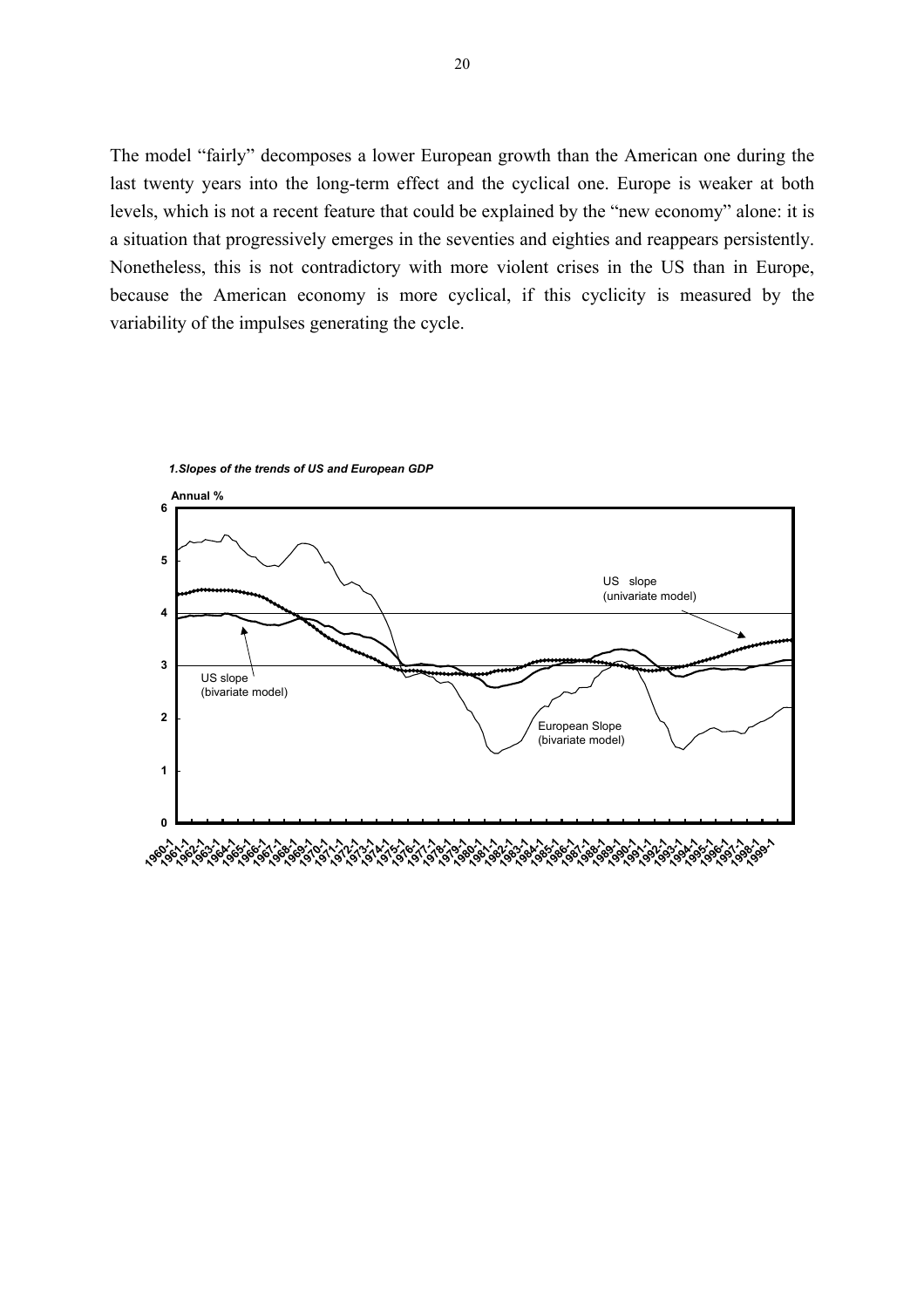The model "fairly" decomposes a lower European growth than the American one during the last twenty years into the long-term effect and the cyclical one. Europe is weaker at both levels, which is not a recent feature that could be explained by the "new economy" alone: it is a situation that progressively emerges in the seventies and eighties and reappears persistently. Nonetheless, this is not contradictory with more violent crises in the US than in Europe, because the American economy is more cyclical, if this cyclicity is measured by the variability of the impulses generating the cycle.

*1.Slopes of the trends of US and European GDP*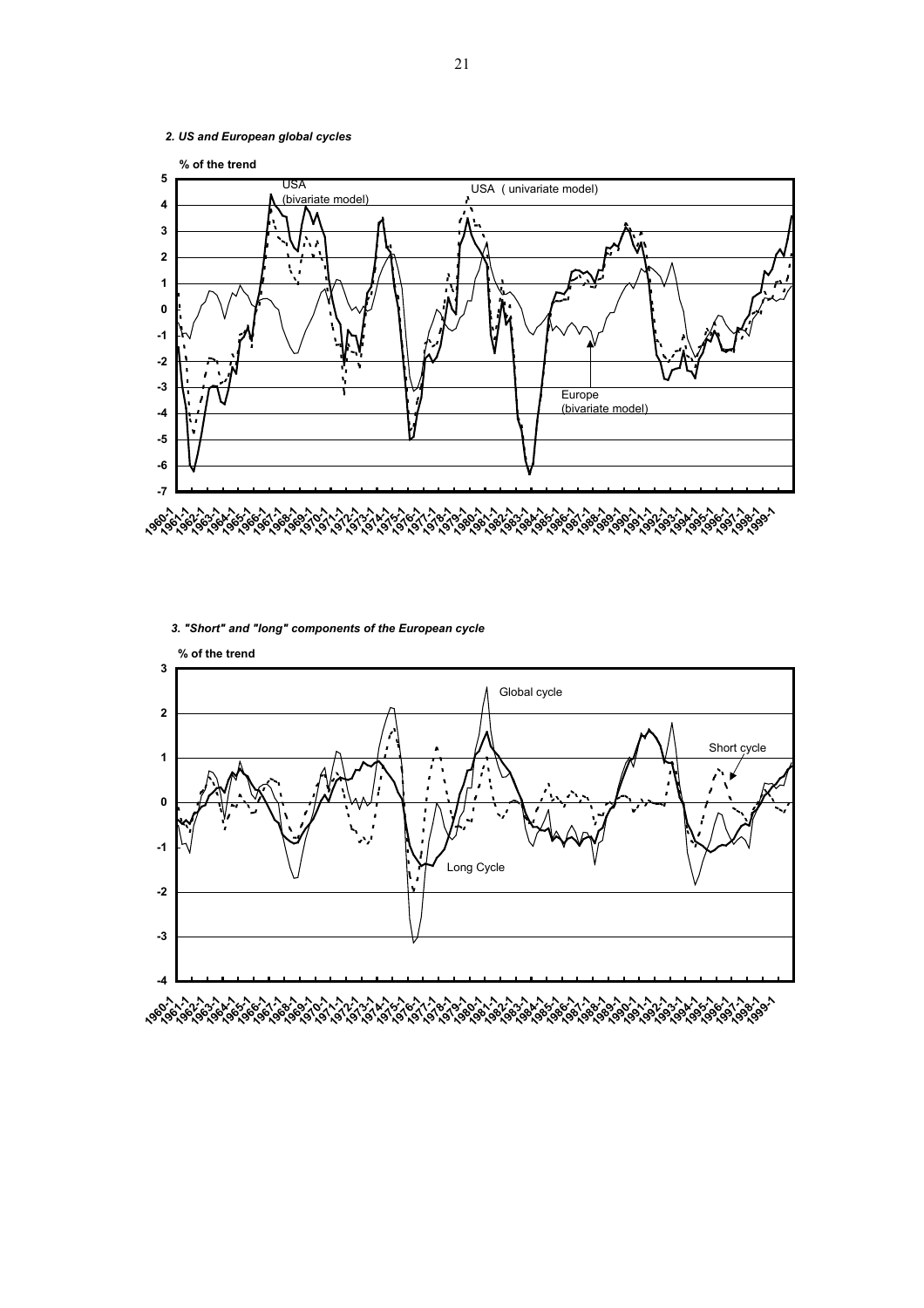*2. US and European global cycles*

*3. "Short" and "long" components of the European cycle*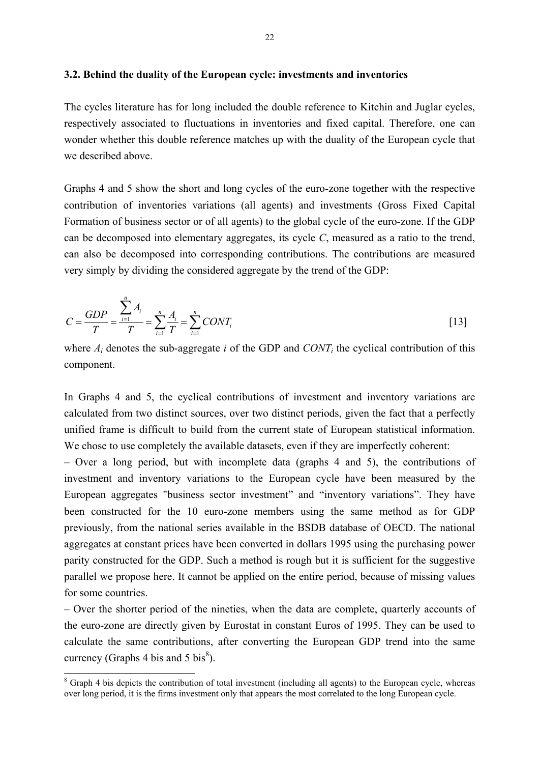### 3.2. Behind the duality of the European cycle: investments and inventories

The cycles literature has for long included the double reference to Kitchin and Juglar cycles, respectively associated to fluctuations in inventories and fixed capital. Therefore, one can wonder whether this double reference matches up with the duality of the European cycle that we described above.

Graphs 4 and 5 show the short and long cycles of the euro-zone together with the respective contribution of inventories variations (all agents) and investments (Gross Fixed Capital Formation of business sector or of all agents) to the global cycle of the euro-zone. If the GDP can be decomposed into elementary aggregates, its cycle $C$, measured as a ratio to the trend, can also be decomposed into corresponding contributions. The contributions are measured very simply by dividing the considered aggregate by the trend of the GDP:

$$C = \frac{GDP}{T} = \frac{\sum_{i=1}^{n} A_i}{T} = \sum_{i=1}^{n} \frac{A_i}{T} = \sum_{i=1}^{n} CONT_i \qquad [13]$$

where $A_i$ denotes the sub-aggregate $i$ of the GDP and $CONT_i$ the cyclical contribution of this component.

In Graphs 4 and 5, the cyclical contributions of investment and inventory variations are calculated from two distinct sources, over two distinct periods, given the fact that a perfectly unified frame is difficult to build from the current state of European statistical information. We chose to use completely the available datasets, even if they are imperfectly coherent:

– Over a long period, but with incomplete data (graphs 4 and 5), the contributions of investment and inventory variations to the European cycle have been measured by the European aggregates "business sector investment" and "inventory variations". They have been constructed for the 10 euro-zone members using the same method as for GDP previously, from the national series available in the BSDB database of OECD. The national aggregates at constant prices have been converted in dollars 1995 using the purchasing power parity constructed for the GDP. Such a method is rough but it is sufficient for the suggestive parallel we propose here. It cannot be applied on the entire period, because of missing values for some countries.

– Over the shorter period of the nineties, when the data are complete, quarterly accounts of the euro-zone are directly given by Eurostat in constant Euros of 1995. They can be used to calculate the same contributions, after converting the European GDP trend into the same currency (Graphs 4 bis and 5 bis[8]).

[8] Graph 4 bis depicts the contribution of total investment (including all agents) to the European cycle, whereas over long period, it is the firms investment only that appears the most correlated to the long European cycle.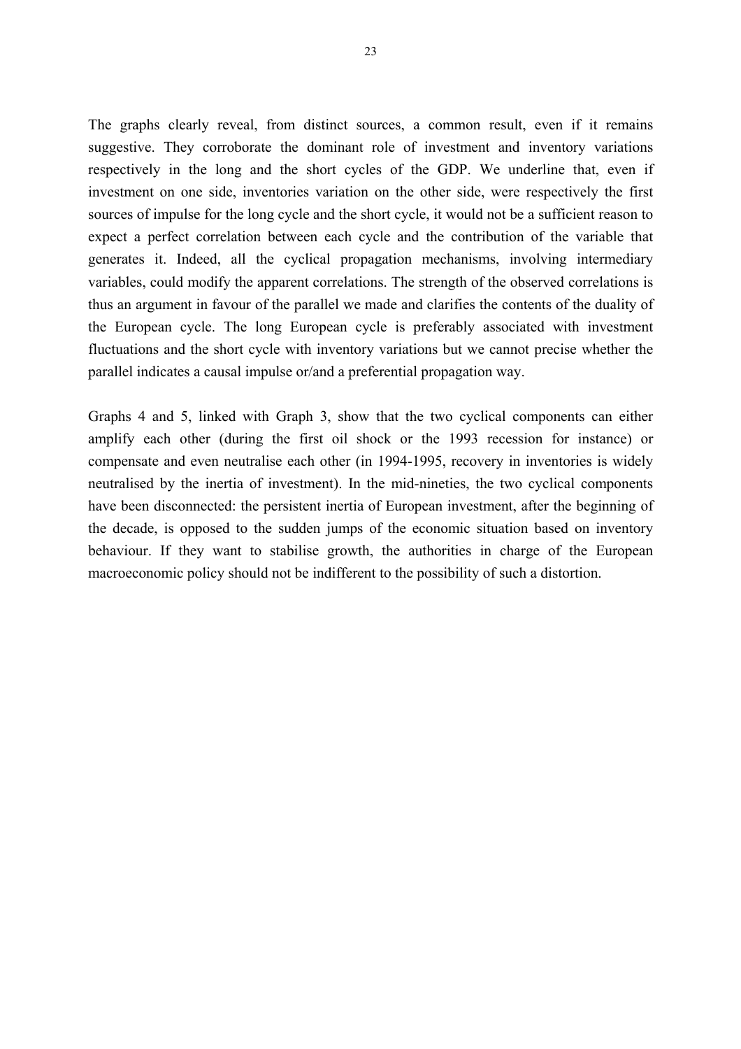The graphs clearly reveal, from distinct sources, a common result, even if it remains suggestive. They corroborate the dominant role of investment and inventory variations respectively in the long and the short cycles of the GDP. We underline that, even if investment on one side, inventories variation on the other side, were respectively the first sources of impulse for the long cycle and the short cycle, it would not be a sufficient reason to expect a perfect correlation between each cycle and the contribution of the variable that generates it. Indeed, all the cyclical propagation mechanisms, involving intermediary variables, could modify the apparent correlations. The strength of the observed correlations is thus an argument in favour of the parallel we made and clarifies the contents of the duality of the European cycle. The long European cycle is preferably associated with investment fluctuations and the short cycle with inventory variations but we cannot precise whether the parallel indicates a causal impulse or/and a preferential propagation way.

Graphs 4 and 5, linked with Graph 3, show that the two cyclical components can either amplify each other (during the first oil shock or the 1993 recession for instance) or compensate and even neutralise each other (in 1994-1995, recovery in inventories is widely neutralised by the inertia of investment). In the mid-nineties, the two cyclical components have been disconnected: the persistent inertia of European investment, after the beginning of the decade, is opposed to the sudden jumps of the economic situation based on inventory behaviour. If they want to stabilise growth, the authorities in charge of the European macroeconomic policy should not be indifferent to the possibility of such a distortion.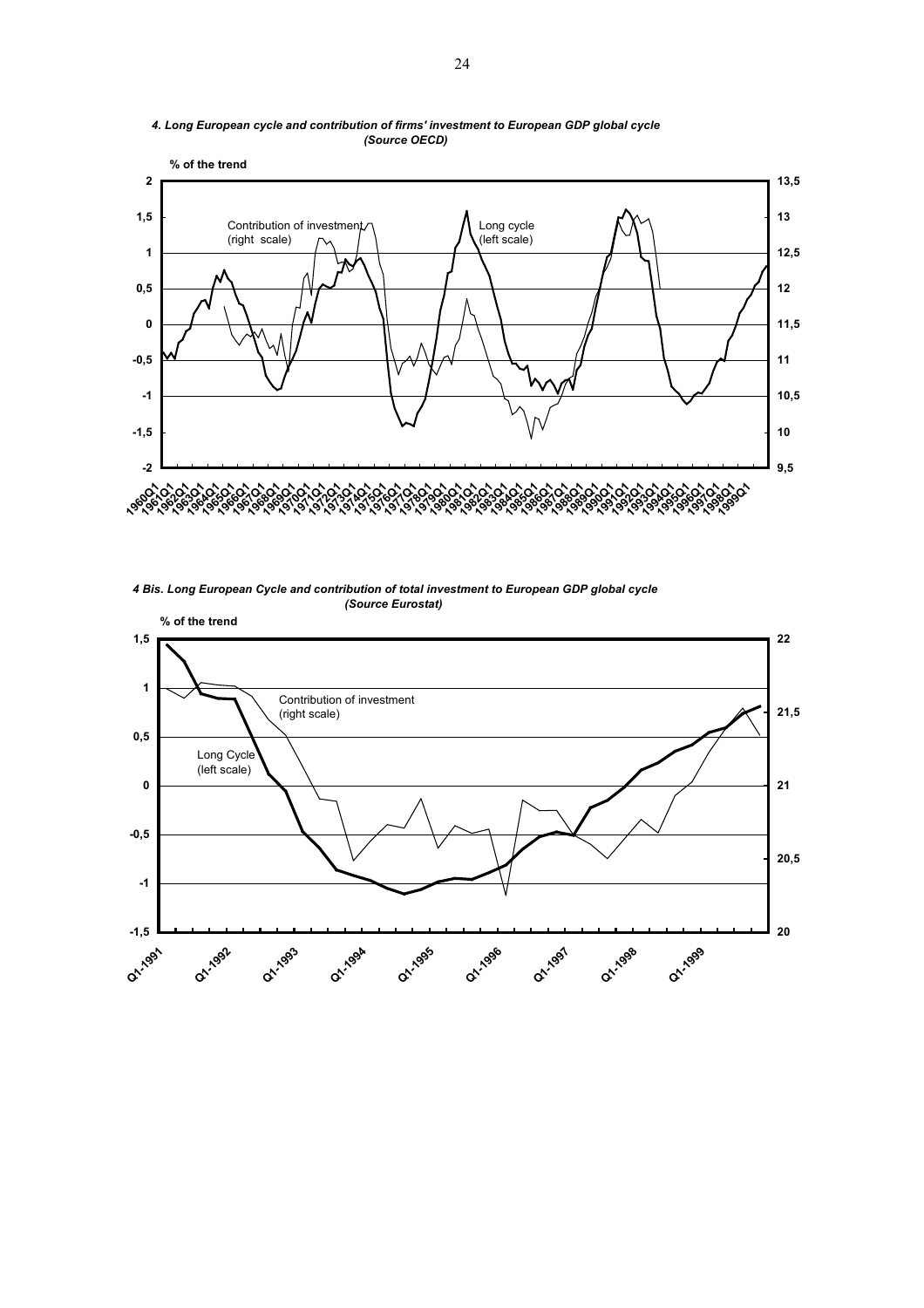***4. Long European cycle and contribution of firms' investment to European GDP global cycle (Source OECD)***

***4 Bis. Long European Cycle and contribution of total investment to European GDP global cycle (Source Eurostat)***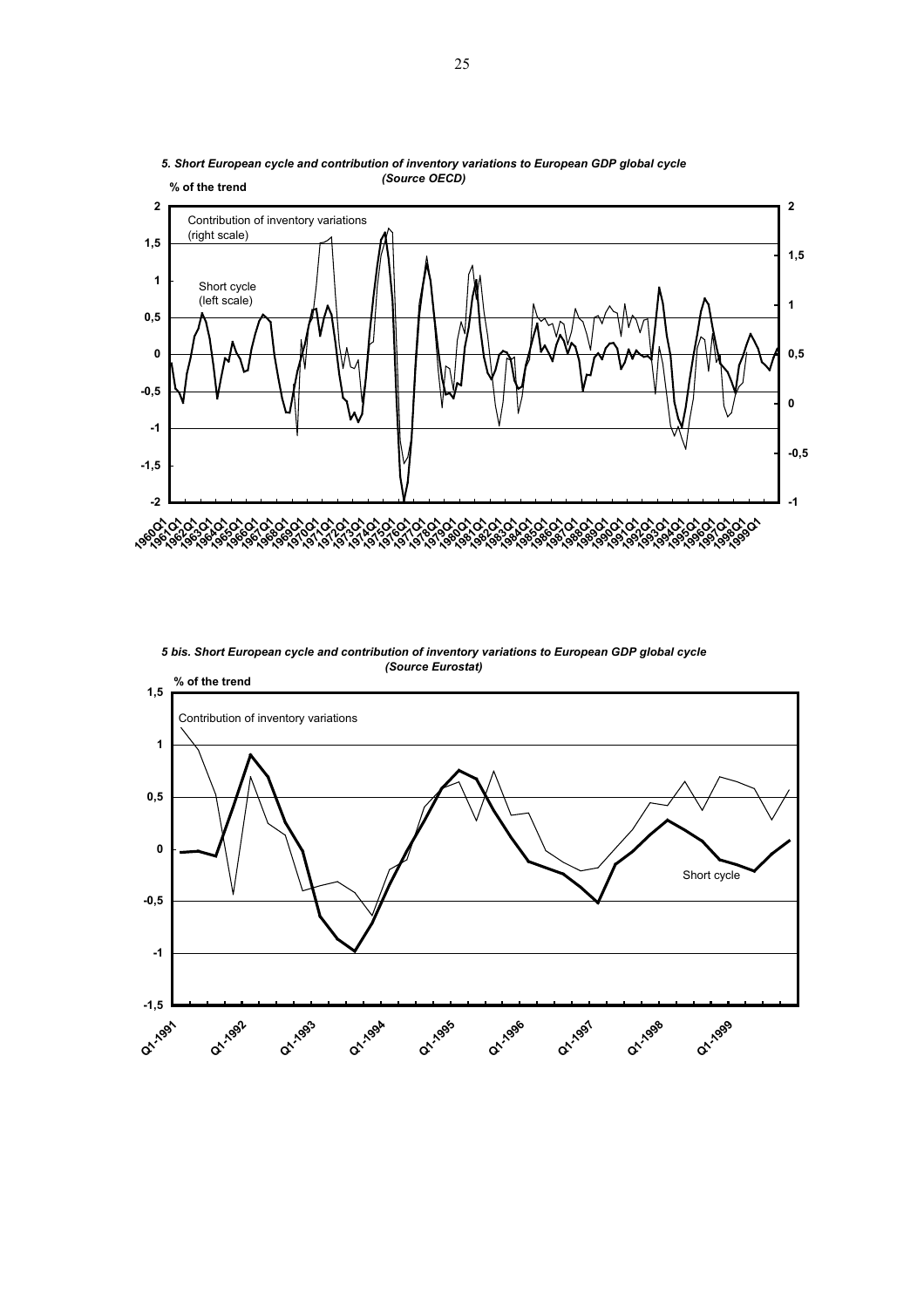*5. Short European cycle and contribution of inventory variations to European GDP global cycle (Source OECD)*

% of the trend

Contribution of inventory variations (right scale)

Short cycle (left scale)

*5 bis. Short European cycle and contribution of inventory variations to European GDP global cycle (Source Eurostat)*

% of the trend

Contribution of inventory variations

Short cycle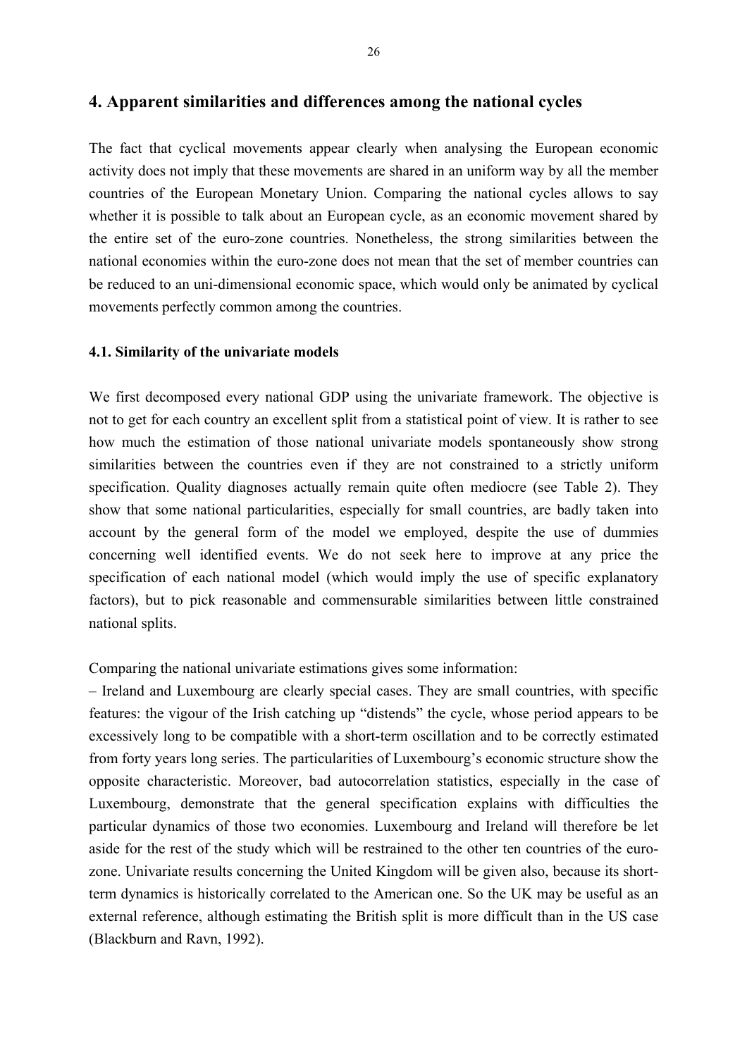## 4. Apparent similarities and differences among the national cycles

The fact that cyclical movements appear clearly when analysing the European economic activity does not imply that these movements are shared in an uniform way by all the member countries of the European Monetary Union. Comparing the national cycles allows to say whether it is possible to talk about an European cycle, as an economic movement shared by the entire set of the euro-zone countries. Nonetheless, the strong similarities between the national economies within the euro-zone does not mean that the set of member countries can be reduced to an uni-dimensional economic space, which would only be animated by cyclical movements perfectly common among the countries.

### 4.1. Similarity of the univariate models

We first decomposed every national GDP using the univariate framework. The objective is not to get for each country an excellent split from a statistical point of view. It is rather to see how much the estimation of those national univariate models spontaneously show strong similarities between the countries even if they are not constrained to a strictly uniform specification. Quality diagnoses actually remain quite often mediocre (see Table 2). They show that some national particularities, especially for small countries, are badly taken into account by the general form of the model we employed, despite the use of dummies concerning well identified events. We do not seek here to improve at any price the specification of each national model (which would imply the use of specific explanatory factors), but to pick reasonable and commensurable similarities between little constrained national splits.

Comparing the national univariate estimations gives some information:

– Ireland and Luxembourg are clearly special cases. They are small countries, with specific features: the vigour of the Irish catching up "distends" the cycle, whose period appears to be excessively long to be compatible with a short-term oscillation and to be correctly estimated from forty years long series. The particularities of Luxembourg's economic structure show the opposite characteristic. Moreover, bad autocorrelation statistics, especially in the case of Luxembourg, demonstrate that the general specification explains with difficulties the particular dynamics of those two economies. Luxembourg and Ireland will therefore be let aside for the rest of the study which will be restrained to the other ten countries of the euro-zone. Univariate results concerning the United Kingdom will be given also, because its short-term dynamics is historically correlated to the American one. So the UK may be useful as an external reference, although estimating the British split is more difficult than in the US case (Blackburn and Ravn, 1992).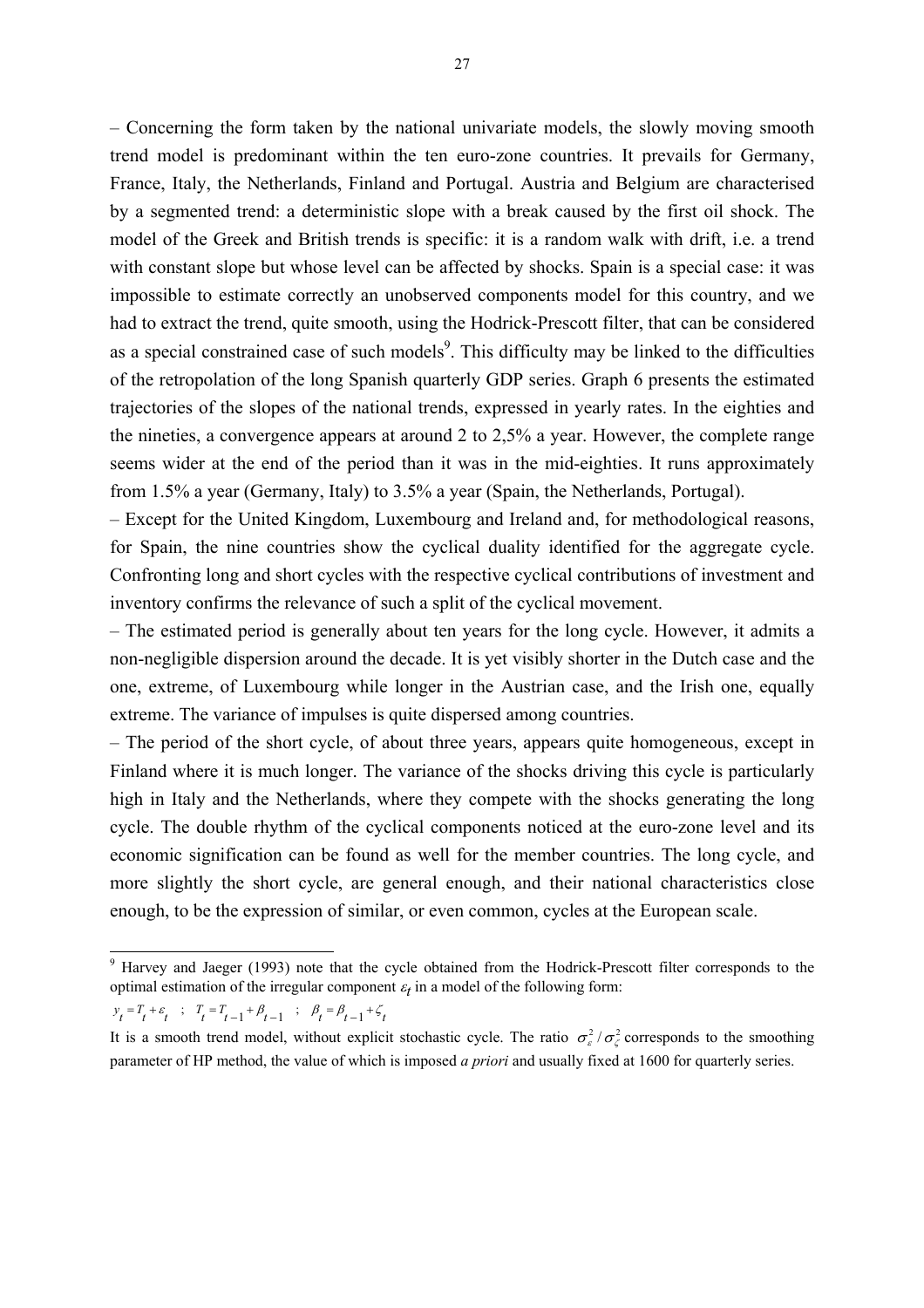– Concerning the form taken by the national univariate models, the slowly moving smooth trend model is predominant within the ten euro-zone countries. It prevails for Germany, France, Italy, the Netherlands, Finland and Portugal. Austria and Belgium are characterised by a segmented trend: a deterministic slope with a break caused by the first oil shock. The model of the Greek and British trends is specific: it is a random walk with drift, i.e. a trend with constant slope but whose level can be affected by shocks. Spain is a special case: it was impossible to estimate correctly an unobserved components model for this country, and we had to extract the trend, quite smooth, using the Hodrick-Prescott filter, that can be considered as a special constrained case of such models[9]. This difficulty may be linked to the difficulties of the retropolation of the long Spanish quarterly GDP series. Graph 6 presents the estimated trajectories of the slopes of the national trends, expressed in yearly rates. In the eighties and the nineties, a convergence appears at around 2 to 2,5% a year. However, the complete range seems wider at the end of the period than it was in the mid-eighties. It runs approximately from 1.5% a year (Germany, Italy) to 3.5% a year (Spain, the Netherlands, Portugal).

– Except for the United Kingdom, Luxembourg and Ireland and, for methodological reasons, for Spain, the nine countries show the cyclical duality identified for the aggregate cycle. Confronting long and short cycles with the respective cyclical contributions of investment and inventory confirms the relevance of such a split of the cyclical movement.

– The estimated period is generally about ten years for the long cycle. However, it admits a non-negligible dispersion around the decade. It is yet visibly shorter in the Dutch case and the one, extreme, of Luxembourg while longer in the Austrian case, and the Irish one, equally extreme. The variance of impulses is quite dispersed among countries.

– The period of the short cycle, of about three years, appears quite homogeneous, except in Finland where it is much longer. The variance of the shocks driving this cycle is particularly high in Italy and the Netherlands, where they compete with the shocks generating the long cycle. The double rhythm of the cyclical components noticed at the euro-zone level and its economic signification can be found as well for the member countries. The long cycle, and more slightly the short cycle, are general enough, and their national characteristics close enough, to be the expression of similar, or even common, cycles at the European scale.

---

[9] Harvey and Jaeger (1993) note that the cycle obtained from the Hodrick-Prescott filter corresponds to the optimal estimation of the irregular component $\varepsilon_t$ in a model of the following form:

$$y_t = T_t + \varepsilon_t \quad ; \quad T_t = T_{t-1} + \beta_{t-1} \quad ; \quad \beta_t = \beta_{t-1} + \zeta_t$$

It is a smooth trend model, without explicit stochastic cycle. The ratio $\sigma_\varepsilon^2 / \sigma_\zeta^2$ corresponds to the smoothing parameter of HP method, the value of which is imposed *a priori* and usually fixed at 1600 for quarterly series.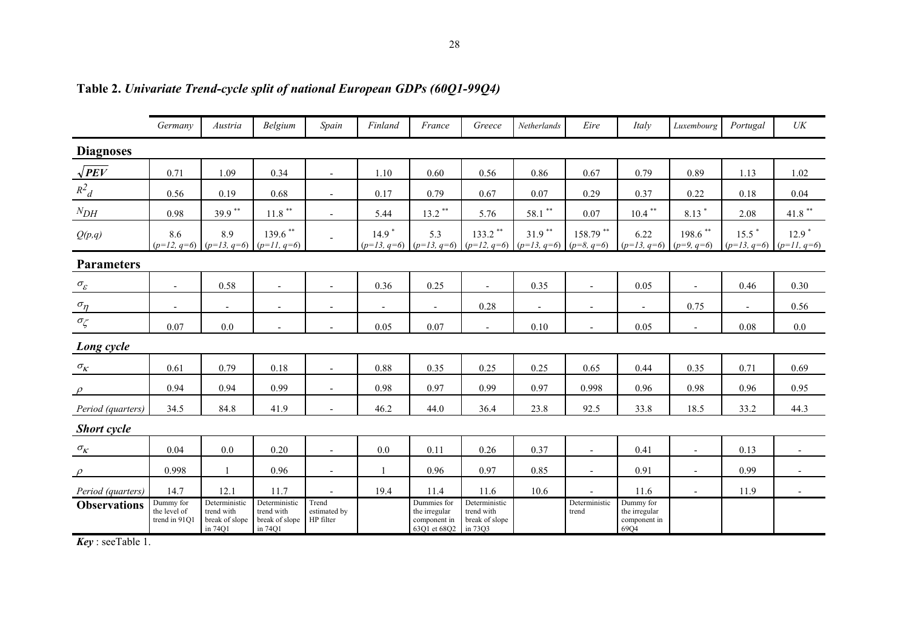**Table 2.** ***Univariate Trend-cycle split of national European GDPs (60Q1-99Q4)***

| | *Germany* | *Austria* | *Belgium* | *Spain* | *Finland* | *France* | *Greece* | *Netherlands* | *Eire* | *Italy* | *Luxembourg* | *Portugal* | *UK* |
|---|---|---|---|---|---|---|---|---|---|---|---|---|---|
| **Diagnoses** | | | | | | | | | | | | | |
| $\sqrt{PEV}$ | 0.71 | 1.09 | 0.34 | - | 1.10 | 0.60 | 0.56 | 0.86 | 0.67 | 0.79 | 0.89 | 1.13 | 1.02 |
| $R^2_d$ | 0.56 | 0.19 | 0.68 | - | 0.17 | 0.79 | 0.67 | 0.07 | 0.29 | 0.37 | 0.22 | 0.18 | 0.04 |
| $N_{DH}$ | 0.98 | 39.9 ** | 11.8 ** | - | 5.44 | 13.2 ** | 5.76 | 58.1 ** | 0.07 | 10.4 ** | 8.13 * | 2.08 | 41.8 ** |
| $Q(p,q)$ | 8.6 ($p$=12, $q$=6) | 8.9 ($p$=13, $q$=6) | 139.6 ** ($p$=11, $q$=6) | - | 14.9 * ($p$=13, $q$=6) | 5.3 ($p$=13, $q$=6) | 133.2 ** ($p$=12, $q$=6) | 31.9 ** ($p$=13, $q$=6) | 158.79 ** ($p$=8, $q$=6) | 6.22 ($p$=13, $q$=6) | 198.6 ** ($p$=9, $q$=6) | 15.5 * ($p$=13, $q$=6) | 12.9 * ($p$=11, $q$=6) |
| **Parameters** | | | | | | | | | | | | | |
| $\sigma_\varepsilon$ | - | 0.58 | - | - | 0.36 | 0.25 | - | 0.35 | - | 0.05 | - | 0.46 | 0.30 |
| $\sigma_\eta$ | - | - | - | - | - | - | 0.28 | - | - | - | 0.75 | - | 0.56 |
| $\sigma_\zeta$ | 0.07 | 0.0 | - | - | 0.05 | 0.07 | - | 0.10 | - | 0.05 | - | 0.08 | 0.0 |
| ***Long cycle*** | | | | | | | | | | | | | |
| $\sigma_\kappa$ | 0.61 | 0.79 | 0.18 | - | 0.88 | 0.35 | 0.25 | 0.25 | 0.65 | 0.44 | 0.35 | 0.71 | 0.69 |
| $\rho$ | 0.94 | 0.94 | 0.99 | - | 0.98 | 0.97 | 0.99 | 0.97 | 0.998 | 0.96 | 0.98 | 0.96 | 0.95 |
| *Period (quarters)* | 34.5 | 84.8 | 41.9 | - | 46.2 | 44.0 | 36.4 | 23.8 | 92.5 | 33.8 | 18.5 | 33.2 | 44.3 |
| ***Short cycle*** | | | | | | | | | | | | | |
| $\sigma_\kappa$ | 0.04 | 0.0 | 0.20 | - | 0.0 | 0.11 | 0.26 | 0.37 | - | 0.41 | - | 0.13 | - |
| $\rho$ | 0.998 | 1 | 0.96 | - | 1 | 0.96 | 0.97 | 0.85 | - | 0.91 | - | 0.99 | - |
| *Period (quarters)* | 14.7 | 12.1 | 11.7 | - | 19.4 | 11.4 | 11.6 | 10.6 | - | 11.6 | - | 11.9 | - |
| **Observations** | Dummy for the level of trend in 91Q1 | Deterministic trend with break of slope in 74Q1 | Deterministic trend with break of slope in 74Q1 | Trend estimated by HP filter | | Dummies for the irregular component in 63Q1 et 68Q2 | Deterministic trend with break of slope in 73Q3 | | Deterministic trend | Dummy for the irregular component in 69Q4 | | | |

***Key*** : seeTable 1.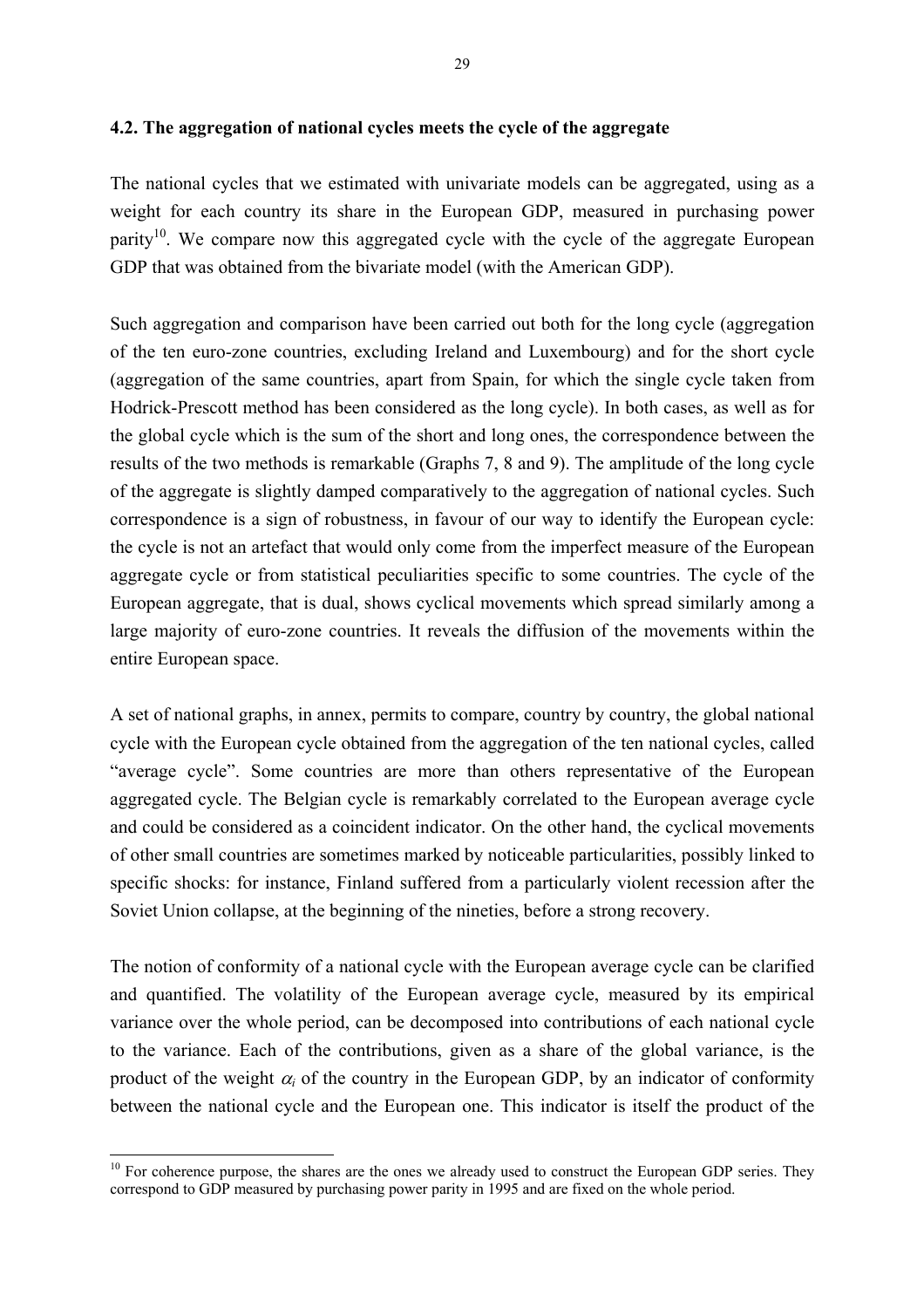### 4.2. The aggregation of national cycles meets the cycle of the aggregate

The national cycles that we estimated with univariate models can be aggregated, using as a weight for each country its share in the European GDP, measured in purchasing power parity[10]. We compare now this aggregated cycle with the cycle of the aggregate European GDP that was obtained from the bivariate model (with the American GDP).

Such aggregation and comparison have been carried out both for the long cycle (aggregation of the ten euro-zone countries, excluding Ireland and Luxembourg) and for the short cycle (aggregation of the same countries, apart from Spain, for which the single cycle taken from Hodrick-Prescott method has been considered as the long cycle). In both cases, as well as for the global cycle which is the sum of the short and long ones, the correspondence between the results of the two methods is remarkable (Graphs 7, 8 and 9). The amplitude of the long cycle of the aggregate is slightly damped comparatively to the aggregation of national cycles. Such correspondence is a sign of robustness, in favour of our way to identify the European cycle: the cycle is not an artefact that would only come from the imperfect measure of the European aggregate cycle or from statistical peculiarities specific to some countries. The cycle of the European aggregate, that is dual, shows cyclical movements which spread similarly among a large majority of euro-zone countries. It reveals the diffusion of the movements within the entire European space.

A set of national graphs, in annex, permits to compare, country by country, the global national cycle with the European cycle obtained from the aggregation of the ten national cycles, called "average cycle". Some countries are more than others representative of the European aggregated cycle. The Belgian cycle is remarkably correlated to the European average cycle and could be considered as a coincident indicator. On the other hand, the cyclical movements of other small countries are sometimes marked by noticeable particularities, possibly linked to specific shocks: for instance, Finland suffered from a particularly violent recession after the Soviet Union collapse, at the beginning of the nineties, before a strong recovery.

The notion of conformity of a national cycle with the European average cycle can be clarified and quantified. The volatility of the European average cycle, measured by its empirical variance over the whole period, can be decomposed into contributions of each national cycle to the variance. Each of the contributions, given as a share of the global variance, is the product of the weight $\alpha_i$ of the country in the European GDP, by an indicator of conformity between the national cycle and the European one. This indicator is itself the product of the

[10] For coherence purpose, the shares are the ones we already used to construct the European GDP series. They correspond to GDP measured by purchasing power parity in 1995 and are fixed on the whole period.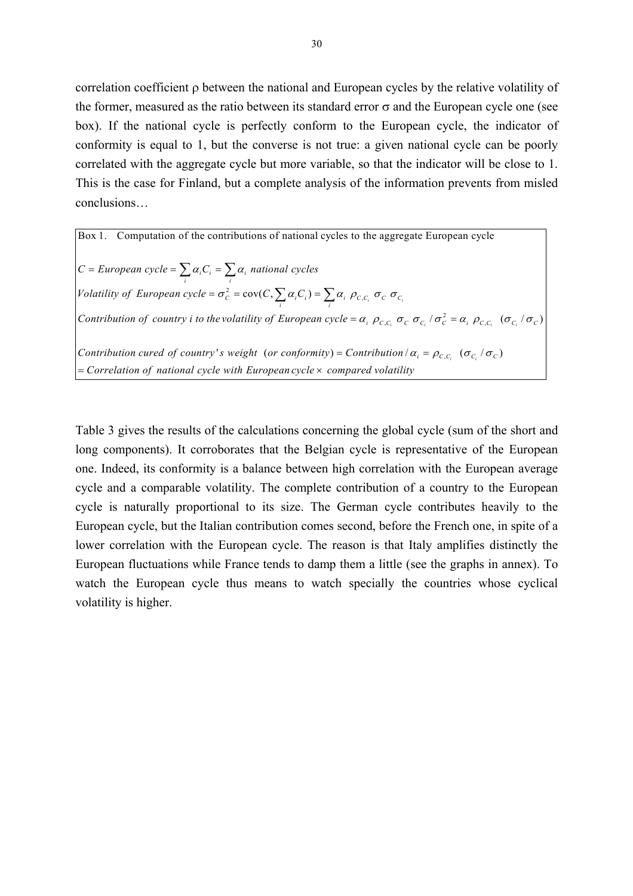correlation coefficient $\rho$ between the national and European cycles by the relative volatility of the former, measured as the ratio between its standard error $\sigma$ and the European cycle one (see box). If the national cycle is perfectly conform to the European cycle, the indicator of conformity is equal to 1, but the converse is not true: a given national cycle can be poorly correlated with the aggregate cycle but more variable, so that the indicator will be close to 1. This is the case for Finland, but a complete analysis of the information prevents from misled conclusions…

**Box 1. Computation of the contributions of national cycles to the aggregate European cycle**

$$C = \textit{European cycle} = \sum_i \alpha_i C_i = \sum_i \alpha_i \textit{ national cycles}$$

$$\textit{Volatility of European cycle} = \sigma_C^2 = \text{cov}(C, \sum_i \alpha_i C_i) = \sum_i \alpha_i \; \rho_{C,C_i} \; \sigma_C \; \sigma_{C_i}$$

$$\textit{Contribution of country i to the volatility of European cycle} = \alpha_i \; \rho_{C,C_i} \; \sigma_C \; \sigma_{C_i} / \sigma_C^2 = \alpha_i \; \rho_{C,C_i} \; (\sigma_{C_i} / \sigma_C)$$

$$\textit{Contribution cured of country's weight (or conformity)} = \textit{Contribution} / \alpha_i = \rho_{C,C_i} \; (\sigma_{C_i} / \sigma_C)$$
$$= \textit{Correlation of national cycle with European cycle} \times \textit{ compared volatility}$$

Table 3 gives the results of the calculations concerning the global cycle (sum of the short and long components). It corroborates that the Belgian cycle is representative of the European one. Indeed, its conformity is a balance between high correlation with the European average cycle and a comparable volatility. The complete contribution of a country to the European cycle is naturally proportional to its size. The German cycle contributes heavily to the European cycle, but the Italian contribution comes second, before the French one, in spite of a lower correlation with the European cycle. The reason is that Italy amplifies distinctly the European fluctuations while France tends to damp them a little (see the graphs in annex). To watch the European cycle thus means to watch specially the countries whose cyclical volatility is higher.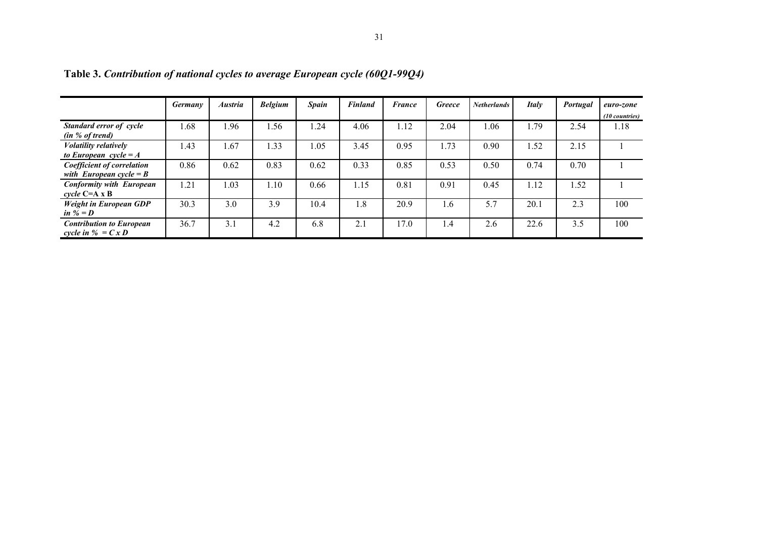**Table 3.** ***Contribution of national cycles to average European cycle (60Q1-99Q4)***

| | *Germany* | *Austria* | *Belgium* | *Spain* | *Finland* | *France* | *Greece* | *Netherlands* | *Italy* | *Portugal* | *euro-zone (10 countries)* |
|---|---|---|---|---|---|---|---|---|---|---|---|
| ***Standard error of cycle (in % of trend)*** | 1.68 | 1.96 | 1.56 | 1.24 | 4.06 | 1.12 | 2.04 | 1.06 | 1.79 | 2.54 | 1.18 |
| ***Volatility relatively to European cycle = A*** | 1.43 | 1.67 | 1.33 | 1.05 | 3.45 | 0.95 | 1.73 | 0.90 | 1.52 | 2.15 | 1 |
| ***Coefficient of correlation with European cycle = B*** | 0.86 | 0.62 | 0.83 | 0.62 | 0.33 | 0.85 | 0.53 | 0.50 | 0.74 | 0.70 | 1 |
| ***Conformity with European cycle* C=A x B** | 1.21 | 1.03 | 1.10 | 0.66 | 1.15 | 0.81 | 0.91 | 0.45 | 1.12 | 1.52 | 1 |
| ***Weight in European GDP in % = D*** | 30.3 | 3.0 | 3.9 | 10.4 | 1.8 | 20.9 | 1.6 | 5.7 | 20.1 | 2.3 | 100 |
| ***Contribution to European cycle in % = C x D*** | 36.7 | 3.1 | 4.2 | 6.8 | 2.1 | 17.0 | 1.4 | 2.6 | 22.6 | 3.5 | 100 |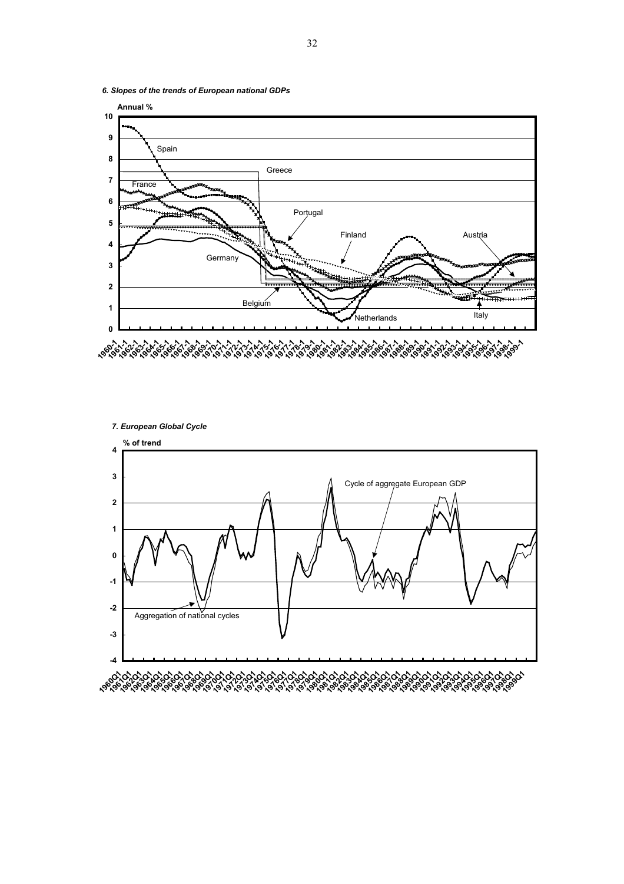*6. Slopes of the trends of European national GDPs*

Annual %

10
9
8
7
6
5
4
3
2
1
0

Spain

Greece

France

Portugal

Finland

Austria

Germany

Belgium

Netherlands

Italy

1960-1 1961-1 1962-1 1963-1 1964-1 1965-1 1966-1 1967-1 1968-1 1969-1 1970-1 1971-1 1972-1 1973-1 1974-1 1975-1 1976-1 1977-1 1978-1 1979-1 1980-1 1981-1 1982-1 1983-1 1984-1 1985-1 1986-1 1987-1 1988-1 1989-1 1990-1 1991-1 1992-1 1993-1 1994-1 1995-1 1996-1 1997-1 1998-1 1999-1

*7. European Global Cycle*

% of trend

4
3
2
1
0
-1
-2
-3
-4

Cycle of aggregate European GDP

Aggregation of national cycles

1960Q1 1961Q1 1962Q1 1963Q1 1964Q1 1965Q1 1966Q1 1967Q1 1968Q1 1969Q1 1970Q1 1971Q1 1972Q1 1973Q1 1974Q1 1975Q1 1976Q1 1977Q1 1978Q1 1979Q1 1980Q1 1981Q1 1982Q1 1983Q1 1984Q1 1985Q1 1986Q1 1987Q1 1988Q1 1989Q1 1990Q1 1991Q1 1992Q1 1993Q1 1994Q1 1995Q1 1996Q1 1997Q1 1998Q1 1999Q1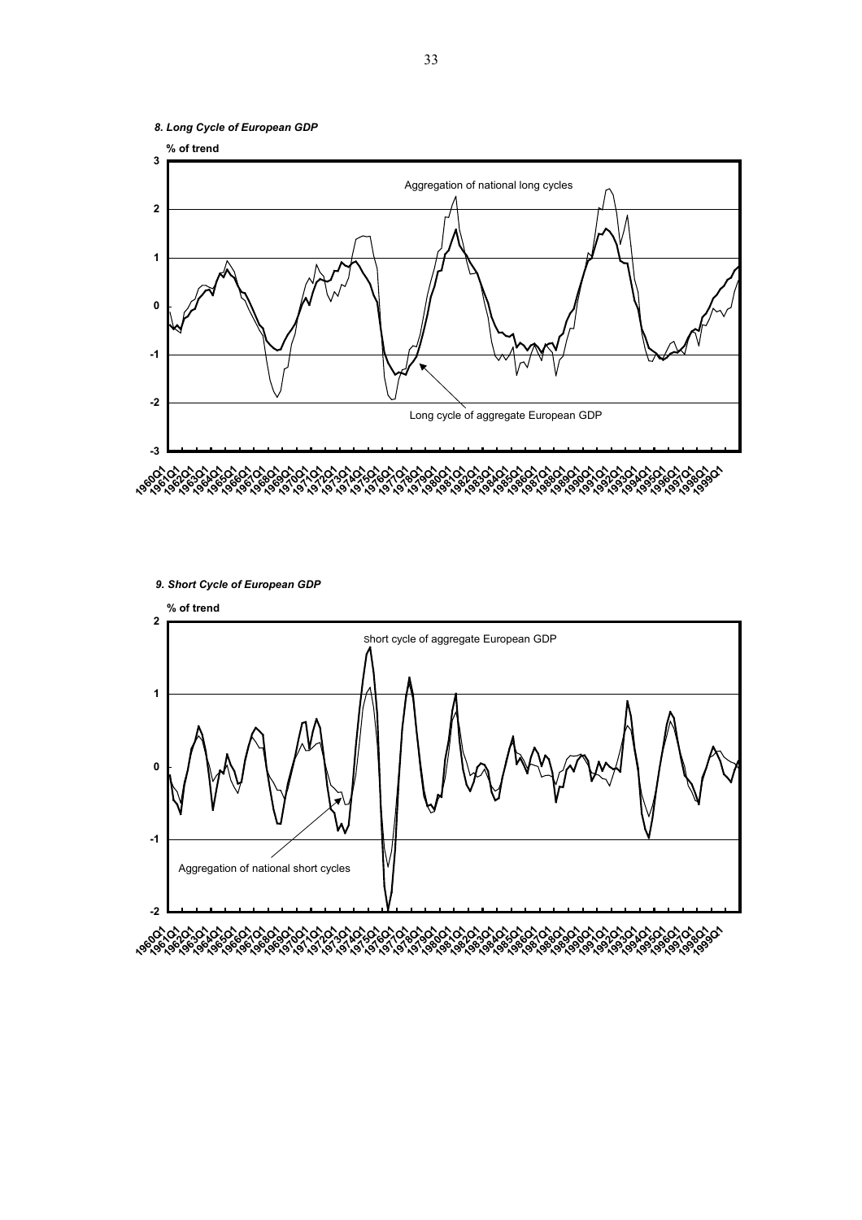*8. Long Cycle of European GDP*

*9. Short Cycle of European GDP*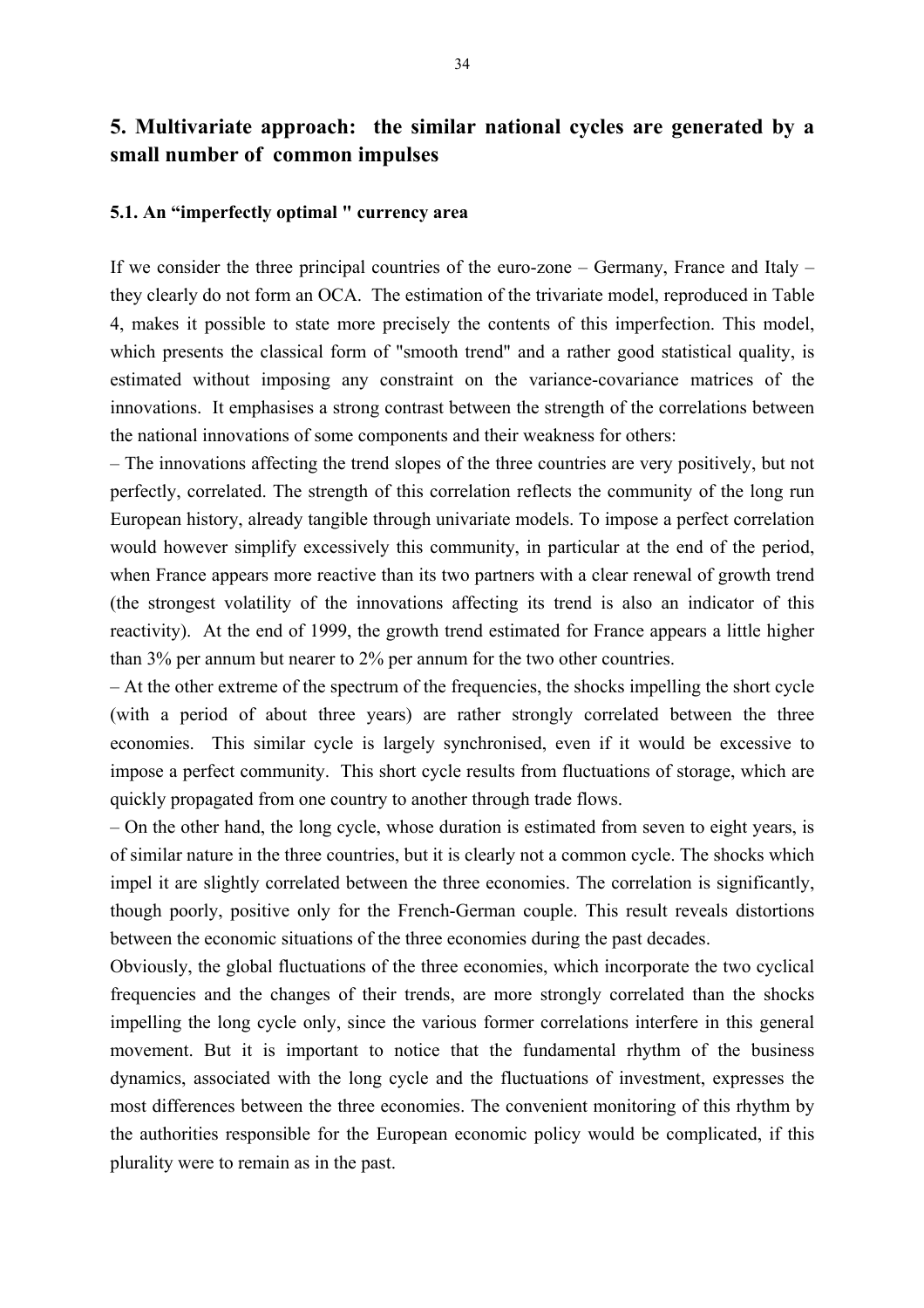## 5. Multivariate approach: the similar national cycles are generated by a small number of common impulses

### 5.1. An "imperfectly optimal " currency area

If we consider the three principal countries of the euro-zone – Germany, France and Italy – they clearly do not form an OCA. The estimation of the trivariate model, reproduced in Table 4, makes it possible to state more precisely the contents of this imperfection. This model, which presents the classical form of "smooth trend" and a rather good statistical quality, is estimated without imposing any constraint on the variance-covariance matrices of the innovations. It emphasises a strong contrast between the strength of the correlations between the national innovations of some components and their weakness for others:

– The innovations affecting the trend slopes of the three countries are very positively, but not perfectly, correlated. The strength of this correlation reflects the community of the long run European history, already tangible through univariate models. To impose a perfect correlation would however simplify excessively this community, in particular at the end of the period, when France appears more reactive than its two partners with a clear renewal of growth trend (the strongest volatility of the innovations affecting its trend is also an indicator of this reactivity). At the end of 1999, the growth trend estimated for France appears a little higher than 3% per annum but nearer to 2% per annum for the two other countries.

– At the other extreme of the spectrum of the frequencies, the shocks impelling the short cycle (with a period of about three years) are rather strongly correlated between the three economies. This similar cycle is largely synchronised, even if it would be excessive to impose a perfect community. This short cycle results from fluctuations of storage, which are quickly propagated from one country to another through trade flows.

– On the other hand, the long cycle, whose duration is estimated from seven to eight years, is of similar nature in the three countries, but it is clearly not a common cycle. The shocks which impel it are slightly correlated between the three economies. The correlation is significantly, though poorly, positive only for the French-German couple. This result reveals distortions between the economic situations of the three economies during the past decades.

Obviously, the global fluctuations of the three economies, which incorporate the two cyclical frequencies and the changes of their trends, are more strongly correlated than the shocks impelling the long cycle only, since the various former correlations interfere in this general movement. But it is important to notice that the fundamental rhythm of the business dynamics, associated with the long cycle and the fluctuations of investment, expresses the most differences between the three economies. The convenient monitoring of this rhythm by the authorities responsible for the European economic policy would be complicated, if this plurality were to remain as in the past.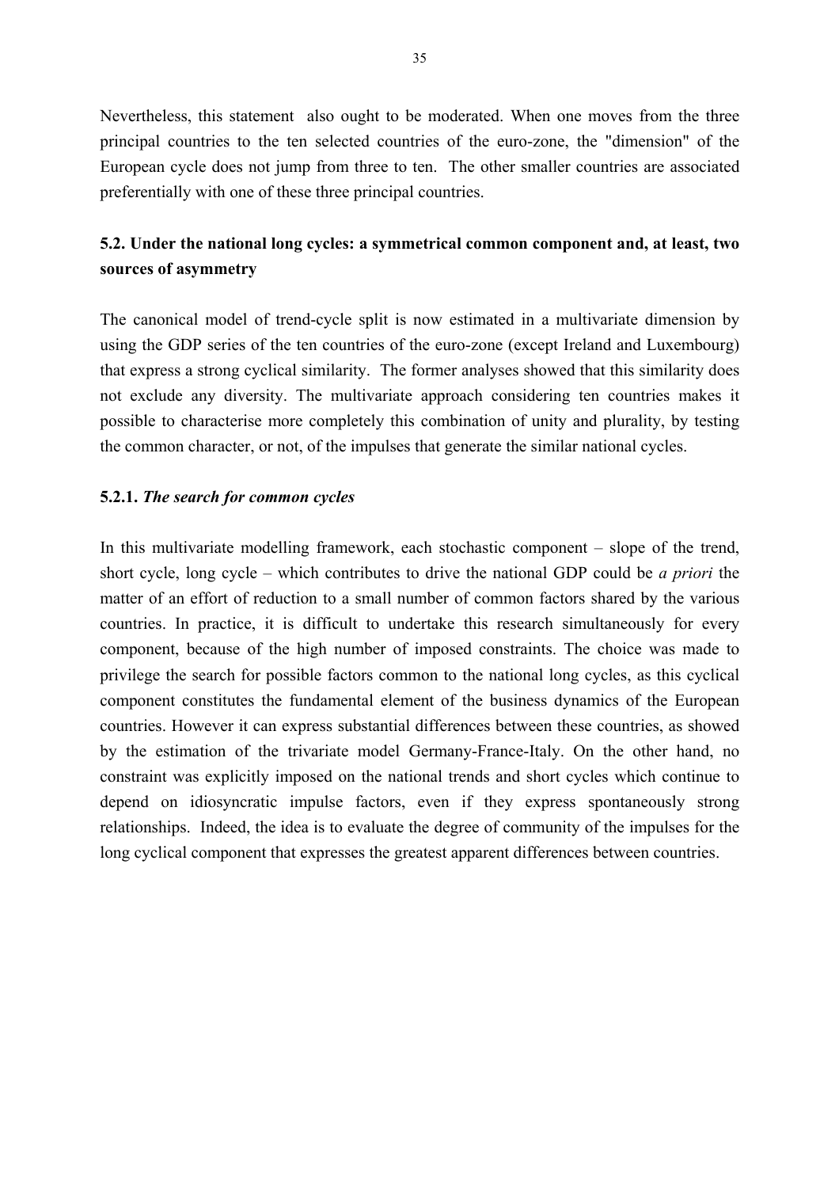Nevertheless, this statement also ought to be moderated. When one moves from the three principal countries to the ten selected countries of the euro-zone, the "dimension" of the European cycle does not jump from three to ten. The other smaller countries are associated preferentially with one of these three principal countries.

## 5.2. Under the national long cycles: a symmetrical common component and, at least, two sources of asymmetry

The canonical model of trend-cycle split is now estimated in a multivariate dimension by using the GDP series of the ten countries of the euro-zone (except Ireland and Luxembourg) that express a strong cyclical similarity. The former analyses showed that this similarity does not exclude any diversity. The multivariate approach considering ten countries makes it possible to characterise more completely this combination of unity and plurality, by testing the common character, or not, of the impulses that generate the similar national cycles.

### 5.2.1. *The search for common cycles*

In this multivariate modelling framework, each stochastic component – slope of the trend, short cycle, long cycle – which contributes to drive the national GDP could be *a priori* the matter of an effort of reduction to a small number of common factors shared by the various countries. In practice, it is difficult to undertake this research simultaneously for every component, because of the high number of imposed constraints. The choice was made to privilege the search for possible factors common to the national long cycles, as this cyclical component constitutes the fundamental element of the business dynamics of the European countries. However it can express substantial differences between these countries, as showed by the estimation of the trivariate model Germany-France-Italy. On the other hand, no constraint was explicitly imposed on the national trends and short cycles which continue to depend on idiosyncratic impulse factors, even if they express spontaneously strong relationships. Indeed, the idea is to evaluate the degree of community of the impulses for the long cyclical component that expresses the greatest apparent differences between countries.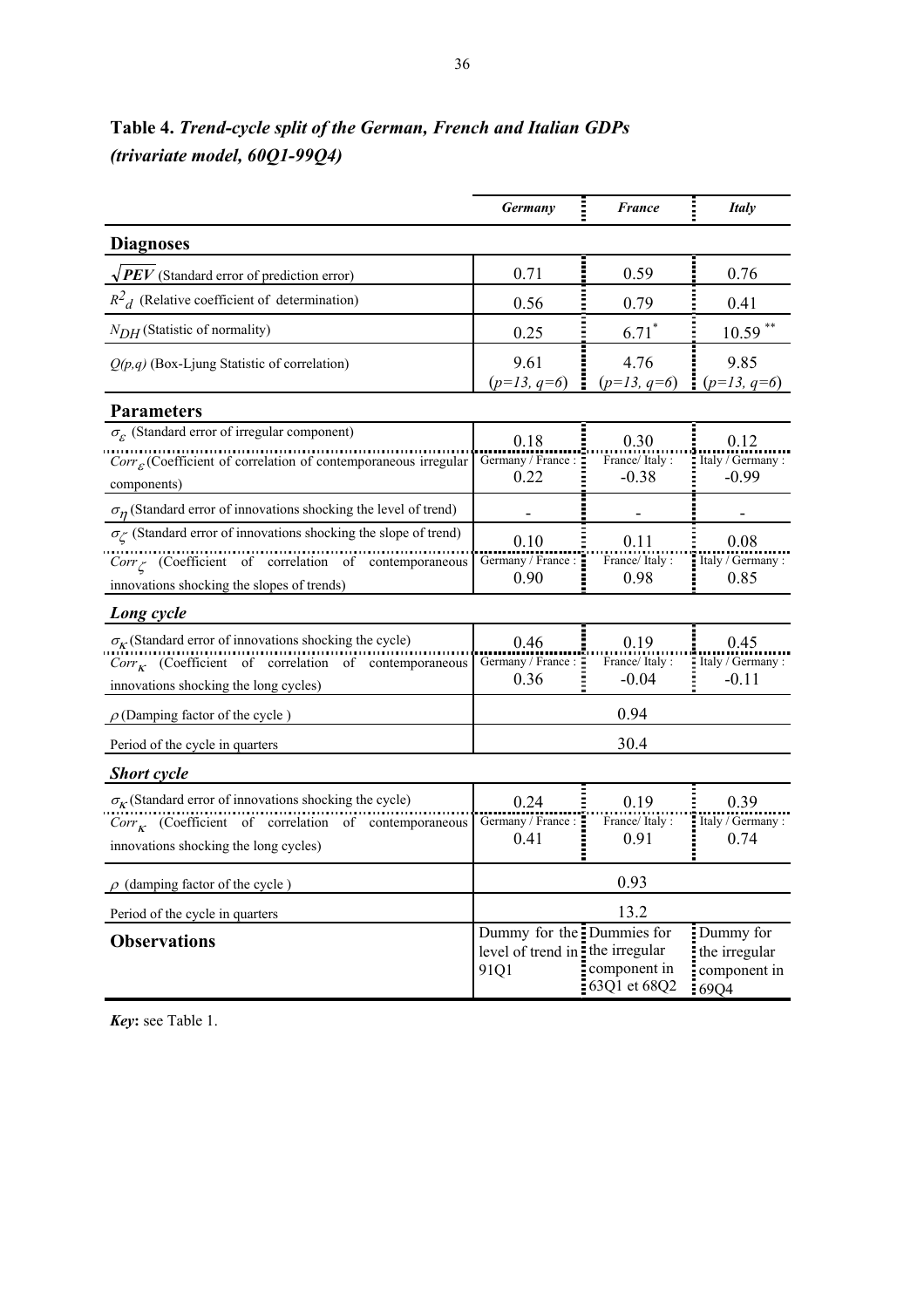**Table 4.** ***Trend-cycle split of the German, French and Italian GDPs (trivariate model, 60Q1-99Q4)***

| | ***Germany*** | ***France*** | ***Italy*** |
|---|---|---|---|
| **Diagnoses** | | | |
| $\sqrt{PEV}$ (Standard error of prediction error) | 0.71 | 0.59 | 0.76 |
| $R^2_d$ (Relative coefficient of determination) | 0.56 | 0.79 | 0.41 |
| $N_{DH}$ (Statistic of normality) | 0.25 | $6.71^{*}$ | $10.59^{**}$ |
| $Q(p,q)$ (Box-Ljung Statistic of correlation) | 9.61 ($p=13, q=6$) | 4.76 ($p=13, q=6$) | 9.85 ($p=13, q=6$) |
| **Parameters** | | | |
| $\sigma_{\varepsilon}$ (Standard error of irregular component) | 0.18 | 0.30 | 0.12 |
| $Corr_{\varepsilon}$ (Coefficient of correlation of contemporaneous irregular components) | Germany / France : 0.22 | France/ Italy : -0.38 | Italy / Germany : -0.99 |
| $\sigma_{\eta}$ (Standard error of innovations shocking the level of trend) | - | - | - |
| $\sigma_{\zeta}$ (Standard error of innovations shocking the slope of trend) | 0.10 | 0.11 | 0.08 |
| $Corr_{\zeta}$ (Coefficient of correlation of contemporaneous innovations shocking the slopes of trends) | Germany / France : 0.90 | France/ Italy : 0.98 | Italy / Germany : 0.85 |
| ***Long cycle*** | | | |
| $\sigma_{\kappa}$ (Standard error of innovations shocking the cycle) | 0.46 | 0.19 | 0.45 |
| $Corr_{\kappa}$ (Coefficient of correlation of contemporaneous innovations shocking the long cycles) | Germany / France : 0.36 | France/ Italy : -0.04 | Italy / Germany : -0.11 |
| $\rho$ (Damping factor of the cycle ) | | 0.94 | |
| Period of the cycle in quarters | | 30.4 | |
| ***Short cycle*** | | | |
| $\sigma_{\kappa}$ (Standard error of innovations shocking the cycle) | 0.24 | 0.19 | 0.39 |
| $Corr_{\kappa}$ (Coefficient of correlation of contemporaneous innovations shocking the long cycles) | Germany / France : 0.41 | France/ Italy : 0.91 | Italy / Germany : 0.74 |
| $\rho$ (damping factor of the cycle ) | | 0.93 | |
| Period of the cycle in quarters | | 13.2 | |
| **Observations** | Dummy for the level of trend in 91Q1 | Dummies for the irregular component in 63Q1 et 68Q2 | Dummy for the irregular component in 69Q4 |

***Key*:** see Table 1.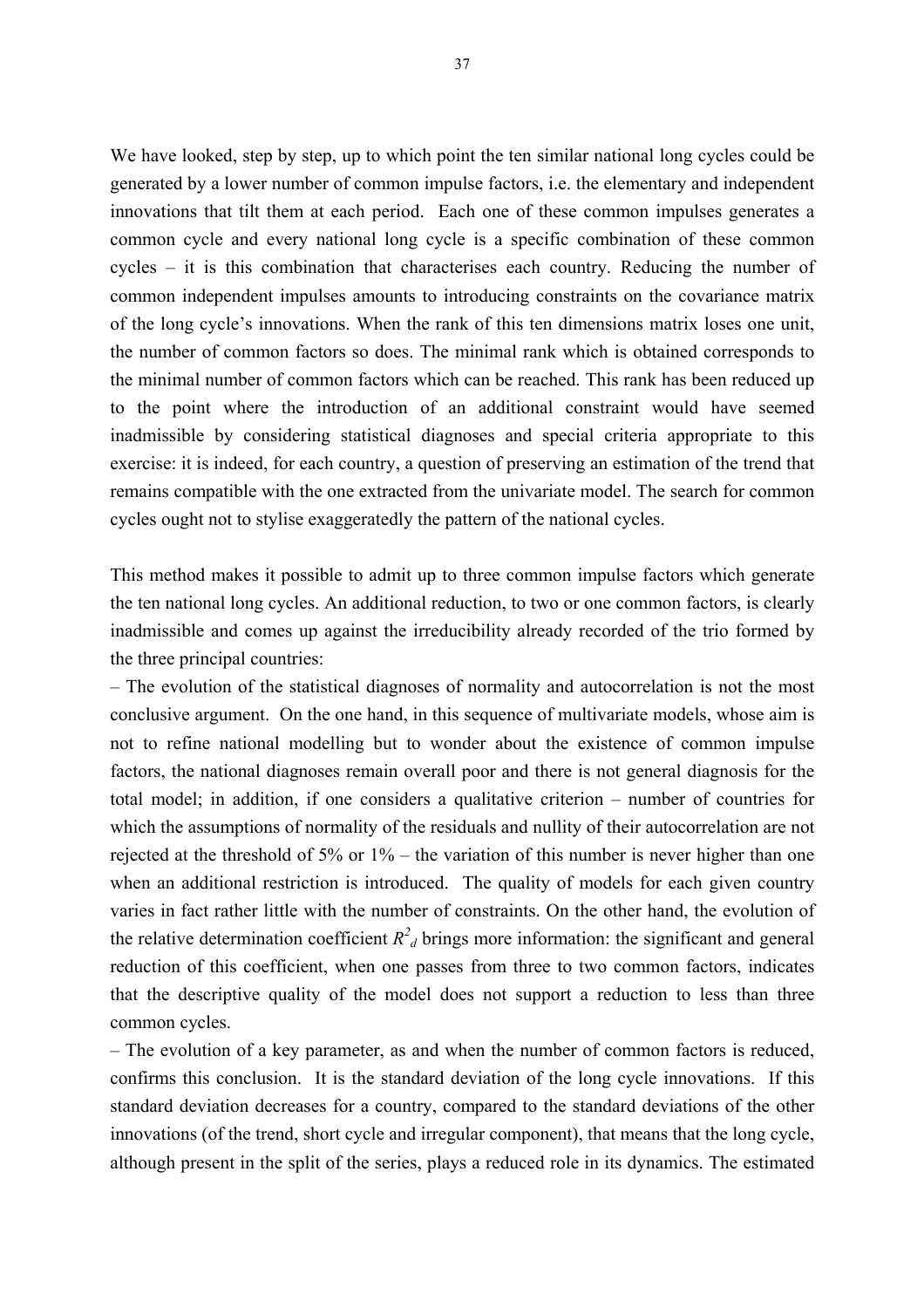We have looked, step by step, up to which point the ten similar national long cycles could be generated by a lower number of common impulse factors, i.e. the elementary and independent innovations that tilt them at each period. Each one of these common impulses generates a common cycle and every national long cycle is a specific combination of these common cycles – it is this combination that characterises each country. Reducing the number of common independent impulses amounts to introducing constraints on the covariance matrix of the long cycle's innovations. When the rank of this ten dimensions matrix loses one unit, the number of common factors so does. The minimal rank which is obtained corresponds to the minimal number of common factors which can be reached. This rank has been reduced up to the point where the introduction of an additional constraint would have seemed inadmissible by considering statistical diagnoses and special criteria appropriate to this exercise: it is indeed, for each country, a question of preserving an estimation of the trend that remains compatible with the one extracted from the univariate model. The search for common cycles ought not to stylise exaggeratedly the pattern of the national cycles.

This method makes it possible to admit up to three common impulse factors which generate the ten national long cycles. An additional reduction, to two or one common factors, is clearly inadmissible and comes up against the irreducibility already recorded of the trio formed by the three principal countries:

– The evolution of the statistical diagnoses of normality and autocorrelation is not the most conclusive argument. On the one hand, in this sequence of multivariate models, whose aim is not to refine national modelling but to wonder about the existence of common impulse factors, the national diagnoses remain overall poor and there is not general diagnosis for the total model; in addition, if one considers a qualitative criterion – number of countries for which the assumptions of normality of the residuals and nullity of their autocorrelation are not rejected at the threshold of 5% or 1% – the variation of this number is never higher than one when an additional restriction is introduced. The quality of models for each given country varies in fact rather little with the number of constraints. On the other hand, the evolution of the relative determination coefficient $R^2_d$ brings more information: the significant and general reduction of this coefficient, when one passes from three to two common factors, indicates that the descriptive quality of the model does not support a reduction to less than three common cycles.

– The evolution of a key parameter, as and when the number of common factors is reduced, confirms this conclusion. It is the standard deviation of the long cycle innovations. If this standard deviation decreases for a country, compared to the standard deviations of the other innovations (of the trend, short cycle and irregular component), that means that the long cycle, although present in the split of the series, plays a reduced role in its dynamics. The estimated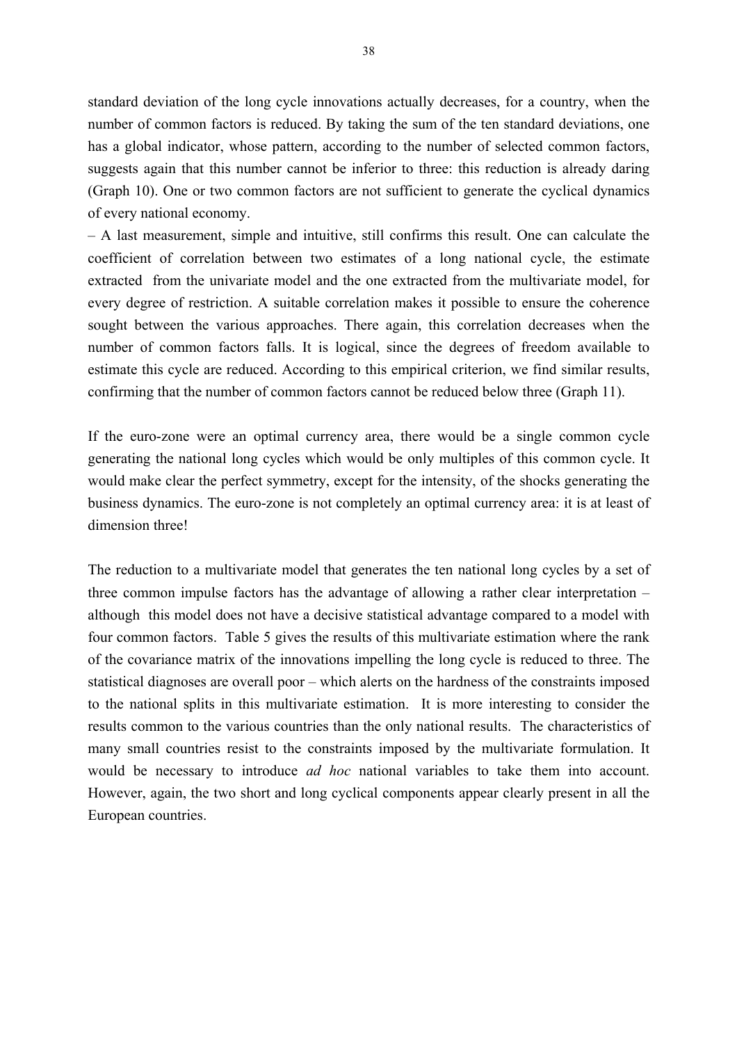standard deviation of the long cycle innovations actually decreases, for a country, when the number of common factors is reduced. By taking the sum of the ten standard deviations, one has a global indicator, whose pattern, according to the number of selected common factors, suggests again that this number cannot be inferior to three: this reduction is already daring (Graph 10). One or two common factors are not sufficient to generate the cyclical dynamics of every national economy.

– A last measurement, simple and intuitive, still confirms this result. One can calculate the coefficient of correlation between two estimates of a long national cycle, the estimate extracted from the univariate model and the one extracted from the multivariate model, for every degree of restriction. A suitable correlation makes it possible to ensure the coherence sought between the various approaches. There again, this correlation decreases when the number of common factors falls. It is logical, since the degrees of freedom available to estimate this cycle are reduced. According to this empirical criterion, we find similar results, confirming that the number of common factors cannot be reduced below three (Graph 11).

If the euro-zone were an optimal currency area, there would be a single common cycle generating the national long cycles which would be only multiples of this common cycle. It would make clear the perfect symmetry, except for the intensity, of the shocks generating the business dynamics. The euro-zone is not completely an optimal currency area: it is at least of dimension three!

The reduction to a multivariate model that generates the ten national long cycles by a set of three common impulse factors has the advantage of allowing a rather clear interpretation – although this model does not have a decisive statistical advantage compared to a model with four common factors. Table 5 gives the results of this multivariate estimation where the rank of the covariance matrix of the innovations impelling the long cycle is reduced to three. The statistical diagnoses are overall poor – which alerts on the hardness of the constraints imposed to the national splits in this multivariate estimation. It is more interesting to consider the results common to the various countries than the only national results. The characteristics of many small countries resist to the constraints imposed by the multivariate formulation. It would be necessary to introduce *ad hoc* national variables to take them into account. However, again, the two short and long cyclical components appear clearly present in all the European countries.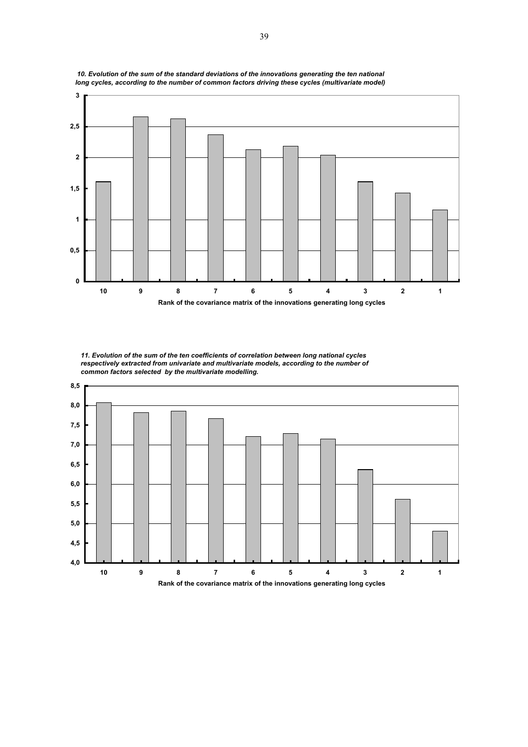*10. Evolution of the sum of the standard deviations of the innovations generating the ten national long cycles, according to the number of common factors driving these cycles (multivariate model)*

**Rank of the covariance matrix of the innovations generating long cycles**

*11. Evolution of the sum of the ten coefficients of correlation between long national cycles respectively extracted from univariate and multivariate models, according to the number of common factors selected by the multivariate modelling.*

**Rank of the covariance matrix of the innovations generating long cycles**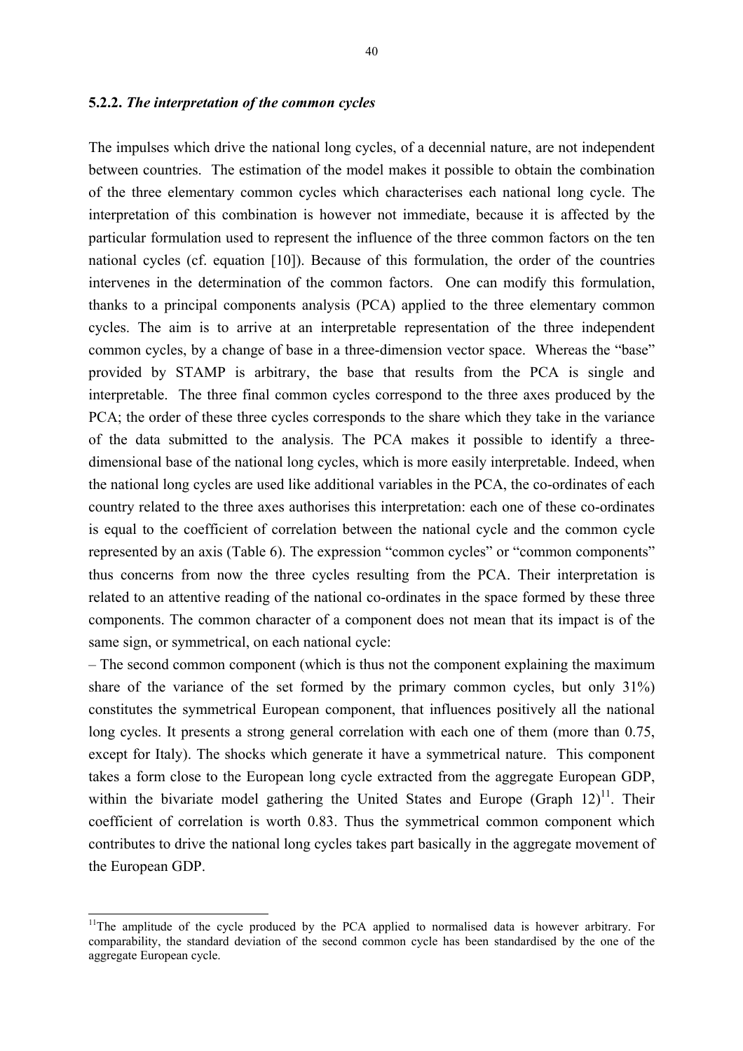### 5.2.2. *The interpretation of the common cycles*

The impulses which drive the national long cycles, of a decennial nature, are not independent between countries. The estimation of the model makes it possible to obtain the combination of the three elementary common cycles which characterises each national long cycle. The interpretation of this combination is however not immediate, because it is affected by the particular formulation used to represent the influence of the three common factors on the ten national cycles (cf. equation [10]). Because of this formulation, the order of the countries intervenes in the determination of the common factors. One can modify this formulation, thanks to a principal components analysis (PCA) applied to the three elementary common cycles. The aim is to arrive at an interpretable representation of the three independent common cycles, by a change of base in a three-dimension vector space. Whereas the "base" provided by STAMP is arbitrary, the base that results from the PCA is single and interpretable. The three final common cycles correspond to the three axes produced by the PCA; the order of these three cycles corresponds to the share which they take in the variance of the data submitted to the analysis. The PCA makes it possible to identify a three-dimensional base of the national long cycles, which is more easily interpretable. Indeed, when the national long cycles are used like additional variables in the PCA, the co-ordinates of each country related to the three axes authorises this interpretation: each one of these co-ordinates is equal to the coefficient of correlation between the national cycle and the common cycle represented by an axis (Table 6). The expression "common cycles" or "common components" thus concerns from now the three cycles resulting from the PCA. Their interpretation is related to an attentive reading of the national co-ordinates in the space formed by these three components. The common character of a component does not mean that its impact is of the same sign, or symmetrical, on each national cycle:

– The second common component (which is thus not the component explaining the maximum share of the variance of the set formed by the primary common cycles, but only 31%) constitutes the symmetrical European component, that influences positively all the national long cycles. It presents a strong general correlation with each one of them (more than 0.75, except for Italy). The shocks which generate it have a symmetrical nature. This component takes a form close to the European long cycle extracted from the aggregate European GDP, within the bivariate model gathering the United States and Europe (Graph 12)[11]. Their coefficient of correlation is worth 0.83. Thus the symmetrical common component which contributes to drive the national long cycles takes part basically in the aggregate movement of the European GDP.

---

[11] The amplitude of the cycle produced by the PCA applied to normalised data is however arbitrary. For comparability, the standard deviation of the second common cycle has been standardised by the one of the aggregate European cycle.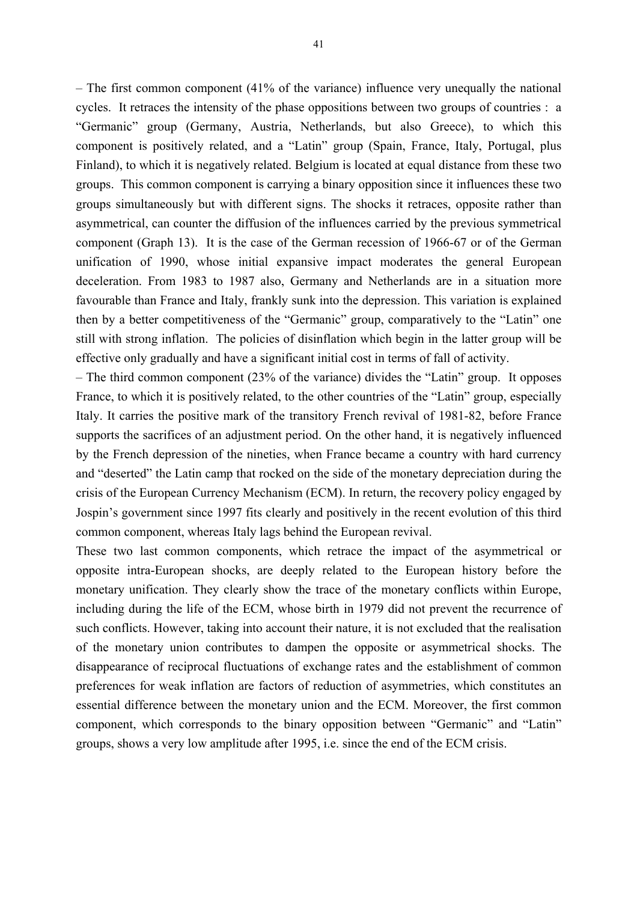– The first common component (41% of the variance) influence very unequally the national cycles. It retraces the intensity of the phase oppositions between two groups of countries : a "Germanic" group (Germany, Austria, Netherlands, but also Greece), to which this component is positively related, and a "Latin" group (Spain, France, Italy, Portugal, plus Finland), to which it is negatively related. Belgium is located at equal distance from these two groups. This common component is carrying a binary opposition since it influences these two groups simultaneously but with different signs. The shocks it retraces, opposite rather than asymmetrical, can counter the diffusion of the influences carried by the previous symmetrical component (Graph 13). It is the case of the German recession of 1966-67 or of the German unification of 1990, whose initial expansive impact moderates the general European deceleration. From 1983 to 1987 also, Germany and Netherlands are in a situation more favourable than France and Italy, frankly sunk into the depression. This variation is explained then by a better competitiveness of the "Germanic" group, comparatively to the "Latin" one still with strong inflation. The policies of disinflation which begin in the latter group will be effective only gradually and have a significant initial cost in terms of fall of activity.

– The third common component (23% of the variance) divides the "Latin" group. It opposes France, to which it is positively related, to the other countries of the "Latin" group, especially Italy. It carries the positive mark of the transitory French revival of 1981-82, before France supports the sacrifices of an adjustment period. On the other hand, it is negatively influenced by the French depression of the nineties, when France became a country with hard currency and "deserted" the Latin camp that rocked on the side of the monetary depreciation during the crisis of the European Currency Mechanism (ECM). In return, the recovery policy engaged by Jospin's government since 1997 fits clearly and positively in the recent evolution of this third common component, whereas Italy lags behind the European revival.

These two last common components, which retrace the impact of the asymmetrical or opposite intra-European shocks, are deeply related to the European history before the monetary unification. They clearly show the trace of the monetary conflicts within Europe, including during the life of the ECM, whose birth in 1979 did not prevent the recurrence of such conflicts. However, taking into account their nature, it is not excluded that the realisation of the monetary union contributes to dampen the opposite or asymmetrical shocks. The disappearance of reciprocal fluctuations of exchange rates and the establishment of common preferences for weak inflation are factors of reduction of asymmetries, which constitutes an essential difference between the monetary union and the ECM. Moreover, the first common component, which corresponds to the binary opposition between "Germanic" and "Latin" groups, shows a very low amplitude after 1995, i.e. since the end of the ECM crisis.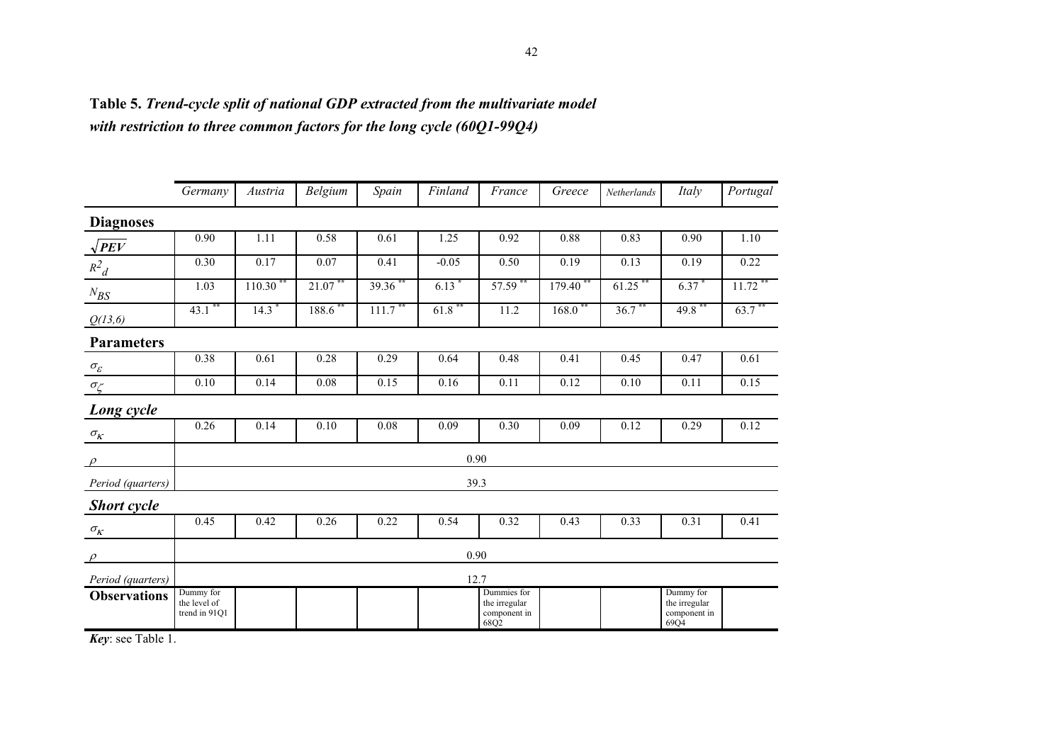**Table 5.** ***Trend-cycle split of national GDP extracted from the multivariate model with restriction to three common factors for the long cycle (60Q1-99Q4)***

| | *Germany* | *Austria* | *Belgium* | *Spain* | *Finland* | *France* | *Greece* | *Netherlands* | *Italy* | *Portugal* |
|---|---|---|---|---|---|---|---|---|---|---|
| **Diagnoses** | | | | | | | | | | |
| $\sqrt{PEV}$ | 0.90 | 1.11 | 0.58 | 0.61 | 1.25 | 0.92 | 0.88 | 0.83 | 0.90 | 1.10 |
| $R^2_d$ | 0.30 | 0.17 | 0.07 | 0.41 | -0.05 | 0.50 | 0.19 | 0.13 | 0.19 | 0.22 |
| $N_{BS}$ | 1.03 | 110.30 ** | 21.07 ** | 39.36 ** | 6.13 * | 57.59 ** | 179.40 ** | 61.25 ** | 6.37 * | 11.72 ** |
| *Q(13,6)* | 43.1 ** | 14.3 * | 188.6 ** | 111.7 ** | 61.8 ** | 11.2 | 168.0 ** | 36.7 ** | 49.8 ** | 63.7 ** |
| **Parameters** | | | | | | | | | | |
| $\sigma_\varepsilon$ | 0.38 | 0.61 | 0.28 | 0.29 | 0.64 | 0.48 | 0.41 | 0.45 | 0.47 | 0.61 |
| $\sigma_\zeta$ | 0.10 | 0.14 | 0.08 | 0.15 | 0.16 | 0.11 | 0.12 | 0.10 | 0.11 | 0.15 |
| ***Long cycle*** | | | | | | | | | | |
| $\sigma_\kappa$ | 0.26 | 0.14 | 0.10 | 0.08 | 0.09 | 0.30 | 0.09 | 0.12 | 0.29 | 0.12 |
| $\rho$ | 0.90 | | | | | | | | | |
| *Period (quarters)* | 39.3 | | | | | | | | | |
| ***Short cycle*** | | | | | | | | | | |
| $\sigma_\kappa$ | 0.45 | 0.42 | 0.26 | 0.22 | 0.54 | 0.32 | 0.43 | 0.33 | 0.31 | 0.41 |
| $\rho$ | 0.90 | | | | | | | | | |
| *Period (quarters)* | 12.7 | | | | | | | | | |
| **Observations** | Dummy for the level of trend in 91Q1 | | | | | Dummies for the irregular component in 68Q2 | | | Dummy for the irregular component in 69Q4 | |

***Key***: see Table 1.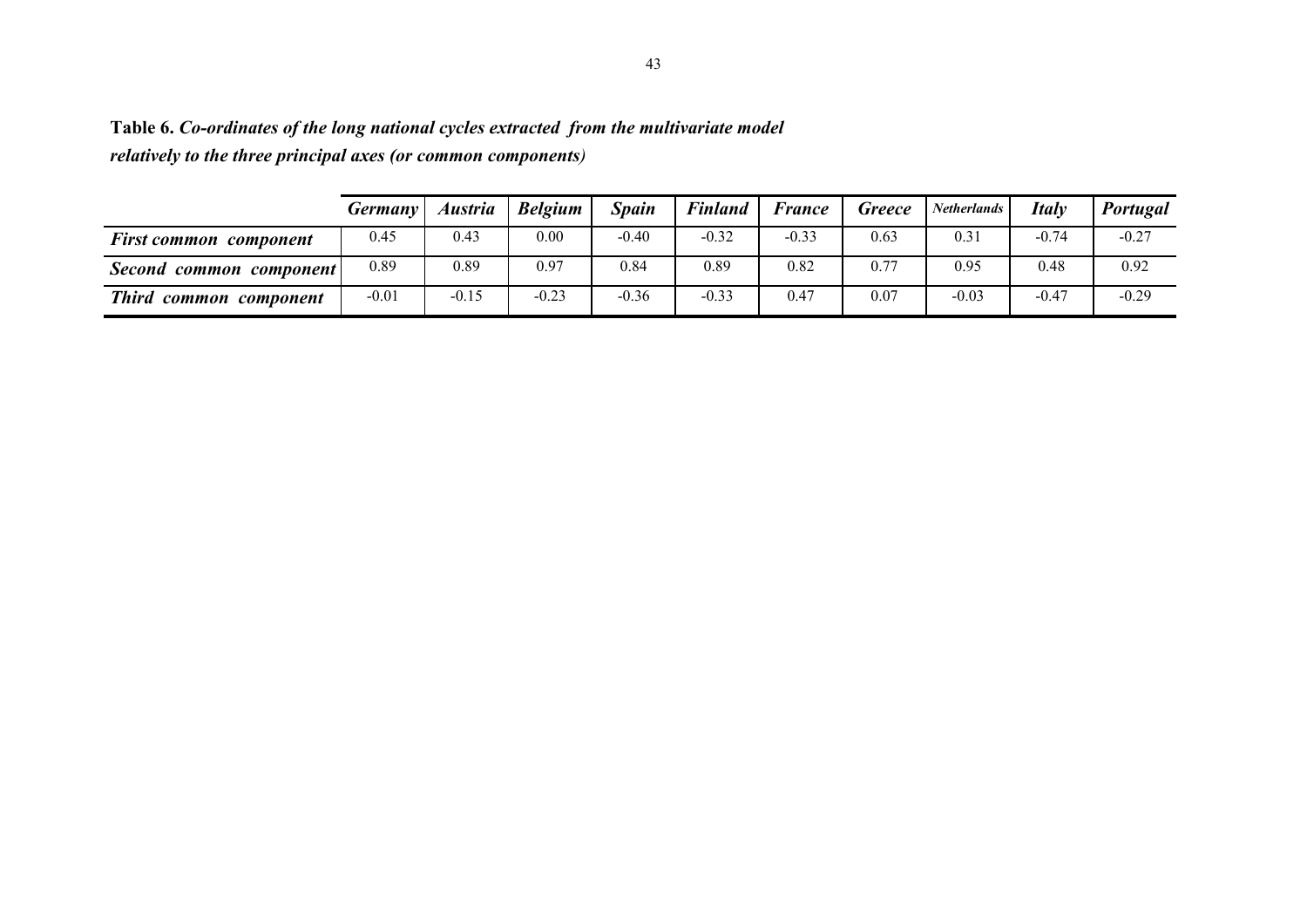**Table 6.** ***Co-ordinates of the long national cycles extracted from the multivariate model relatively to the three principal axes (or common components)***

| | *Germany* | *Austria* | *Belgium* | *Spain* | *Finland* | *France* | *Greece* | *Netherlands* | *Italy* | *Portugal* |
|---|---|---|---|---|---|---|---|---|---|---|
| ***First common component*** | 0.45 | 0.43 | 0.00 | -0.40 | -0.32 | -0.33 | 0.63 | 0.31 | -0.74 | -0.27 |
| ***Second common component*** | 0.89 | 0.89 | 0.97 | 0.84 | 0.89 | 0.82 | 0.77 | 0.95 | 0.48 | 0.92 |
| ***Third common component*** | -0.01 | -0.15 | -0.23 | -0.36 | -0.33 | 0.47 | 0.07 | -0.03 | -0.47 | -0.29 |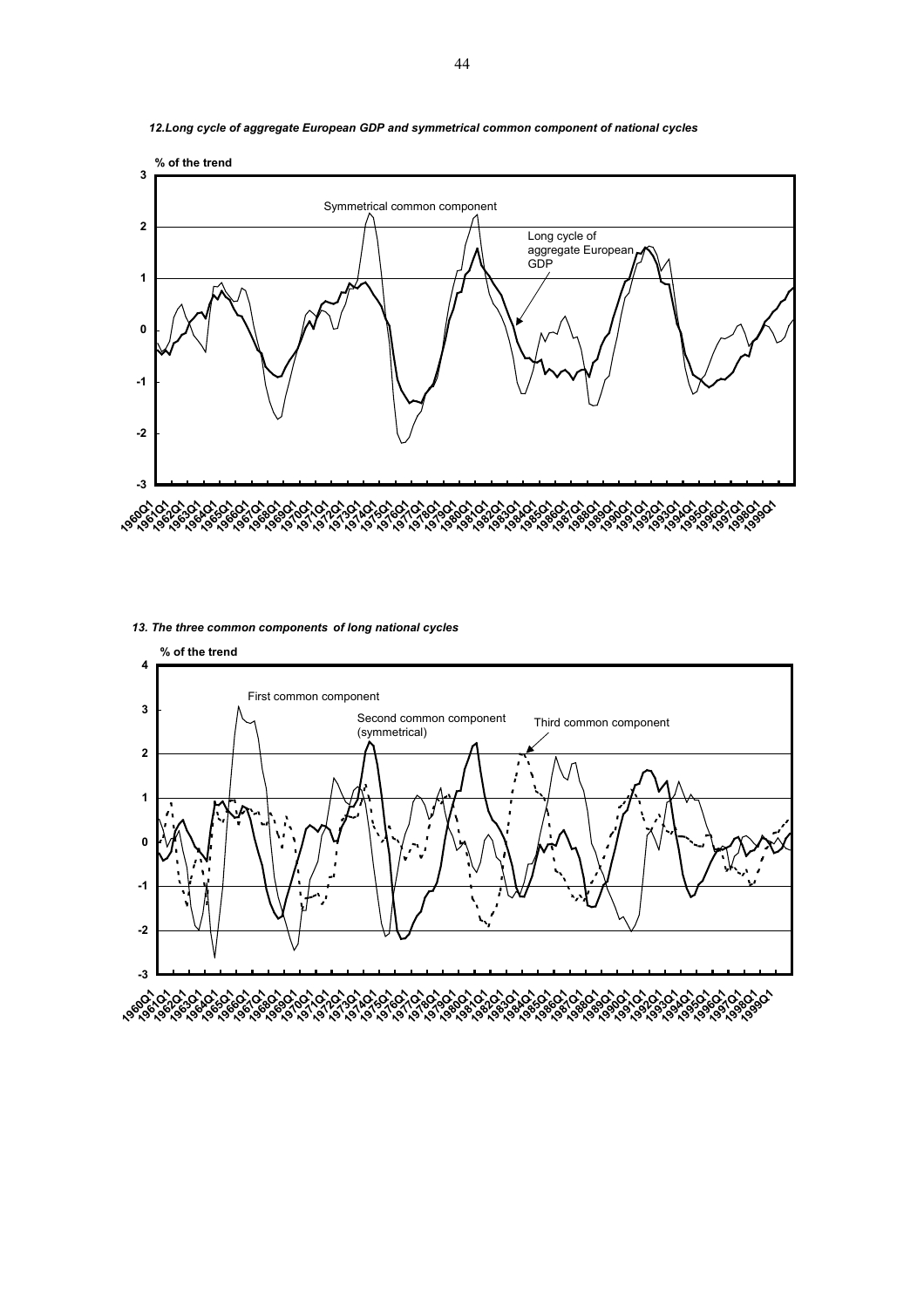*12.Long cycle of aggregate European GDP and symmetrical common component of national cycles*

% of the trend

Symmetrical common component

Long cycle of aggregate European GDP

*13. The three common components of long national cycles*

% of the trend

First common component

Second common component (symmetrical)

Third common component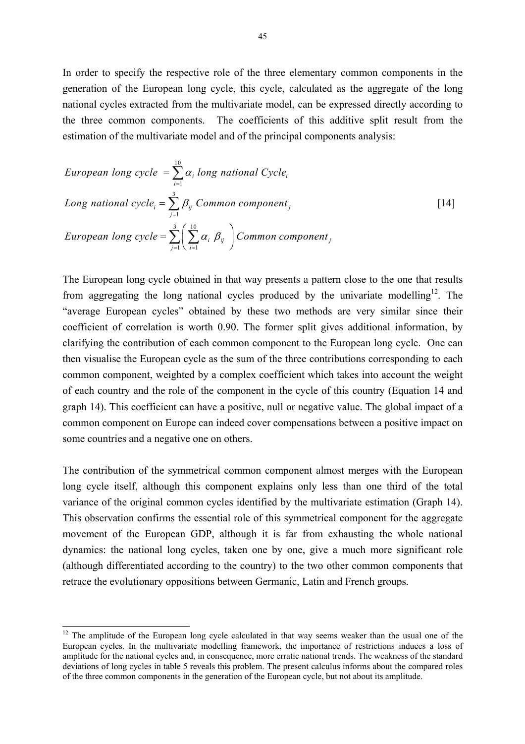In order to specify the respective role of the three elementary common components in the generation of the European long cycle, this cycle, calculated as the aggregate of the long national cycles extracted from the multivariate model, can be expressed directly according to the three common components. The coefficients of this additive split result from the estimation of the multivariate model and of the principal components analysis:

$$
\begin{aligned}
&European\ long\ cycle\ = \sum_{i=1}^{10} \alpha_i\ long\ national\ Cycle_i \\
&Long\ national\ cycle_i = \sum_{j=1}^{3} \beta_{ij}\ Common\ component_j \qquad [14] \\
&European\ long\ cycle = \sum_{j=1}^{3} \left( \sum_{i=1}^{10} \alpha_i\ \beta_{ij} \right) Common\ component_j
\end{aligned}
$$

The European long cycle obtained in that way presents a pattern close to the one that results from aggregating the long national cycles produced by the univariate modelling[12]. The "average European cycles" obtained by these two methods are very similar since their coefficient of correlation is worth 0.90. The former split gives additional information, by clarifying the contribution of each common component to the European long cycle. One can then visualise the European cycle as the sum of the three contributions corresponding to each common component, weighted by a complex coefficient which takes into account the weight of each country and the role of the component in the cycle of this country (Equation 14 and graph 14). This coefficient can have a positive, null or negative value. The global impact of a common component on Europe can indeed cover compensations between a positive impact on some countries and a negative one on others.

The contribution of the symmetrical common component almost merges with the European long cycle itself, although this component explains only less than one third of the total variance of the original common cycles identified by the multivariate estimation (Graph 14). This observation confirms the essential role of this symmetrical component for the aggregate movement of the European GDP, although it is far from exhausting the whole national dynamics: the national long cycles, taken one by one, give a much more significant role (although differentiated according to the country) to the two other common components that retrace the evolutionary oppositions between Germanic, Latin and French groups.

---

[12] The amplitude of the European long cycle calculated in that way seems weaker than the usual one of the European cycles. In the multivariate modelling framework, the importance of restrictions induces a loss of amplitude for the national cycles and, in consequence, more erratic national trends. The weakness of the standard deviations of long cycles in table 5 reveals this problem. The present calculus informs about the compared roles of the three common components in the generation of the European cycle, but not about its amplitude.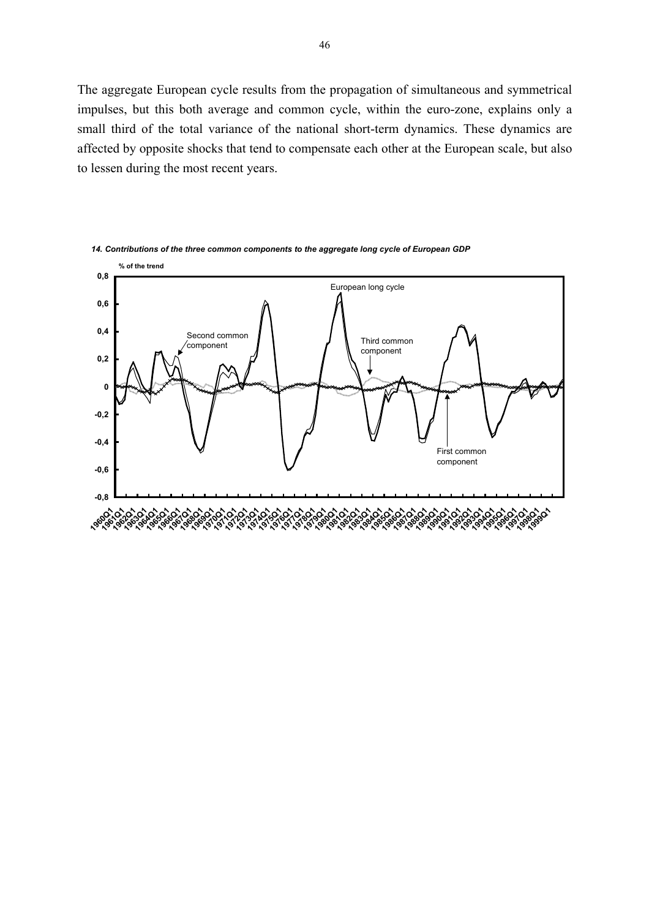The aggregate European cycle results from the propagation of simultaneous and symmetrical impulses, but this both average and common cycle, within the euro-zone, explains only a small third of the total variance of the national short-term dynamics. These dynamics are affected by opposite shocks that tend to compensate each other at the European scale, but also to lessen during the most recent years.

***14. Contributions of the three common components to the aggregate long cycle of European GDP***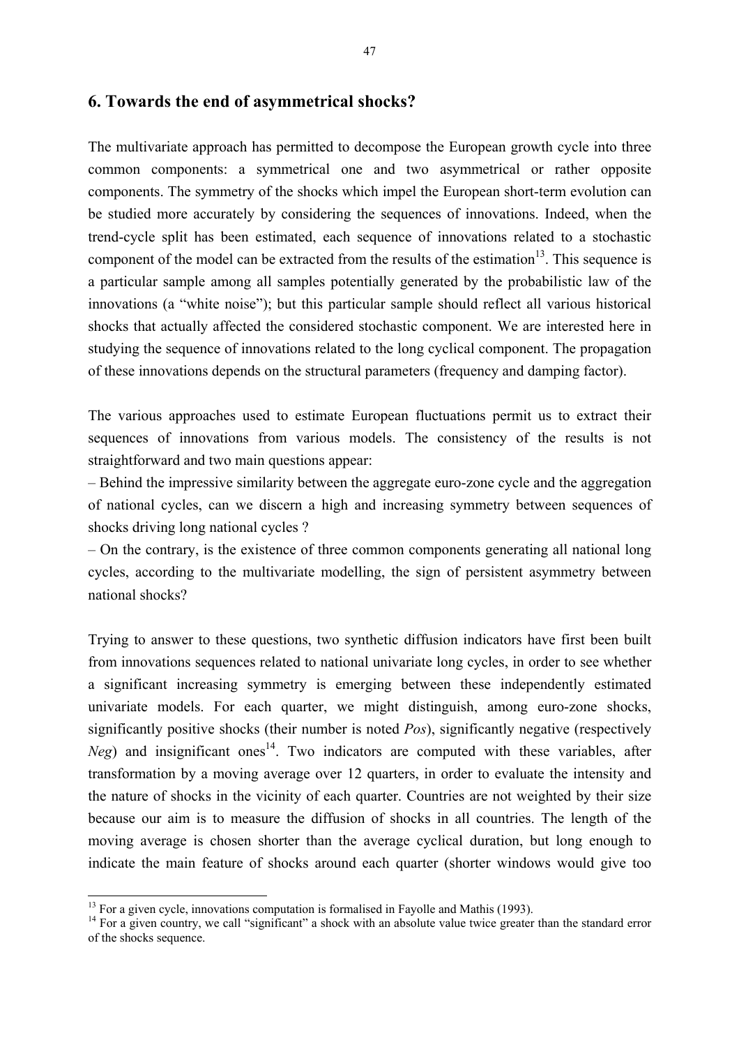## 6. Towards the end of asymmetrical shocks?

The multivariate approach has permitted to decompose the European growth cycle into three common components: a symmetrical one and two asymmetrical or rather opposite components. The symmetry of the shocks which impel the European short-term evolution can be studied more accurately by considering the sequences of innovations. Indeed, when the trend-cycle split has been estimated, each sequence of innovations related to a stochastic component of the model can be extracted from the results of the estimation[13]. This sequence is a particular sample among all samples potentially generated by the probabilistic law of the innovations (a "white noise"); but this particular sample should reflect all various historical shocks that actually affected the considered stochastic component. We are interested here in studying the sequence of innovations related to the long cyclical component. The propagation of these innovations depends on the structural parameters (frequency and damping factor).

The various approaches used to estimate European fluctuations permit us to extract their sequences of innovations from various models. The consistency of the results is not straightforward and two main questions appear:

– Behind the impressive similarity between the aggregate euro-zone cycle and the aggregation of national cycles, can we discern a high and increasing symmetry between sequences of shocks driving long national cycles ?

– On the contrary, is the existence of three common components generating all national long cycles, according to the multivariate modelling, the sign of persistent asymmetry between national shocks?

Trying to answer to these questions, two synthetic diffusion indicators have first been built from innovations sequences related to national univariate long cycles, in order to see whether a significant increasing symmetry is emerging between these independently estimated univariate models. For each quarter, we might distinguish, among euro-zone shocks, significantly positive shocks (their number is noted *Pos*), significantly negative (respectively *Neg*) and insignificant ones[14]. Two indicators are computed with these variables, after transformation by a moving average over 12 quarters, in order to evaluate the intensity and the nature of shocks in the vicinity of each quarter. Countries are not weighted by their size because our aim is to measure the diffusion of shocks in all countries. The length of the moving average is chosen shorter than the average cyclical duration, but long enough to indicate the main feature of shocks around each quarter (shorter windows would give too

[13] For a given cycle, innovations computation is formalised in Fayolle and Mathis (1993).

[14] For a given country, we call "significant" a shock with an absolute value twice greater than the standard error of the shocks sequence.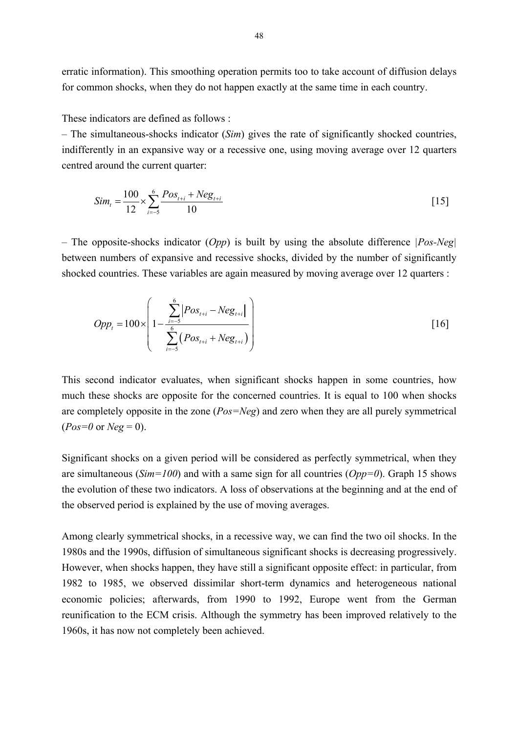erratic information). This smoothing operation permits too to take account of diffusion delays for common shocks, when they do not happen exactly at the same time in each country.

These indicators are defined as follows :

– The simultaneous-shocks indicator (*Sim*) gives the rate of significantly shocked countries, indifferently in an expansive way or a recessive one, using moving average over 12 quarters centred around the current quarter:

$$Sim_t = \frac{100}{12} \times \sum_{i=-5}^{6} \frac{Pos_{t+i} + Neg_{t+i}}{10} \qquad [15]$$

– The opposite-shocks indicator (*Opp*) is built by using the absolute difference |*Pos-Neg*| between numbers of expansive and recessive shocks, divided by the number of significantly shocked countries. These variables are again measured by moving average over 12 quarters :

$$Opp_t = 100 \times \left( 1 - \frac{\sum_{i=-5}^{6} \left| Pos_{t+i} - Neg_{t+i} \right|}{\sum_{i=-5}^{6} \left( Pos_{t+i} + Neg_{t+i} \right)} \right) \qquad [16]$$

This second indicator evaluates, when significant shocks happen in some countries, how much these shocks are opposite for the concerned countries. It is equal to 100 when shocks are completely opposite in the zone (*Pos=Neg*) and zero when they are all purely symmetrical (*Pos=0* or *Neg* = 0).

Significant shocks on a given period will be considered as perfectly symmetrical, when they are simultaneous (*Sim=100*) and with a same sign for all countries (*Opp=0*). Graph 15 shows the evolution of these two indicators. A loss of observations at the beginning and at the end of the observed period is explained by the use of moving averages.

Among clearly symmetrical shocks, in a recessive way, we can find the two oil shocks. In the 1980s and the 1990s, diffusion of simultaneous significant shocks is decreasing progressively. However, when shocks happen, they have still a significant opposite effect: in particular, from 1982 to 1985, we observed dissimilar short-term dynamics and heterogeneous national economic policies; afterwards, from 1990 to 1992, Europe went from the German reunification to the ECM crisis. Although the symmetry has been improved relatively to the 1960s, it has now not completely been achieved.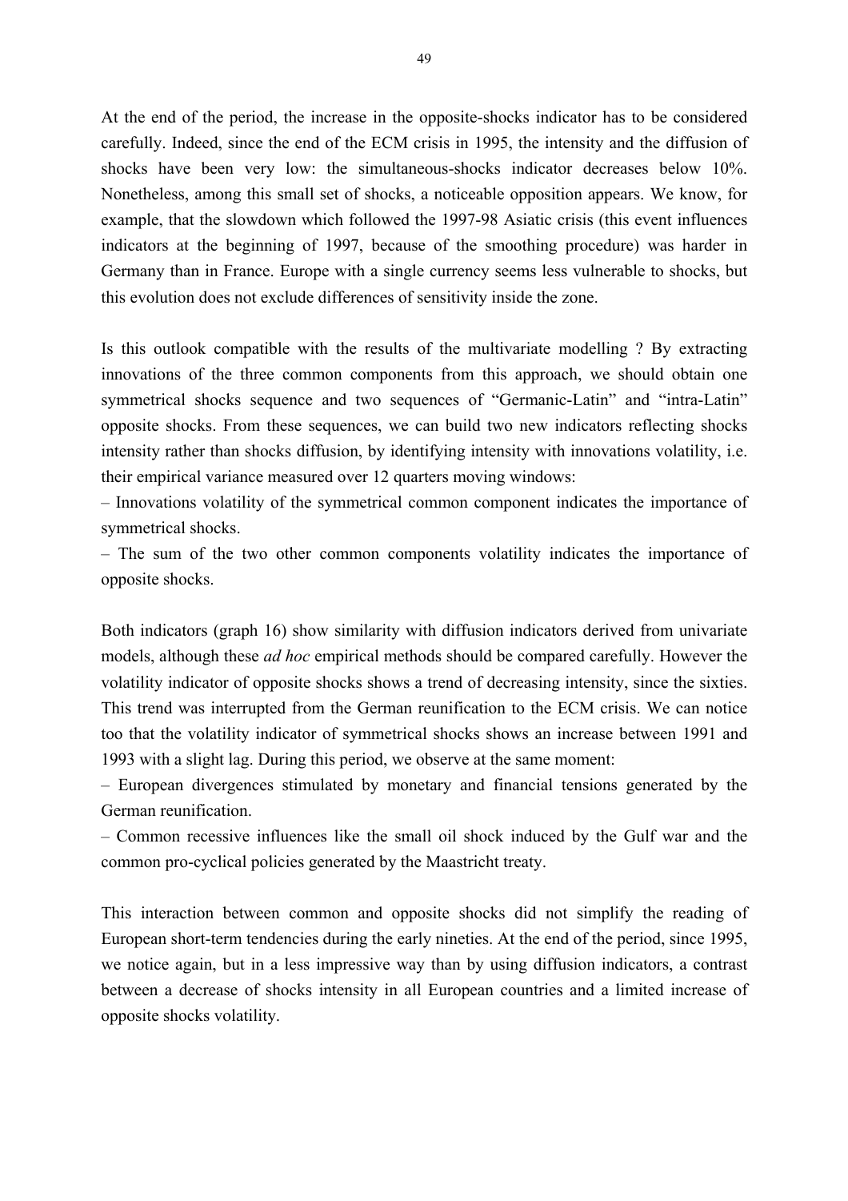At the end of the period, the increase in the opposite-shocks indicator has to be considered carefully. Indeed, since the end of the ECM crisis in 1995, the intensity and the diffusion of shocks have been very low: the simultaneous-shocks indicator decreases below 10%. Nonetheless, among this small set of shocks, a noticeable opposition appears. We know, for example, that the slowdown which followed the 1997-98 Asiatic crisis (this event influences indicators at the beginning of 1997, because of the smoothing procedure) was harder in Germany than in France. Europe with a single currency seems less vulnerable to shocks, but this evolution does not exclude differences of sensitivity inside the zone.

Is this outlook compatible with the results of the multivariate modelling ? By extracting innovations of the three common components from this approach, we should obtain one symmetrical shocks sequence and two sequences of "Germanic-Latin" and "intra-Latin" opposite shocks. From these sequences, we can build two new indicators reflecting shocks intensity rather than shocks diffusion, by identifying intensity with innovations volatility, i.e. their empirical variance measured over 12 quarters moving windows:

– Innovations volatility of the symmetrical common component indicates the importance of symmetrical shocks.

– The sum of the two other common components volatility indicates the importance of opposite shocks.

Both indicators (graph 16) show similarity with diffusion indicators derived from univariate models, although these *ad hoc* empirical methods should be compared carefully. However the volatility indicator of opposite shocks shows a trend of decreasing intensity, since the sixties. This trend was interrupted from the German reunification to the ECM crisis. We can notice too that the volatility indicator of symmetrical shocks shows an increase between 1991 and 1993 with a slight lag. During this period, we observe at the same moment:

– European divergences stimulated by monetary and financial tensions generated by the German reunification.

– Common recessive influences like the small oil shock induced by the Gulf war and the common pro-cyclical policies generated by the Maastricht treaty.

This interaction between common and opposite shocks did not simplify the reading of European short-term tendencies during the early nineties. At the end of the period, since 1995, we notice again, but in a less impressive way than by using diffusion indicators, a contrast between a decrease of shocks intensity in all European countries and a limited increase of opposite shocks volatility.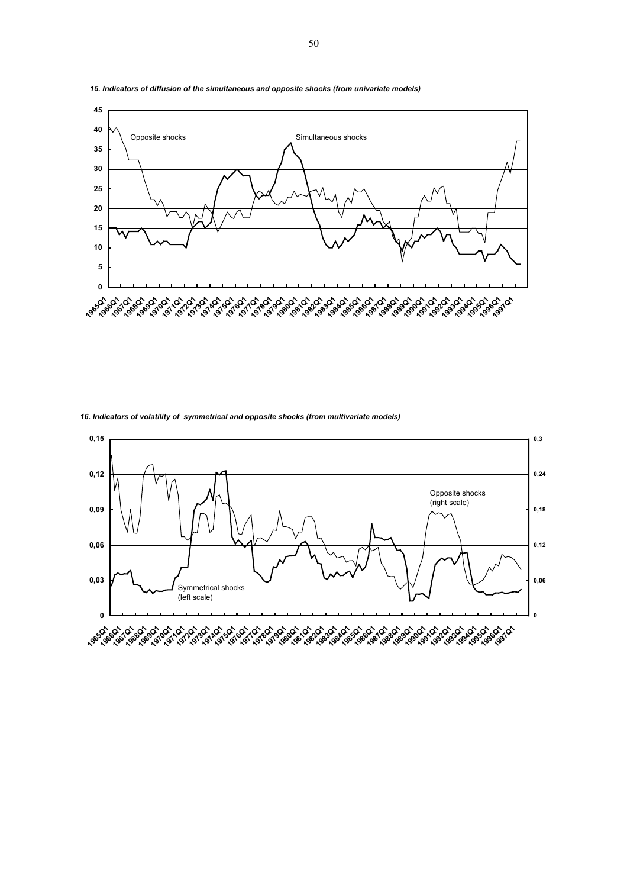*15. Indicators of diffusion of the simultaneous and opposite shocks (from univariate models)*

*16. Indicators of volatility of symmetrical and opposite shocks (from multivariate models)*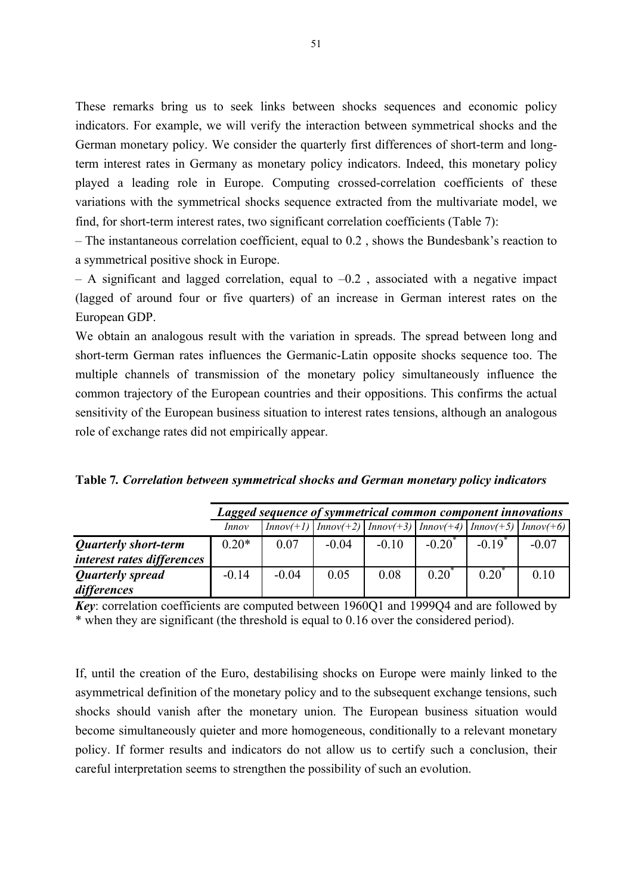These remarks bring us to seek links between shocks sequences and economic policy indicators. For example, we will verify the interaction between symmetrical shocks and the German monetary policy. We consider the quarterly first differences of short-term and long-term interest rates in Germany as monetary policy indicators. Indeed, this monetary policy played a leading role in Europe. Computing crossed-correlation coefficients of these variations with the symmetrical shocks sequence extracted from the multivariate model, we find, for short-term interest rates, two significant correlation coefficients (Table 7):

– The instantaneous correlation coefficient, equal to 0.2 , shows the Bundesbank's reaction to a symmetrical positive shock in Europe.

– A significant and lagged correlation, equal to –0.2 , associated with a negative impact (lagged of around four or five quarters) of an increase in German interest rates on the European GDP.

We obtain an analogous result with the variation in spreads. The spread between long and short-term German rates influences the Germanic-Latin opposite shocks sequence too. The multiple channels of transmission of the monetary policy simultaneously influence the common trajectory of the European countries and their oppositions. This confirms the actual sensitivity of the European business situation to interest rates tensions, although an analogous role of exchange rates did not empirically appear.

**Table 7.** ***Correlation between symmetrical shocks and German monetary policy indicators***

| | ***Lagged sequence of symmetrical common component innovations*** | | | | | | |
|---|---|---|---|---|---|---|---|
| | *Innov* | *Innov(+1)* | *Innov(+2)* | *Innov(+3)* | *Innov(+4)* | *Innov(+5)* | *Innov(+6)* |
| ***Quarterly short-term interest rates differences*** | 0.20* | 0.07 | -0.04 | -0.10 | -0.20* | -0.19* | -0.07 |
| ***Quarterly spread differences*** | -0.14 | -0.04 | 0.05 | 0.08 | 0.20* | 0.20* | 0.10 |

***Key***: correlation coefficients are computed between 1960Q1 and 1999Q4 and are followed by * when they are significant (the threshold is equal to 0.16 over the considered period).

If, until the creation of the Euro, destabilising shocks on Europe were mainly linked to the asymmetrical definition of the monetary policy and to the subsequent exchange tensions, such shocks should vanish after the monetary union. The European business situation would become simultaneously quieter and more homogeneous, conditionally to a relevant monetary policy. If former results and indicators do not allow us to certify such a conclusion, their careful interpretation seems to strengthen the possibility of such an evolution.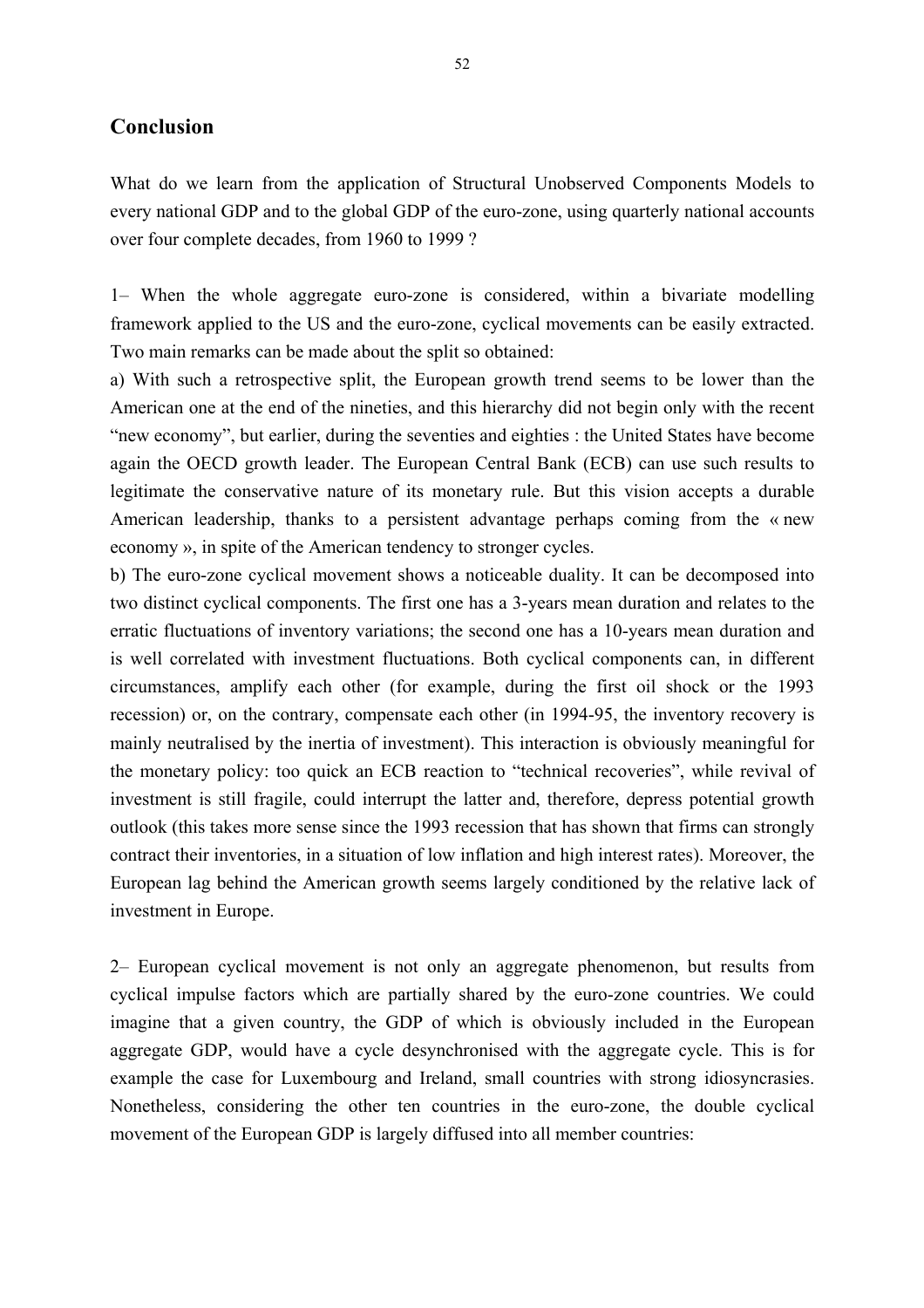## Conclusion

What do we learn from the application of Structural Unobserved Components Models to every national GDP and to the global GDP of the euro-zone, using quarterly national accounts over four complete decades, from 1960 to 1999 ?

1– When the whole aggregate euro-zone is considered, within a bivariate modelling framework applied to the US and the euro-zone, cyclical movements can be easily extracted. Two main remarks can be made about the split so obtained:

a) With such a retrospective split, the European growth trend seems to be lower than the American one at the end of the nineties, and this hierarchy did not begin only with the recent "new economy", but earlier, during the seventies and eighties : the United States have become again the OECD growth leader. The European Central Bank (ECB) can use such results to legitimate the conservative nature of its monetary rule. But this vision accepts a durable American leadership, thanks to a persistent advantage perhaps coming from the « new economy », in spite of the American tendency to stronger cycles.

b) The euro-zone cyclical movement shows a noticeable duality. It can be decomposed into two distinct cyclical components. The first one has a 3-years mean duration and relates to the erratic fluctuations of inventory variations; the second one has a 10-years mean duration and is well correlated with investment fluctuations. Both cyclical components can, in different circumstances, amplify each other (for example, during the first oil shock or the 1993 recession) or, on the contrary, compensate each other (in 1994-95, the inventory recovery is mainly neutralised by the inertia of investment). This interaction is obviously meaningful for the monetary policy: too quick an ECB reaction to "technical recoveries", while revival of investment is still fragile, could interrupt the latter and, therefore, depress potential growth outlook (this takes more sense since the 1993 recession that has shown that firms can strongly contract their inventories, in a situation of low inflation and high interest rates). Moreover, the European lag behind the American growth seems largely conditioned by the relative lack of investment in Europe.

2– European cyclical movement is not only an aggregate phenomenon, but results from cyclical impulse factors which are partially shared by the euro-zone countries. We could imagine that a given country, the GDP of which is obviously included in the European aggregate GDP, would have a cycle desynchronised with the aggregate cycle. This is for example the case for Luxembourg and Ireland, small countries with strong idiosyncrasies. Nonetheless, considering the other ten countries in the euro-zone, the double cyclical movement of the European GDP is largely diffused into all member countries: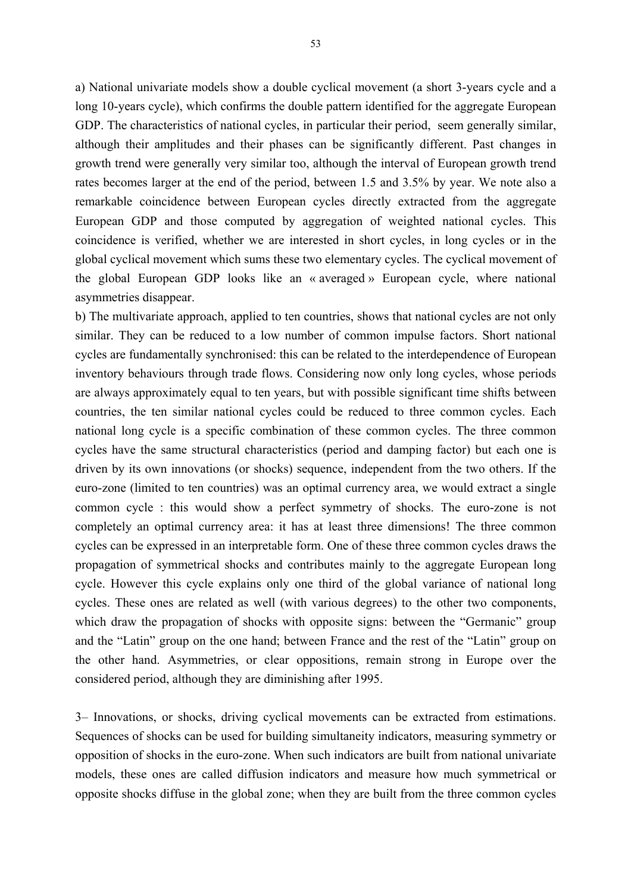a) National univariate models show a double cyclical movement (a short 3-years cycle and a long 10-years cycle), which confirms the double pattern identified for the aggregate European GDP. The characteristics of national cycles, in particular their period, seem generally similar, although their amplitudes and their phases can be significantly different. Past changes in growth trend were generally very similar too, although the interval of European growth trend rates becomes larger at the end of the period, between 1.5 and 3.5% by year. We note also a remarkable coincidence between European cycles directly extracted from the aggregate European GDP and those computed by aggregation of weighted national cycles. This coincidence is verified, whether we are interested in short cycles, in long cycles or in the global cyclical movement which sums these two elementary cycles. The cyclical movement of the global European GDP looks like an « averaged » European cycle, where national asymmetries disappear.

b) The multivariate approach, applied to ten countries, shows that national cycles are not only similar. They can be reduced to a low number of common impulse factors. Short national cycles are fundamentally synchronised: this can be related to the interdependence of European inventory behaviours through trade flows. Considering now only long cycles, whose periods are always approximately equal to ten years, but with possible significant time shifts between countries, the ten similar national cycles could be reduced to three common cycles. Each national long cycle is a specific combination of these common cycles. The three common cycles have the same structural characteristics (period and damping factor) but each one is driven by its own innovations (or shocks) sequence, independent from the two others. If the euro-zone (limited to ten countries) was an optimal currency area, we would extract a single common cycle : this would show a perfect symmetry of shocks. The euro-zone is not completely an optimal currency area: it has at least three dimensions! The three common cycles can be expressed in an interpretable form. One of these three common cycles draws the propagation of symmetrical shocks and contributes mainly to the aggregate European long cycle. However this cycle explains only one third of the global variance of national long cycles. These ones are related as well (with various degrees) to the other two components, which draw the propagation of shocks with opposite signs: between the "Germanic" group and the "Latin" group on the one hand; between France and the rest of the "Latin" group on the other hand. Asymmetries, or clear oppositions, remain strong in Europe over the considered period, although they are diminishing after 1995.

3– Innovations, or shocks, driving cyclical movements can be extracted from estimations. Sequences of shocks can be used for building simultaneity indicators, measuring symmetry or opposition of shocks in the euro-zone. When such indicators are built from national univariate models, these ones are called diffusion indicators and measure how much symmetrical or opposite shocks diffuse in the global zone; when they are built from the three common cycles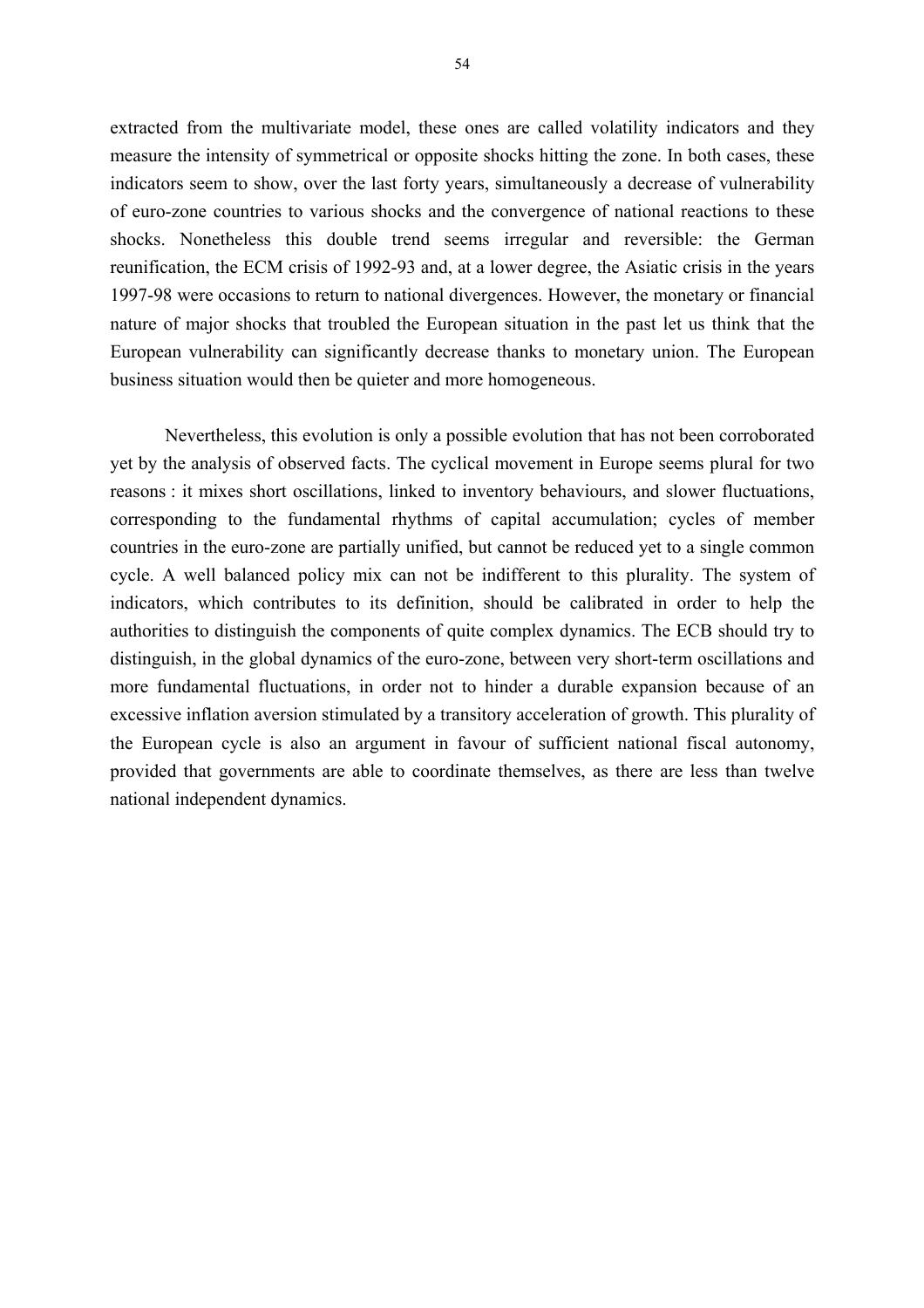extracted from the multivariate model, these ones are called volatility indicators and they measure the intensity of symmetrical or opposite shocks hitting the zone. In both cases, these indicators seem to show, over the last forty years, simultaneously a decrease of vulnerability of euro-zone countries to various shocks and the convergence of national reactions to these shocks. Nonetheless this double trend seems irregular and reversible: the German reunification, the ECM crisis of 1992-93 and, at a lower degree, the Asiatic crisis in the years 1997-98 were occasions to return to national divergences. However, the monetary or financial nature of major shocks that troubled the European situation in the past let us think that the European vulnerability can significantly decrease thanks to monetary union. The European business situation would then be quieter and more homogeneous.

Nevertheless, this evolution is only a possible evolution that has not been corroborated yet by the analysis of observed facts. The cyclical movement in Europe seems plural for two reasons : it mixes short oscillations, linked to inventory behaviours, and slower fluctuations, corresponding to the fundamental rhythms of capital accumulation; cycles of member countries in the euro-zone are partially unified, but cannot be reduced yet to a single common cycle. A well balanced policy mix can not be indifferent to this plurality. The system of indicators, which contributes to its definition, should be calibrated in order to help the authorities to distinguish the components of quite complex dynamics. The ECB should try to distinguish, in the global dynamics of the euro-zone, between very short-term oscillations and more fundamental fluctuations, in order not to hinder a durable expansion because of an excessive inflation aversion stimulated by a transitory acceleration of growth. This plurality of the European cycle is also an argument in favour of sufficient national fiscal autonomy, provided that governments are able to coordinate themselves, as there are less than twelve national independent dynamics.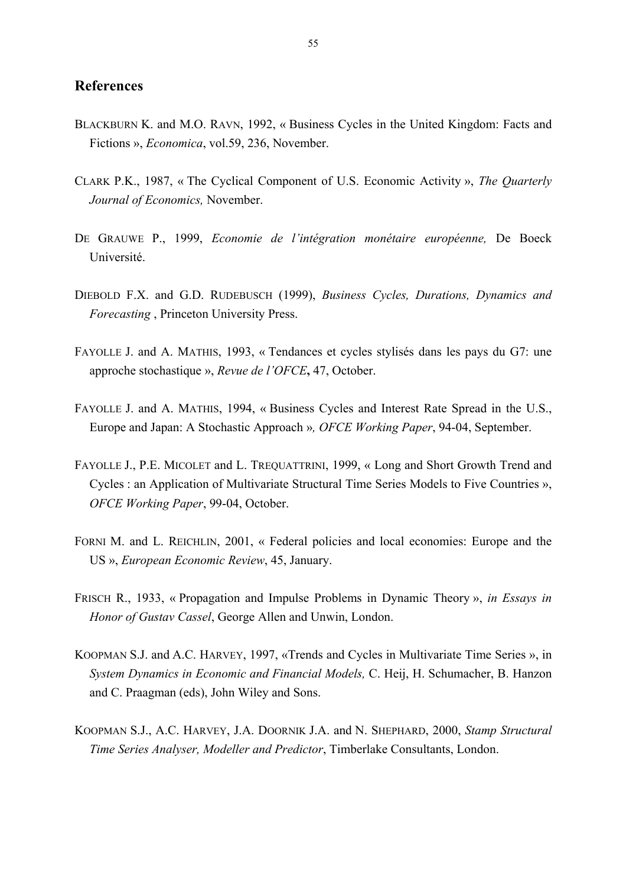## References

BLACKBURN K. and M.O. RAVN, 1992, « Business Cycles in the United Kingdom: Facts and Fictions », *Economica*, vol.59, 236, November.

CLARK P.K., 1987, « The Cyclical Component of U.S. Economic Activity », *The Quarterly Journal of Economics,* November.

DE GRAUWE P., 1999, *Economie de l'intégration monétaire européenne,* De Boeck Université.

DIEBOLD F.X. and G.D. RUDEBUSCH (1999), *Business Cycles, Durations, Dynamics and Forecasting* , Princeton University Press.

FAYOLLE J. and A. MATHIS, 1993, « Tendances et cycles stylisés dans les pays du G7: une approche stochastique », *Revue de l'OFCE***,** 47, October.

FAYOLLE J. and A. MATHIS, 1994, « Business Cycles and Interest Rate Spread in the U.S., Europe and Japan: A Stochastic Approach *», OFCE Working Paper*, 94-04, September.

FAYOLLE J., P.E. MICOLET and L. TREQUATTRINI, 1999, « Long and Short Growth Trend and Cycles : an Application of Multivariate Structural Time Series Models to Five Countries », *OFCE Working Paper*, 99-04, October.

FORNI M. and L. REICHLIN, 2001, « Federal policies and local economies: Europe and the US », *European Economic Review*, 45, January.

FRISCH R., 1933, « Propagation and Impulse Problems in Dynamic Theory », *in Essays in Honor of Gustav Cassel*, George Allen and Unwin, London.

KOOPMAN S.J. and A.C. HARVEY, 1997, «Trends and Cycles in Multivariate Time Series », in *System Dynamics in Economic and Financial Models,* C. Heij, H. Schumacher, B. Hanzon and C. Praagman (eds), John Wiley and Sons.

KOOPMAN S.J., A.C. HARVEY, J.A. DOORNIK J.A. and N. SHEPHARD, 2000, *Stamp Structural Time Series Analyser, Modeller and Predictor*, Timberlake Consultants, London.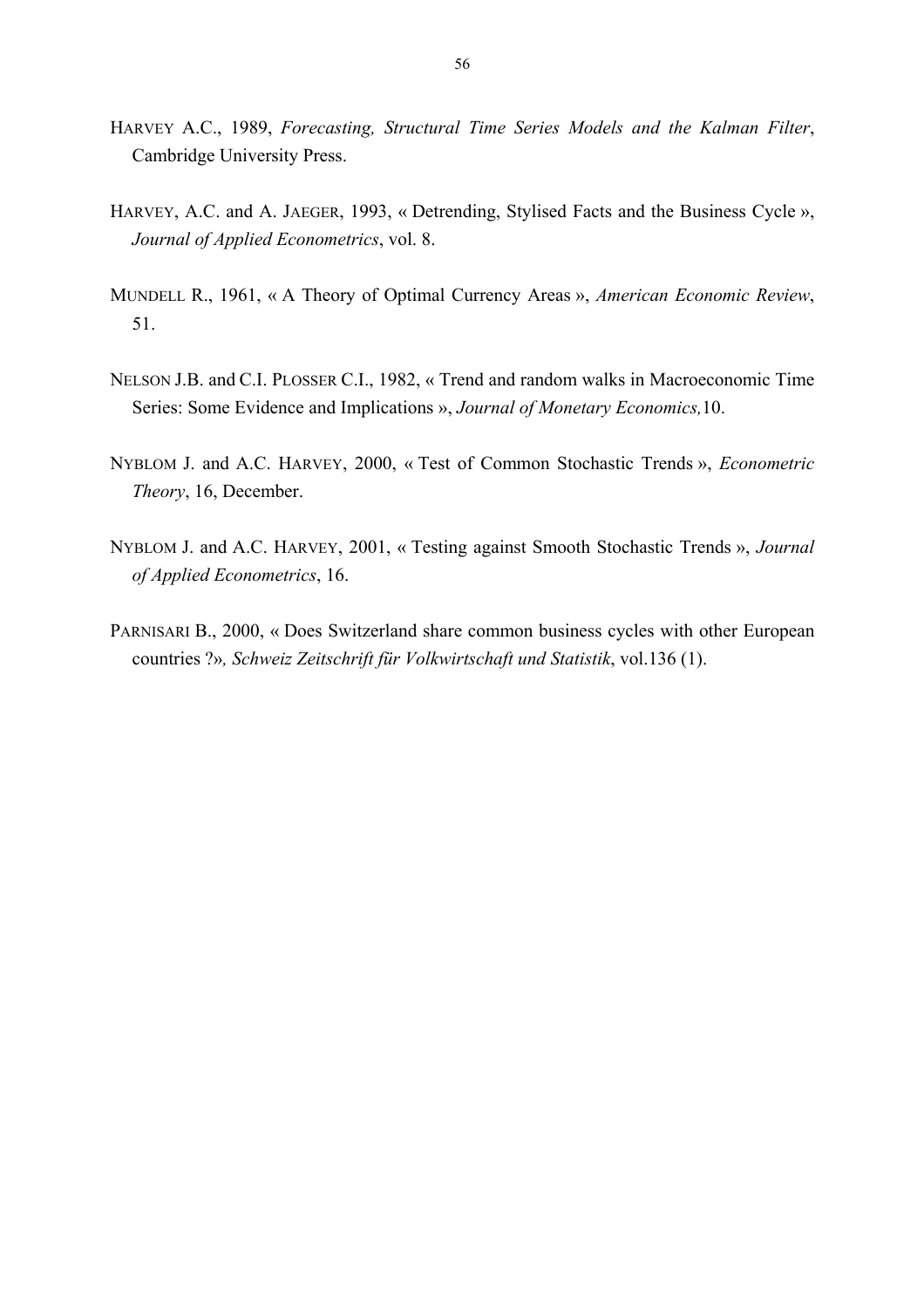HARVEY A.C., 1989, *Forecasting, Structural Time Series Models and the Kalman Filter*, Cambridge University Press.

HARVEY, A.C. and A. JAEGER, 1993, « Detrending, Stylised Facts and the Business Cycle », *Journal of Applied Econometrics*, vol. 8.

MUNDELL R., 1961, « A Theory of Optimal Currency Areas », *American Economic Review*, 51.

NELSON J.B. and C.I. PLOSSER C.I., 1982, « Trend and random walks in Macroeconomic Time Series: Some Evidence and Implications », *Journal of Monetary Economics,*10.

NYBLOM J. and A.C. HARVEY, 2000, « Test of Common Stochastic Trends », *Econometric Theory*, 16, December.

NYBLOM J. and A.C. HARVEY, 2001, « Testing against Smooth Stochastic Trends », *Journal of Applied Econometrics*, 16.

PARNISARI B., 2000, « Does Switzerland share common business cycles with other European countries ?»*, Schweiz Zeitschrift für Volkwirtschaft und Statistik*, vol.136 (1).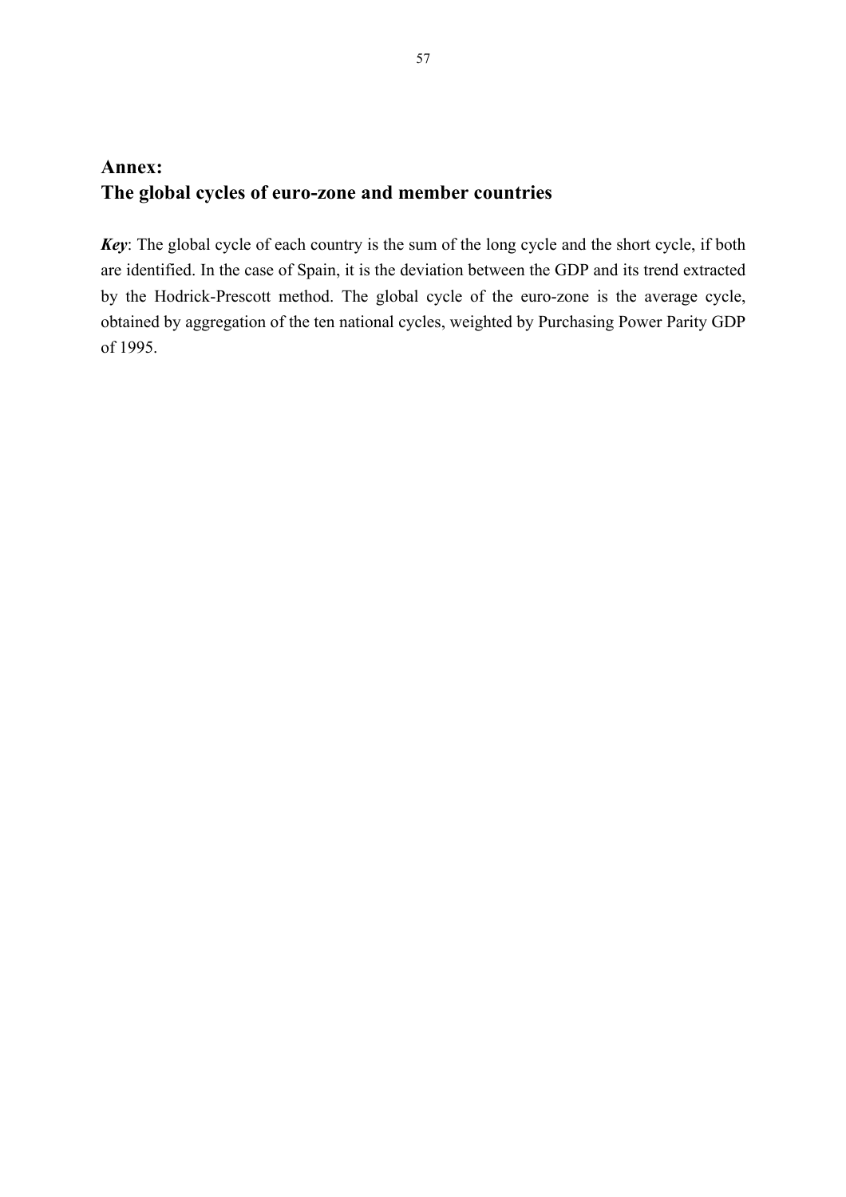## Annex:
## The global cycles of euro-zone and member countries

***Key***: The global cycle of each country is the sum of the long cycle and the short cycle, if both are identified. In the case of Spain, it is the deviation between the GDP and its trend extracted by the Hodrick-Prescott method. The global cycle of the euro-zone is the average cycle, obtained by aggregation of the ten national cycles, weighted by Purchasing Power Parity GDP of 1995.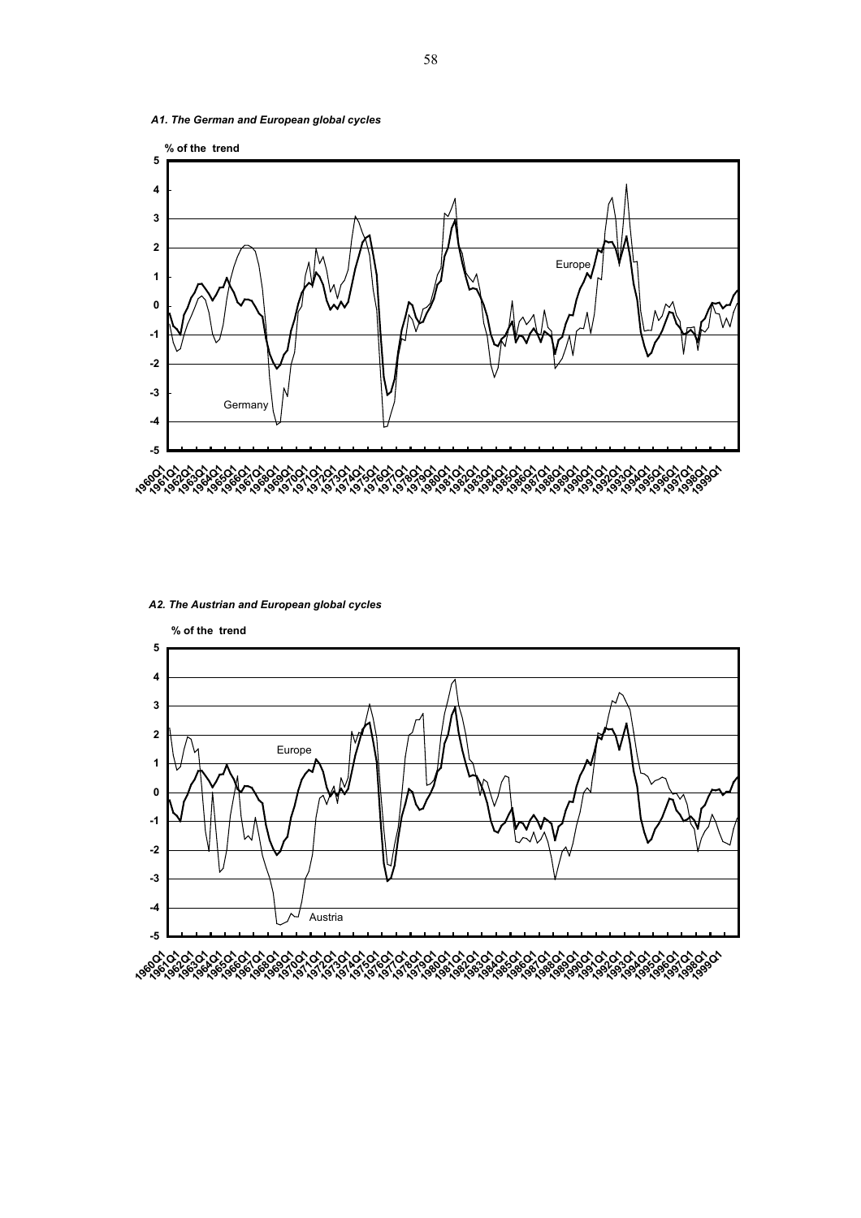*A1. The German and European global cycles*

% of the trend

*A2. The Austrian and European global cycles*

% of the trend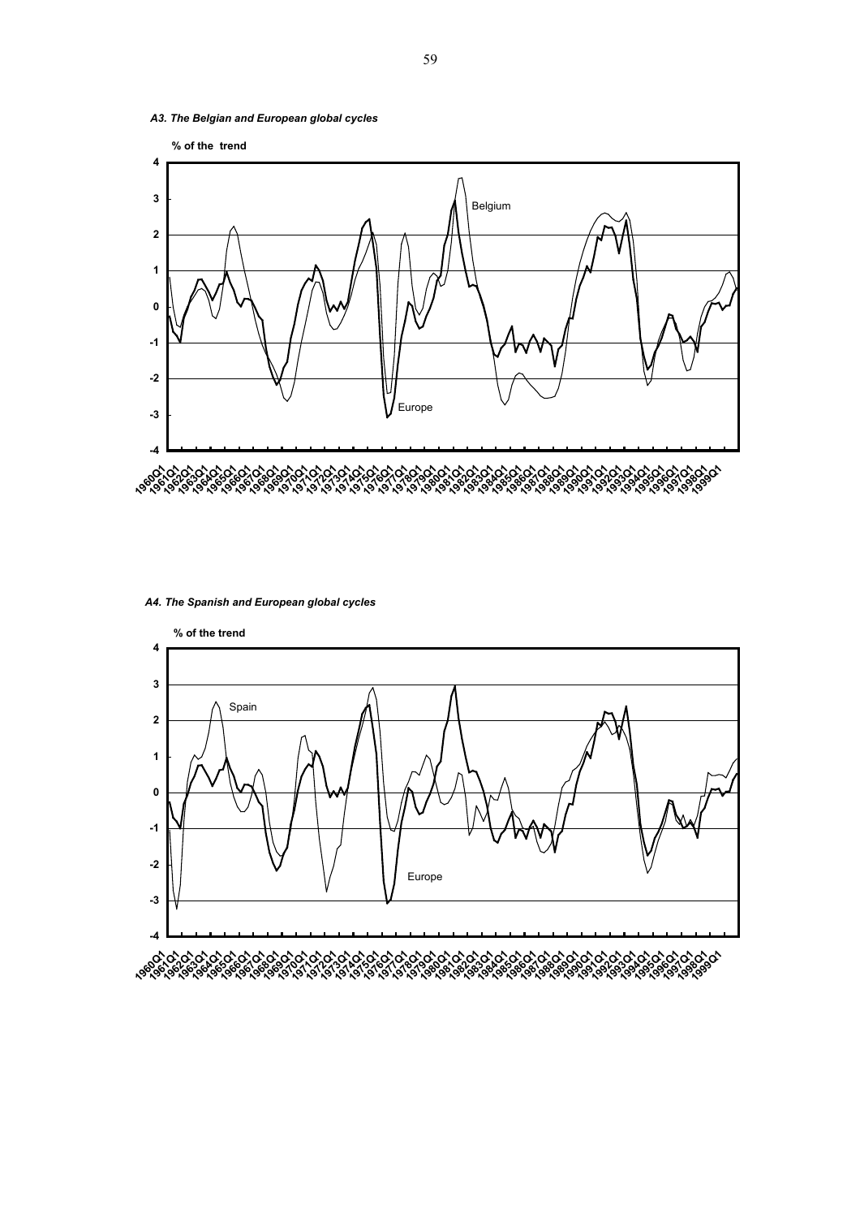*A3. The Belgian and European global cycles*

**% of the trend**

*A4. The Spanish and European global cycles*

**% of the trend**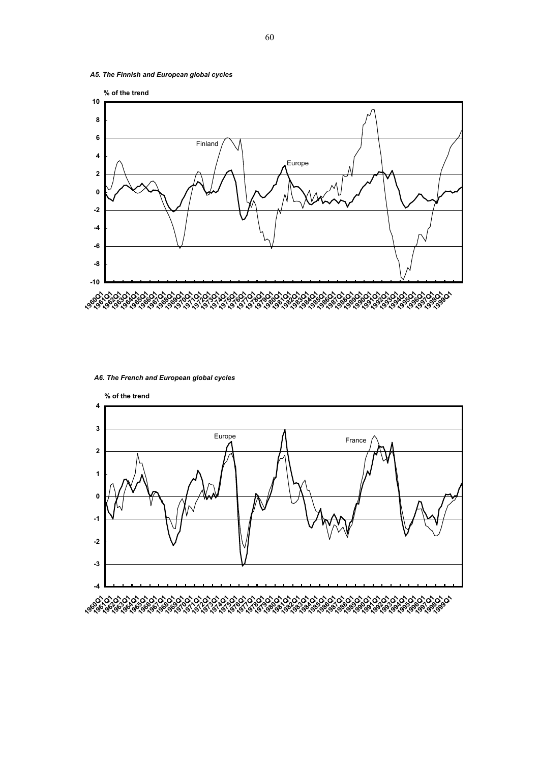*A5. The Finnish and European global cycles*

*A6. The French and European global cycles*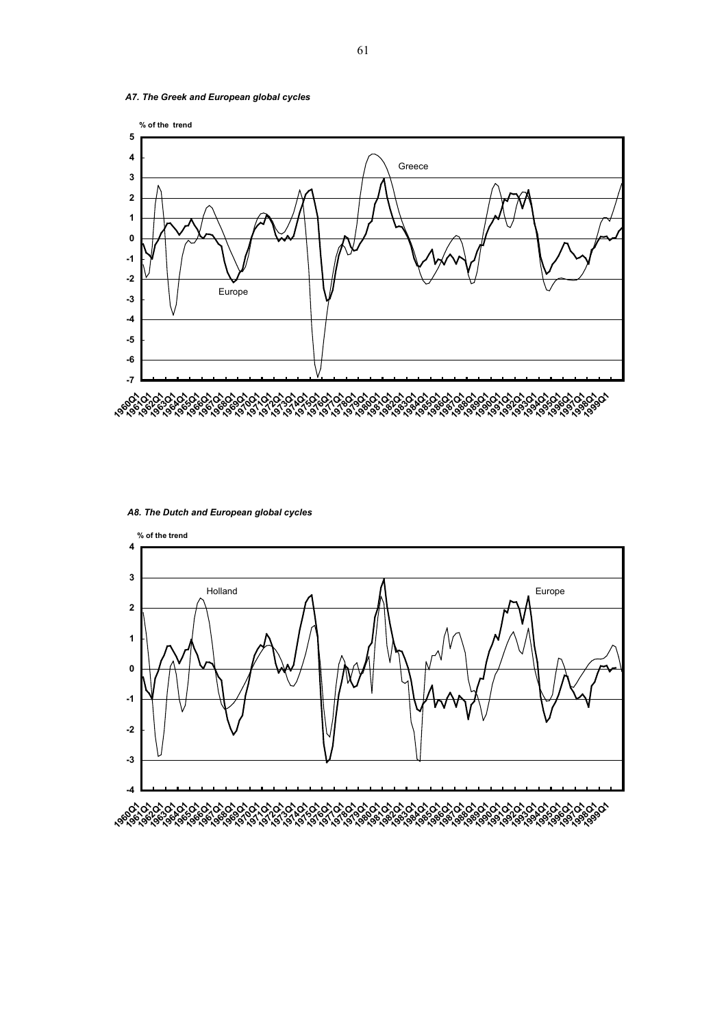*A7. The Greek and European global cycles*

**% of the trend**

5
4
3
2
1
0
-1
-2
-3
-4
-5
-6
-7

Greece

Europe

1960Q1 1961Q1 1962Q1 1963Q1 1964Q1 1965Q1 1966Q1 1967Q1 1968Q1 1969Q1 1970Q1 1971Q1 1972Q1 1973Q1 1974Q1 1975Q1 1976Q1 1977Q1 1978Q1 1979Q1 1980Q1 1981Q1 1982Q1 1983Q1 1984Q1 1985Q1 1986Q1 1987Q1 1988Q1 1989Q1 1990Q1 1991Q1 1992Q1 1993Q1 1994Q1 1995Q1 1996Q1 1997Q1 1998Q1 1999Q1

*A8. The Dutch and European global cycles*

**% of the trend**

4
3
2
1
0
-1
-2
-3
-4

Holland

Europe

1960Q1 1961Q1 1962Q1 1963Q1 1964Q1 1965Q1 1966Q1 1967Q1 1968Q1 1969Q1 1970Q1 1971Q1 1972Q1 1973Q1 1974Q1 1975Q1 1976Q1 1977Q1 1978Q1 1979Q1 1980Q1 1981Q1 1982Q1 1983Q1 1984Q1 1985Q1 1986Q1 1987Q1 1988Q1 1989Q1 1990Q1 1991Q1 1992Q1 1993Q1 1994Q1 1995Q1 1996Q1 1997Q1 1998Q1 1999Q1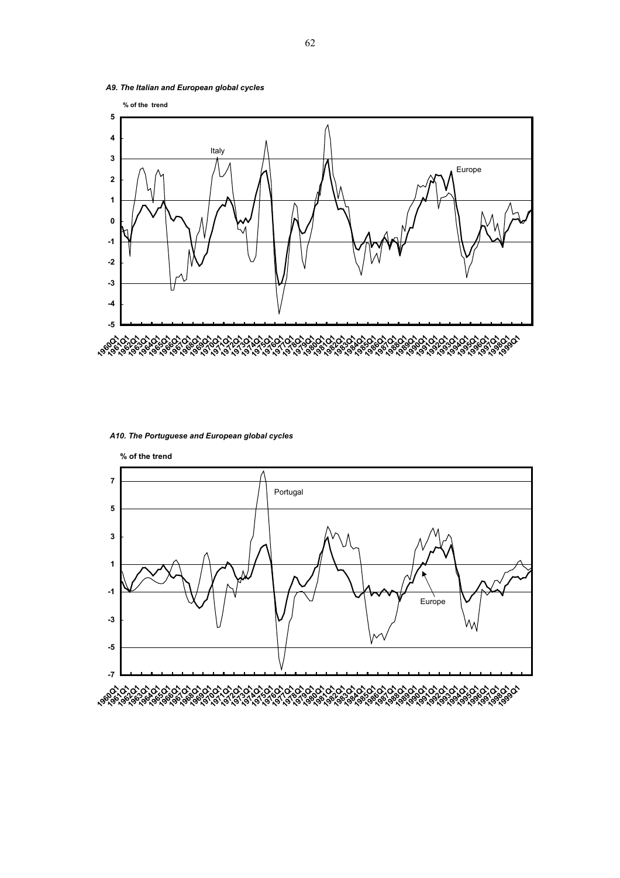*A9. The Italian and European global cycles*

% of the trend

5
4
3
2
1
0
-1
-2
-3
-4
-5

Italy

Europe

1960Q1 1961Q1 1962Q1 1963Q1 1964Q1 1965Q1 1966Q1 1967Q1 1968Q1 1969Q1 1970Q1 1971Q1 1972Q1 1973Q1 1974Q1 1975Q1 1976Q1 1977Q1 1978Q1 1979Q1 1980Q1 1981Q1 1982Q1 1983Q1 1984Q1 1985Q1 1986Q1 1987Q1 1988Q1 1989Q1 1990Q1 1991Q1 1992Q1 1993Q1 1994Q1 1995Q1 1996Q1 1997Q1 1998Q1 1999Q1

*A10. The Portuguese and European global cycles*

% of the trend

7
5
3
1
-1
-3
-5
-7

Portugal

Europe

1960Q1 1961Q1 1962Q1 1963Q1 1964Q1 1965Q1 1966Q1 1967Q1 1968Q1 1969Q1 1970Q1 1971Q1 1972Q1 1973Q1 1974Q1 1975Q1 1976Q1 1977Q1 1978Q1 1979Q1 1980Q1 1981Q1 1982Q1 1983Q1 1984Q1 1985Q1 1986Q1 1987Q1 1988Q1 1989Q1 1990Q1 1991Q1 1992Q1 1993Q1 1994Q1 1995Q1 1996Q1 1997Q1 1998Q1 1999Q1